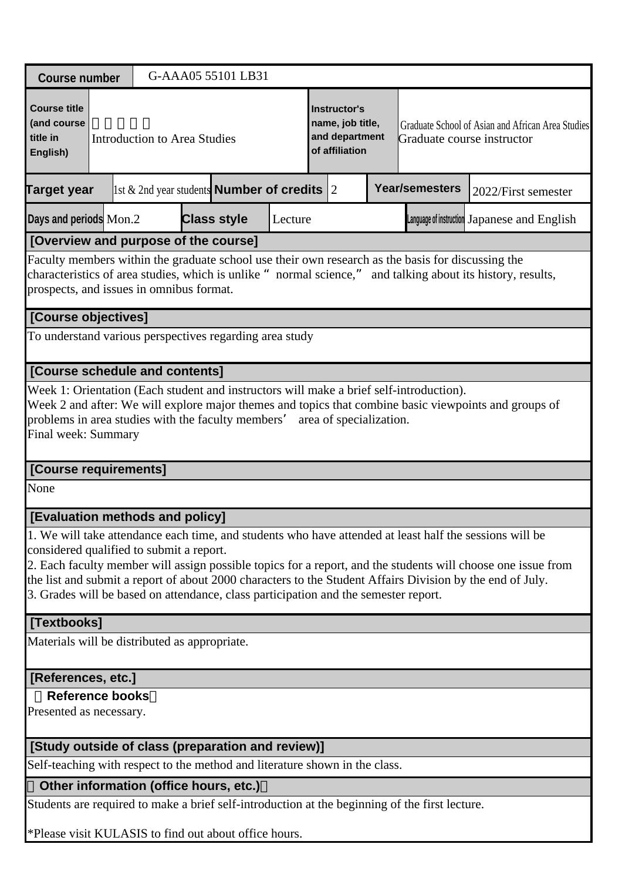| Course number | G-AAA05 55101 LB31 | | | | | |
|---|---|---|---|---|---|---|
| Course title (and course title in English) | 　　　　　 Introduction to Area Studies | | Instructor's name, job title, and department of affiliation | Graduate School of Asian and African Area Studies Graduate course instructor | | |
| Target year | 1st & 2nd year students | Number of credits | 2 | Year/semesters | 2022/First semester | |
| Days and periods | Mon.2 | Class style | Lecture | Language of instruction | Japanese and English | |

**[Overview and purpose of the course]**

Faculty members within the graduate school use their own research as the basis for discussing the characteristics of area studies, which is unlike " normal science," and talking about its history, results, prospects, and issues in omnibus format.

**[Course objectives]**

To understand various perspectives regarding area study

**[Course schedule and contents]**

Week 1: Orientation (Each student and instructors will make a brief self-introduction).
Week 2 and after: We will explore major themes and topics that combine basic viewpoints and groups of problems in area studies with the faculty members' area of specialization.
Final week: Summary

**[Course requirements]**

None

**[Evaluation methods and policy]**

1. We will take attendance each time, and students who have attended at least half the sessions will be considered qualified to submit a report.
2. Each faculty member will assign possible topics for a report, and the students will choose one issue from the list and submit a report of about 2000 characters to the Student Affairs Division by the end of July.
3. Grades will be based on attendance, class participation and the semester report.

**[Textbooks]**

Materials will be distributed as appropriate.

**[References, etc.]**

**Reference books**

Presented as necessary.

**[Study outside of class (preparation and review)]**

Self-teaching with respect to the method and literature shown in the class.

**Other information (office hours, etc.)**

Students are required to make a brief self-introduction at the beginning of the first lecture.

*Please visit KULASIS to find out about office hours.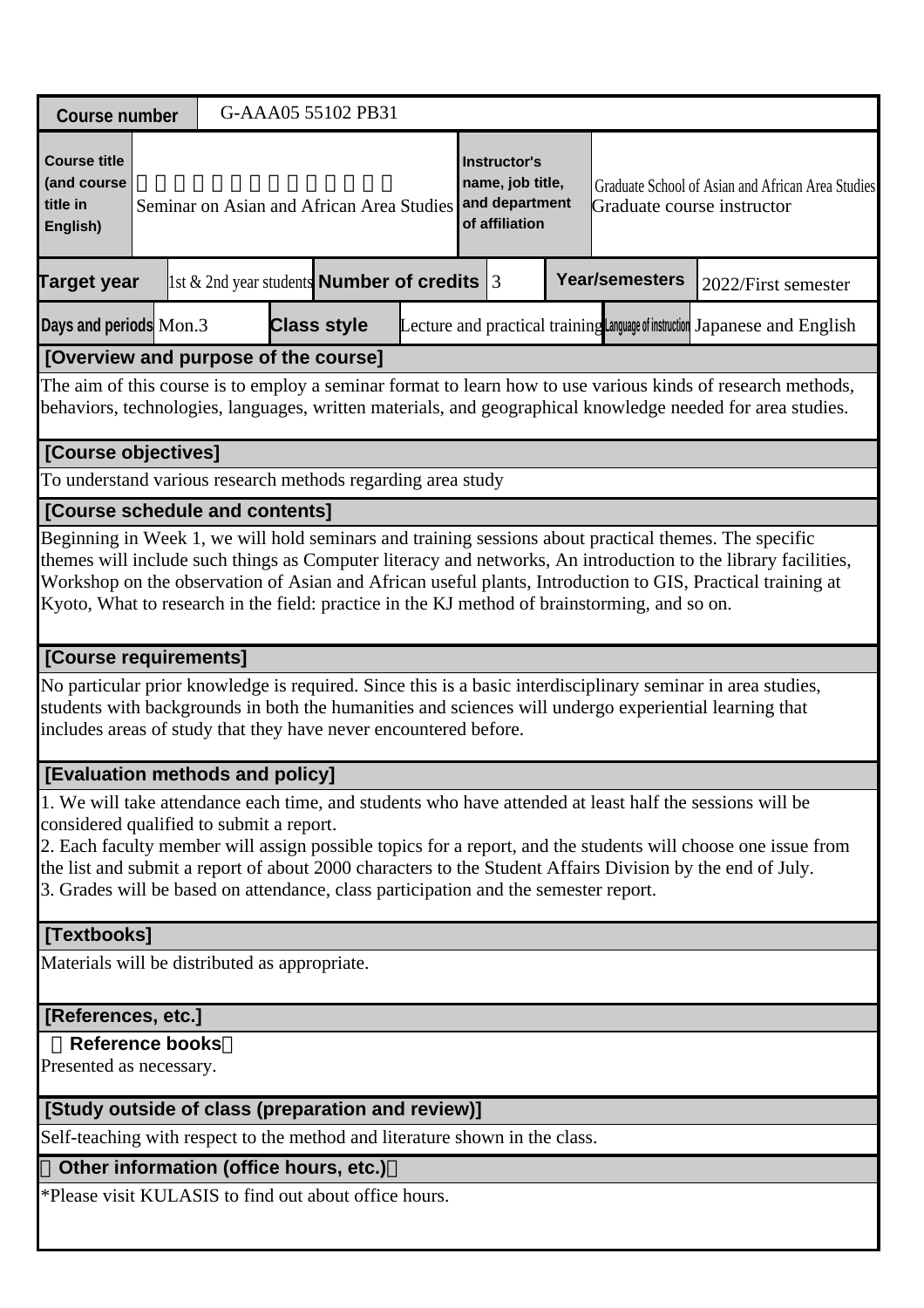| Course number | G-AAA05 55102 PB31 | | | | | | |
|---|---|---|---|---|---|---|---|
| Course title (and course title in English) | 　　　　　　　　　　　　　<br>Seminar on Asian and African Area Studies | | Instructor's name, job title, and department of affiliation | | Graduate School of Asian and African Area Studies<br>Graduate course instructor | | |
| Target year | 1st & 2nd year students | Number of credits | 3 | Year/semesters | 2022/First semester | | |
| Days and periods | Mon.3 | Class style | Lecture and practical training | Language of instruction | Japanese and English | | |

**[Overview and purpose of the course]**

The aim of this course is to employ a seminar format to learn how to use various kinds of research methods, behaviors, technologies, languages, written materials, and geographical knowledge needed for area studies.

**[Course objectives]**

To understand various research methods regarding area study

**[Course schedule and contents]**

Beginning in Week 1, we will hold seminars and training sessions about practical themes. The specific themes will include such things as Computer literacy and networks, An introduction to the library facilities, Workshop on the observation of Asian and African useful plants, Introduction to GIS, Practical training at Kyoto, What to research in the field: practice in the KJ method of brainstorming, and so on.

**[Course requirements]**

No particular prior knowledge is required. Since this is a basic interdisciplinary seminar in area studies, students with backgrounds in both the humanities and sciences will undergo experiential learning that includes areas of study that they have never encountered before.

**[Evaluation methods and policy]**

1. We will take attendance each time, and students who have attended at least half the sessions will be considered qualified to submit a report.
2. Each faculty member will assign possible topics for a report, and the students will choose one issue from the list and submit a report of about 2000 characters to the Student Affairs Division by the end of July.
3. Grades will be based on attendance, class participation and the semester report.

**[Textbooks]**

Materials will be distributed as appropriate.

**[References, etc.]**

**Reference books**

Presented as necessary.

**[Study outside of class (preparation and review)]**

Self-teaching with respect to the method and literature shown in the class.

**Other information (office hours, etc.)**

*Please visit KULASIS to find out about office hours.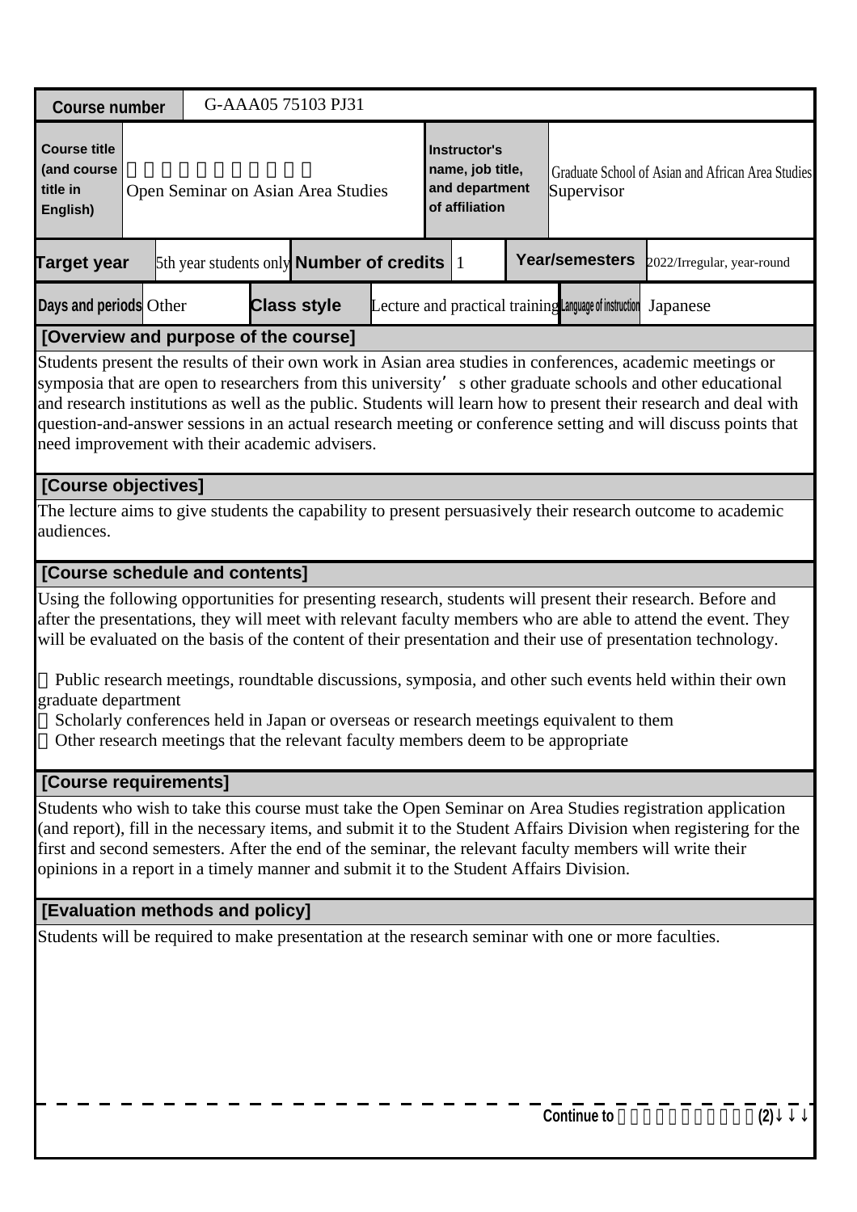| Course number | G-AAA05 75103 PJ31 | | | | |
|---|---|---|---|---|---|
| Course title (and course title in English) | Open Seminar on Asian Area Studies | | Instructor's name, job title, and department of affiliation | Graduate School of Asian and African Area Studies Supervisor | |
| Target year | 5th year students only | Number of credits | 1 | Year/semesters | 2022/Irregular, year-round |
| Days and periods | Other | Class style | Lecture and practical training | Language of instruction | Japanese |

## [Overview and purpose of the course]

Students present the results of their own work in Asian area studies in conferences, academic meetings or symposia that are open to researchers from this university's other graduate schools and other educational and research institutions as well as the public. Students will learn how to present their research and deal with question-and-answer sessions in an actual research meeting or conference setting and will discuss points that need improvement with their academic advisers.

## [Course objectives]

The lecture aims to give students the capability to present persuasively their research outcome to academic audiences.

## [Course schedule and contents]

Using the following opportunities for presenting research, students will present their research. Before and after the presentations, they will meet with relevant faculty members who are able to attend the event. They will be evaluated on the basis of the content of their presentation and their use of presentation technology.

- Public research meetings, roundtable discussions, symposia, and other such events held within their own graduate department
- Scholarly conferences held in Japan or overseas or research meetings equivalent to them
- Other research meetings that the relevant faculty members deem to be appropriate

## [Course requirements]

Students who wish to take this course must take the Open Seminar on Area Studies registration application (and report), fill in the necessary items, and submit it to the Student Affairs Division when registering for the first and second semesters. After the end of the seminar, the relevant faculty members will write their opinions in a report in a timely manner and submit it to the Student Affairs Division.

## [Evaluation methods and policy]

Students will be required to make presentation at the research seminar with one or more faculties.

Continue to (2)↓↓↓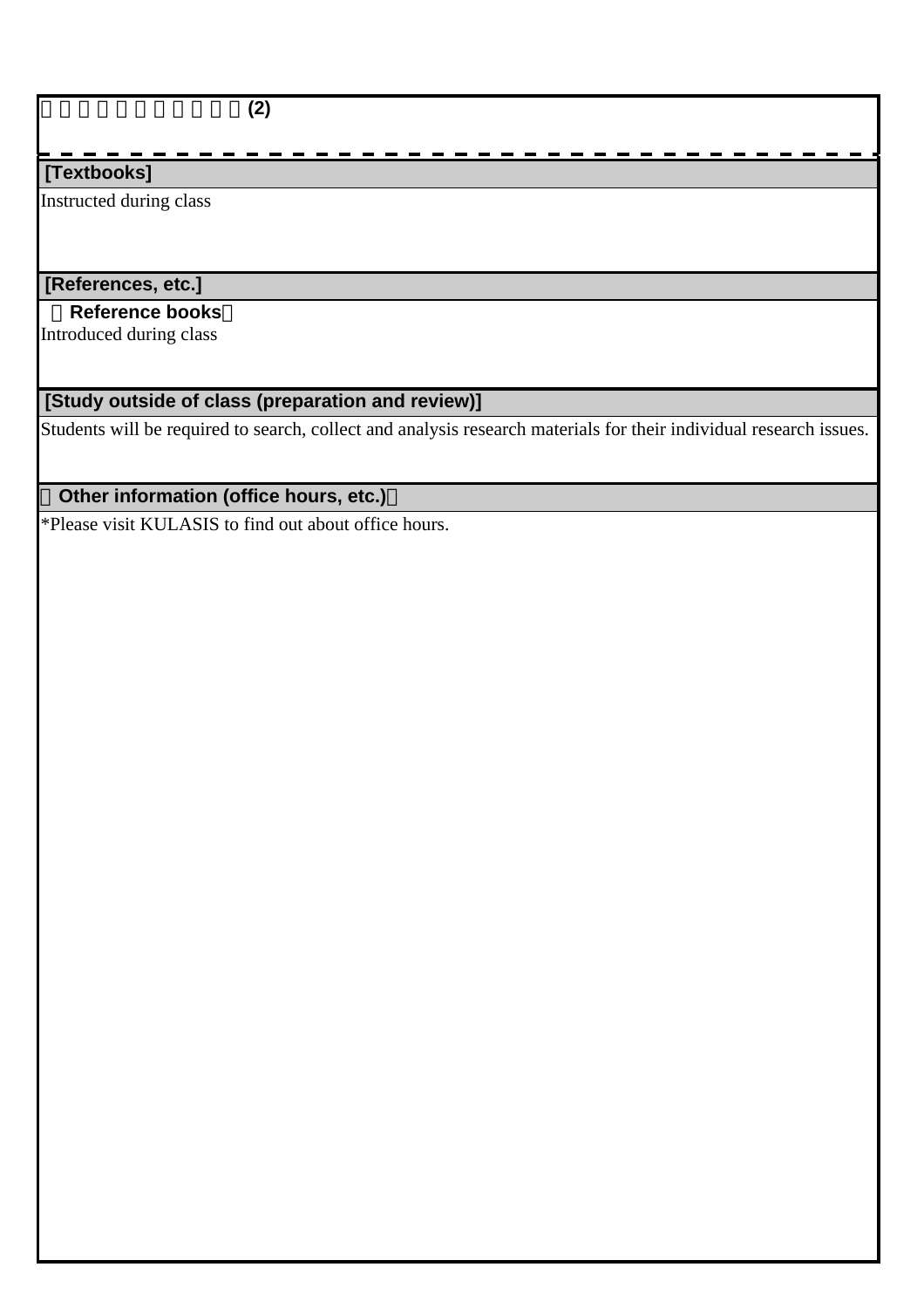□□□□□□□□□□□(2)

**[Textbooks]**

Instructed during class

**[References, etc.]**

**（Reference books）**

Introduced during class

**[Study outside of class (preparation and review)]**

Students will be required to search, collect and analysis research materials for their individual research issues.

**（Other information (office hours, etc.)）**

*Please visit KULASIS to find out about office hours.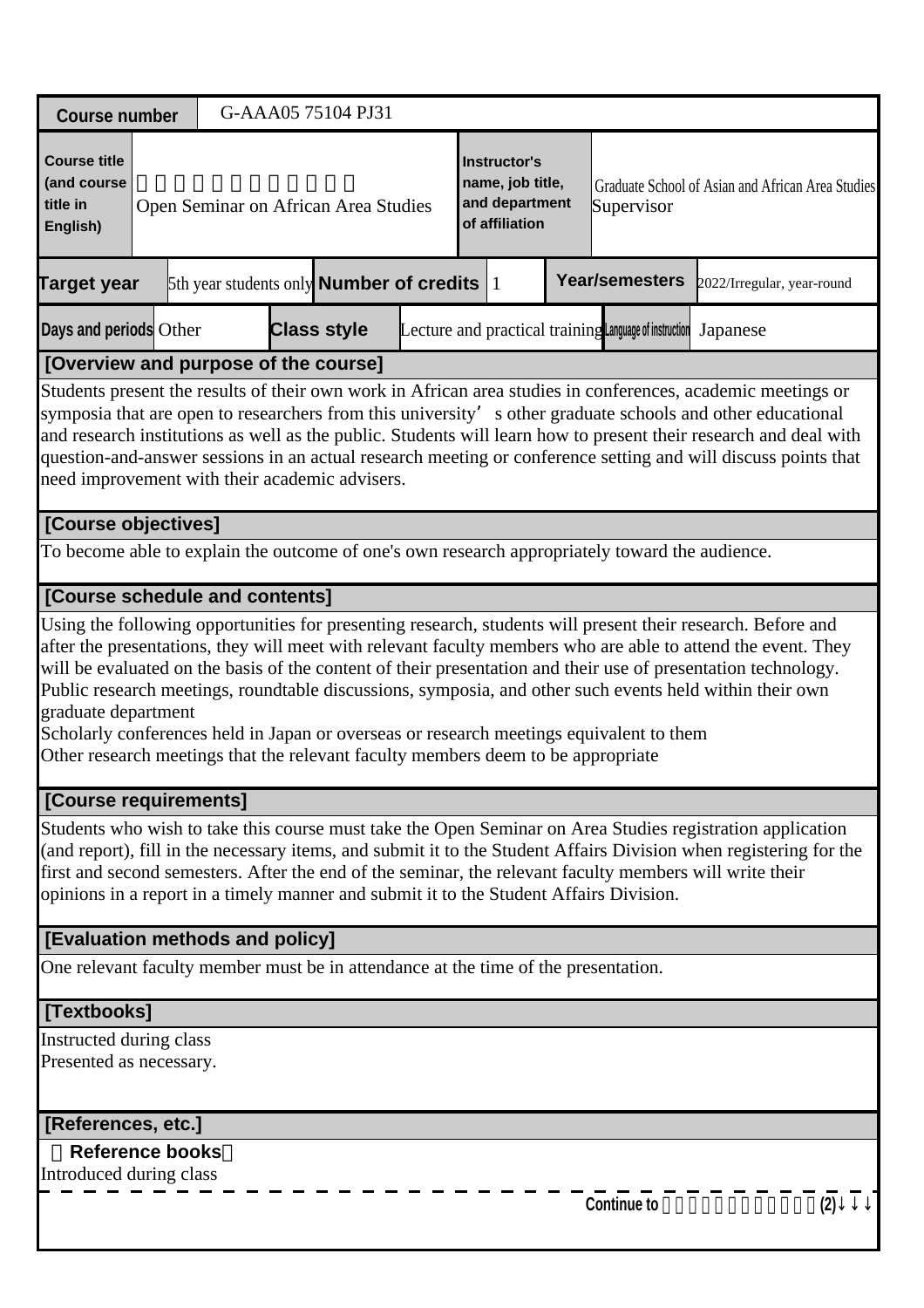| Course number | G-AAA05 75104 PJ31 | | | | | | |
|---|---|---|---|---|---|---|---|
| Course title (and course title in English) | 　　　　　　　　　　<br>Open Seminar on African Area Studies | | | Instructor's name, job title, and department of affiliation | Graduate School of Asian and African Area Studies<br>Supervisor | | |
| Target year | 5th year students only | Number of credits | 1 | Year/semesters | 2022/Irregular, year-round | | |
| Days and periods | Other | Class style | Lecture and practical training | Language of instruction | Japanese | | |

## [Overview and purpose of the course]

Students present the results of their own work in African area studies in conferences, academic meetings or symposia that are open to researchers from this university' s other graduate schools and other educational and research institutions as well as the public. Students will learn how to present their research and deal with question-and-answer sessions in an actual research meeting or conference setting and will discuss points that need improvement with their academic advisers.

## [Course objectives]

To become able to explain the outcome of one's own research appropriately toward the audience.

## [Course schedule and contents]

Using the following opportunities for presenting research, students will present their research. Before and after the presentations, they will meet with relevant faculty members who are able to attend the event. They will be evaluated on the basis of the content of their presentation and their use of presentation technology.
Public research meetings, roundtable discussions, symposia, and other such events held within their own graduate department
Scholarly conferences held in Japan or overseas or research meetings equivalent to them
Other research meetings that the relevant faculty members deem to be appropriate

## [Course requirements]

Students who wish to take this course must take the Open Seminar on Area Studies registration application (and report), fill in the necessary items, and submit it to the Student Affairs Division when registering for the first and second semesters. After the end of the seminar, the relevant faculty members will write their opinions in a report in a timely manner and submit it to the Student Affairs Division.

## [Evaluation methods and policy]

One relevant faculty member must be in attendance at the time of the presentation.

## [Textbooks]

Instructed during class
Presented as necessary.

## [References, etc.]

（Reference books）
Introduced during class

Continue to 　　　　　　　　　　(2)↓↓↓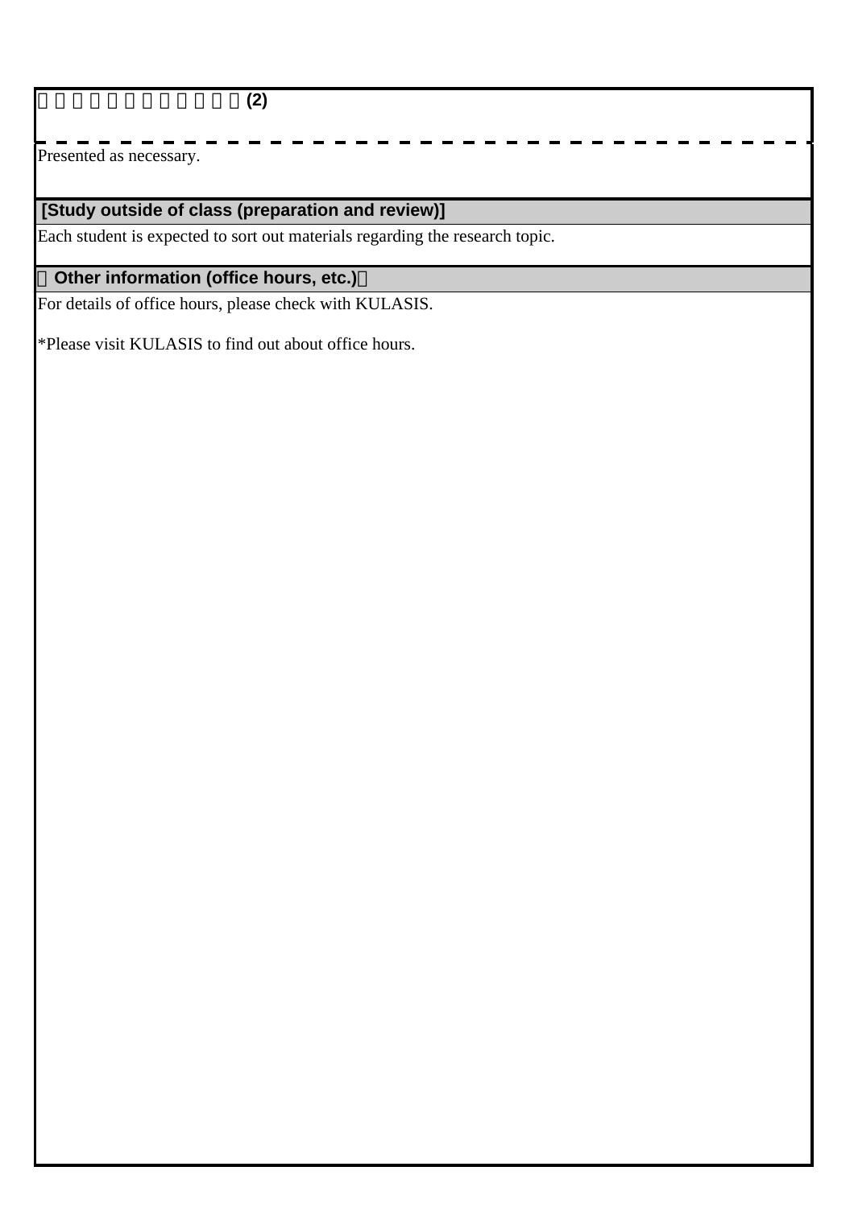□□□□□□□□□□□□□(2)

Presented as necessary.

## [Study outside of class (preparation and review)]

Each student is expected to sort out materials regarding the research topic.

## □Other information (office hours, etc.)□

For details of office hours, please check with KULASIS.

*Please visit KULASIS to find out about office hours.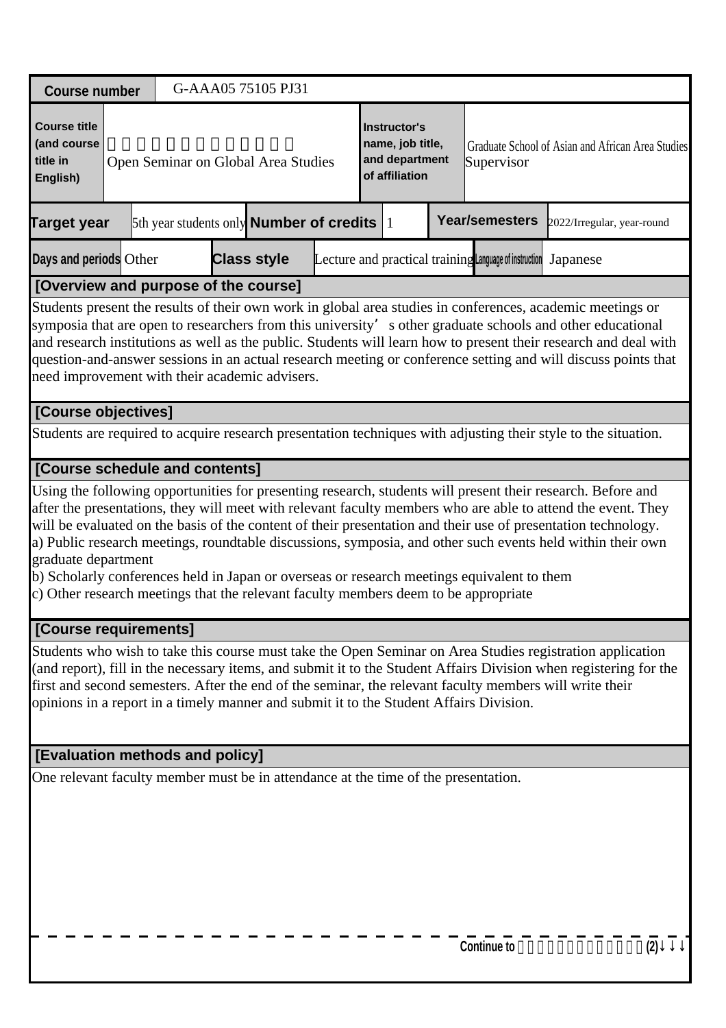| Course number | G-AAA05 75105 PJ31 | | | | |
|---|---|---|---|---|---|
| Course title (and course title in English) | Open Seminar on Global Area Studies | | Instructor's name, job title, and department of affiliation | Graduate School of Asian and African Area Studies Supervisor | |
| Target year | 5th year students only | Number of credits | 1 | Year/semesters | 2022/Irregular, year-round |
| Days and periods | Other | Class style | Lecture and practical training | Language of instruction | Japanese |

**[Overview and purpose of the course]**

Students present the results of their own work in global area studies in conferences, academic meetings or symposia that are open to researchers from this university's other graduate schools and other educational and research institutions as well as the public. Students will learn how to present their research and deal with question-and-answer sessions in an actual research meeting or conference setting and will discuss points that need improvement with their academic advisers.

**[Course objectives]**

Students are required to acquire research presentation techniques with adjusting their style to the situation.

**[Course schedule and contents]**

Using the following opportunities for presenting research, students will present their research. Before and after the presentations, they will meet with relevant faculty members who are able to attend the event. They will be evaluated on the basis of the content of their presentation and their use of presentation technology.
a) Public research meetings, roundtable discussions, symposia, and other such events held within their own graduate department
b) Scholarly conferences held in Japan or overseas or research meetings equivalent to them
c) Other research meetings that the relevant faculty members deem to be appropriate

**[Course requirements]**

Students who wish to take this course must take the Open Seminar on Area Studies registration application (and report), fill in the necessary items, and submit it to the Student Affairs Division when registering for the first and second semesters. After the end of the seminar, the relevant faculty members will write their opinions in a report in a timely manner and submit it to the Student Affairs Division.

**[Evaluation methods and policy]**

One relevant faculty member must be in attendance at the time of the presentation.

Continue to (2)↓↓↓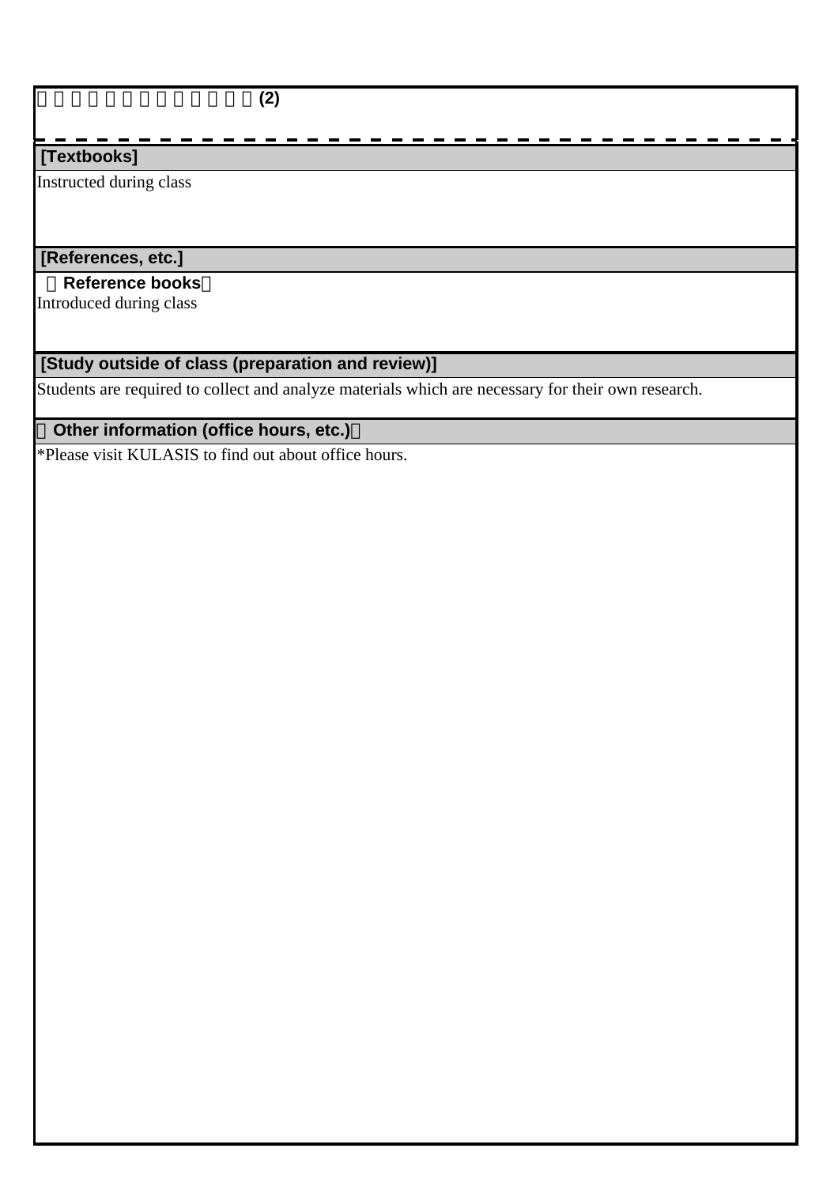(2)

**[Textbooks]**

Instructed during class

**[References, etc.]**

**【Reference books】**

Introduced during class

**[Study outside of class (preparation and review)]**

Students are required to collect and analyze materials which are necessary for their own research.

**【Other information (office hours, etc.)】**

*Please visit KULASIS to find out about office hours.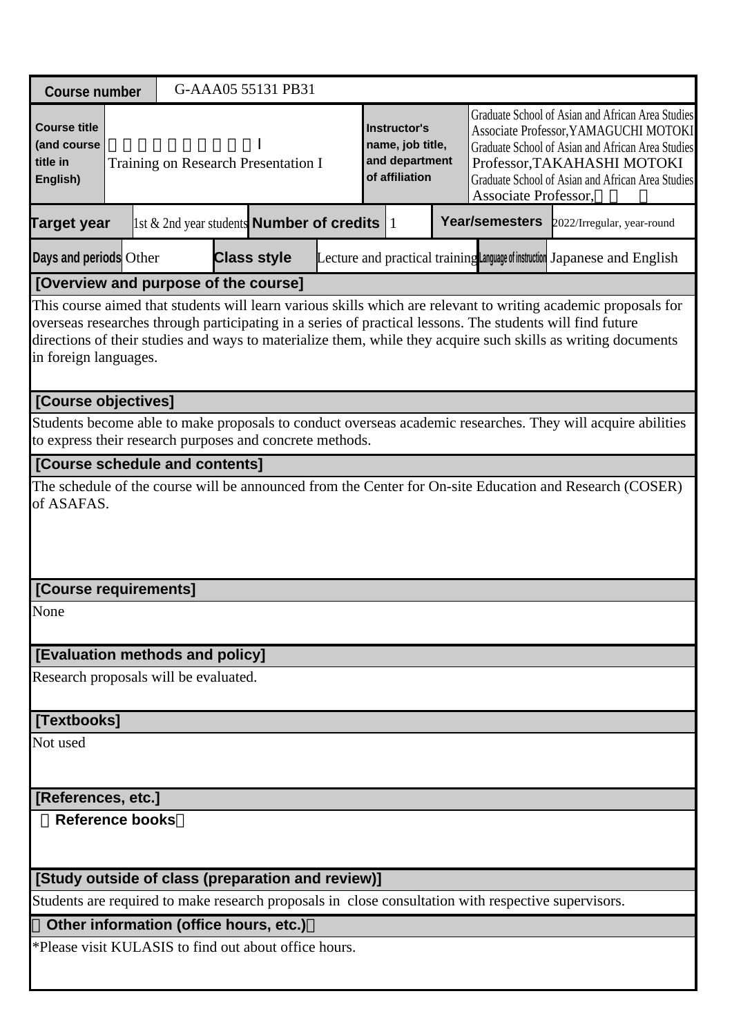| Course number | G-AAA05 55131 PB31 | | | | | | |
|---|---|---|---|---|---|---|---|
| Course title (and course title in English) | 　　　　　　　　　Ⅰ<br>Training on Research Presentation I | | | Instructor's name, job title, and department of affiliation | Graduate School of Asian and African Area Studies Associate Professor,YAMAGUCHI MOTOKI<br>Graduate School of Asian and African Area Studies Professor,TAKAHASHI MOTOKI<br>Graduate School of Asian and African Area Studies Associate Professor, | | |
| Target year | 1st & 2nd year students | Number of credits | 1 | Year/semesters | 2022/Irregular, year-round | | |
| Days and periods | Other | Class style | Lecture and practical training | Language of instruction | Japanese and English | | |

**[Overview and purpose of the course]**

This course aimed that students will learn various skills which are relevant to writing academic proposals for overseas researches through participating in a series of practical lessons. The students will find future directions of their studies and ways to materialize them, while they acquire such skills as writing documents in foreign languages.

**[Course objectives]**

Students become able to make proposals to conduct overseas academic researches. They will acquire abilities to express their research purposes and concrete methods.

**[Course schedule and contents]**

The schedule of the course will be announced from the Center for On-site Education and Research (COSER) of ASAFAS.

**[Course requirements]**

None

**[Evaluation methods and policy]**

Research proposals will be evaluated.

**[Textbooks]**

Not used

**[References, etc.]**

**Reference books**

**[Study outside of class (preparation and review)]**

Students are required to make research proposals in close consultation with respective supervisors.

**Other information (office hours, etc.)**

*Please visit KULASIS to find out about office hours.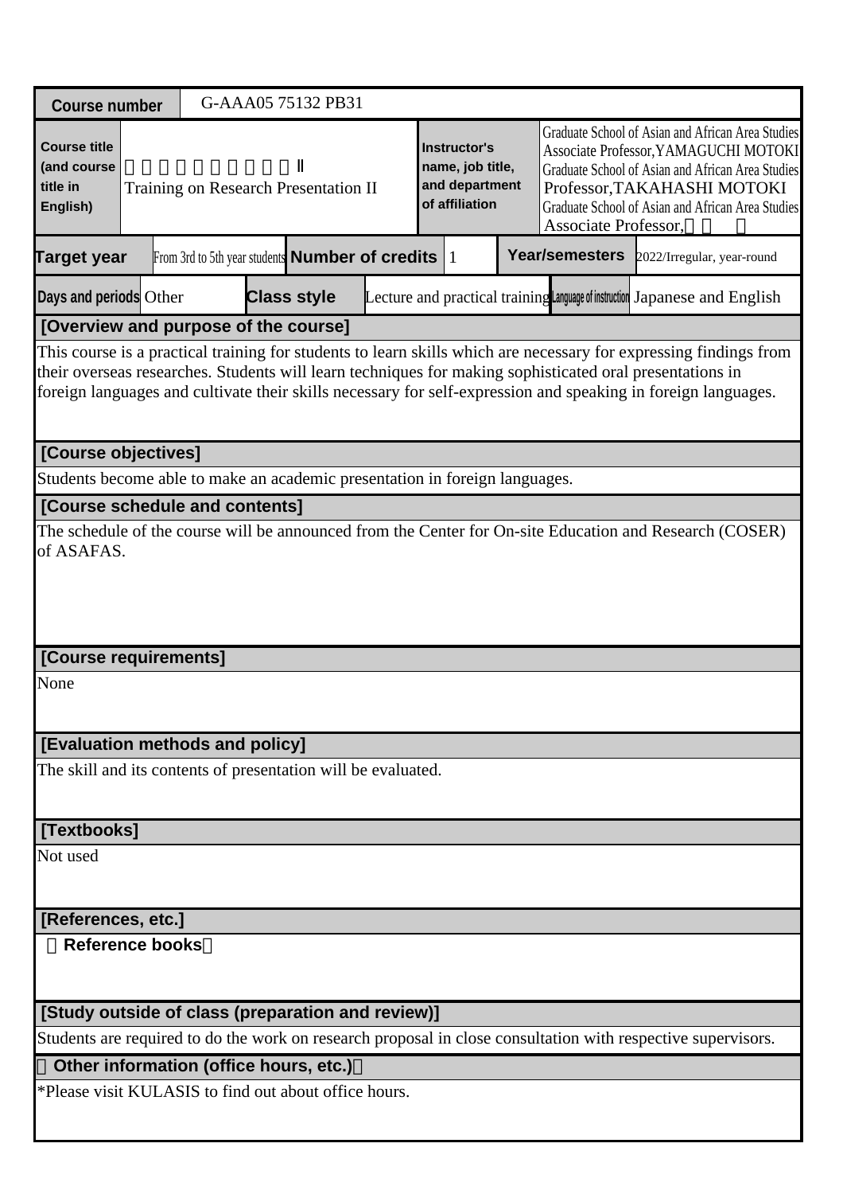| Course number | G-AAA05 75132 PB31 | | | | |
|---|---|---|---|---|---|
| Course title (and course title in English) | 　　　　　　　　　Ⅱ<br>Training on Research Presentation II | | Instructor's name, job title, and department of affiliation | Graduate School of Asian and African Area Studies Associate Professor,YAMAGUCHI MOTOKI<br>Graduate School of Asian and African Area Studies Professor,TAKAHASHI MOTOKI<br>Graduate School of Asian and African Area Studies Associate Professor,　　　 | |
| Target year | From 3rd to 5th year students | Number of credits | 1 | Year/semesters | 2022/Irregular, year-round |
| Days and periods | Other | Class style | Lecture and practical training | Language of instruction | Japanese and English |

**[Overview and purpose of the course]**

This course is a practical training for students to learn skills which are necessary for expressing findings from their overseas researches. Students will learn techniques for making sophisticated oral presentations in foreign languages and cultivate their skills necessary for self-expression and speaking in foreign languages.

**[Course objectives]**

Students become able to make an academic presentation in foreign languages.

**[Course schedule and contents]**

The schedule of the course will be announced from the Center for On-site Education and Research (COSER) of ASAFAS.

**[Course requirements]**

None

**[Evaluation methods and policy]**

The skill and its contents of presentation will be evaluated.

**[Textbooks]**

Not used

**[References, etc.]**

**Reference books**

**[Study outside of class (preparation and review)]**

Students are required to do the work on research proposal in close consultation with respective supervisors.

**Other information (office hours, etc.)**

*Please visit KULASIS to find out about office hours.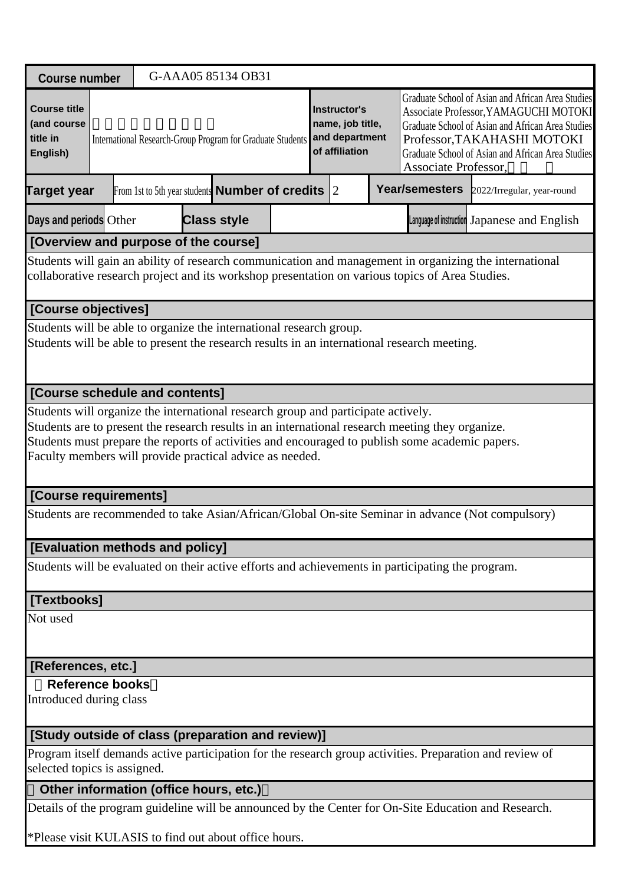| Course number | G-AAA05 85134 OB31 | | | | | |
|---|---|---|---|---|---|---|
| Course title (and course title in English) | 　　　　　　　　　<br>International Research-Group Program for Graduate Students | | Instructor's name, job title, and department of affiliation | Graduate School of Asian and African Area Studies Associate Professor,YAMAGUCHI MOTOKI<br>Graduate School of Asian and African Area Studies Professor,TAKAHASHI MOTOKI<br>Graduate School of Asian and African Area Studies Associate Professor,　　　 | | |
| Target year | From 1st to 5th year students | Number of credits | 2 | Year/semesters | 2022/Irregular, year-round | |
| Days and periods | Other | Class style | | Language of instruction | Japanese and English | |

## [Overview and purpose of the course]

Students will gain an ability of research communication and management in organizing the international collaborative research project and its workshop presentation on various topics of Area Studies.

## [Course objectives]

Students will be able to organize the international research group.
Students will be able to present the research results in an international research meeting.

## [Course schedule and contents]

Students will organize the international research group and participate actively.
Students are to present the research results in an international research meeting they organize.
Students must prepare the reports of activities and encouraged to publish some academic papers.
Faculty members will provide practical advice as needed.

## [Course requirements]

Students are recommended to take Asian/African/Global On-site Seminar in advance (Not compulsory)

## [Evaluation methods and policy]

Students will be evaluated on their active efforts and achievements in participating the program.

## [Textbooks]

Not used

## [References, etc.]

**（Reference books）**

Introduced during class

## [Study outside of class (preparation and review)]

Program itself demands active participation for the research group activities. Preparation and review of selected topics is assigned.

## （Other information (office hours, etc.)）

Details of the program guideline will be announced by the Center for On-Site Education and Research.

*Please visit KULASIS to find out about office hours.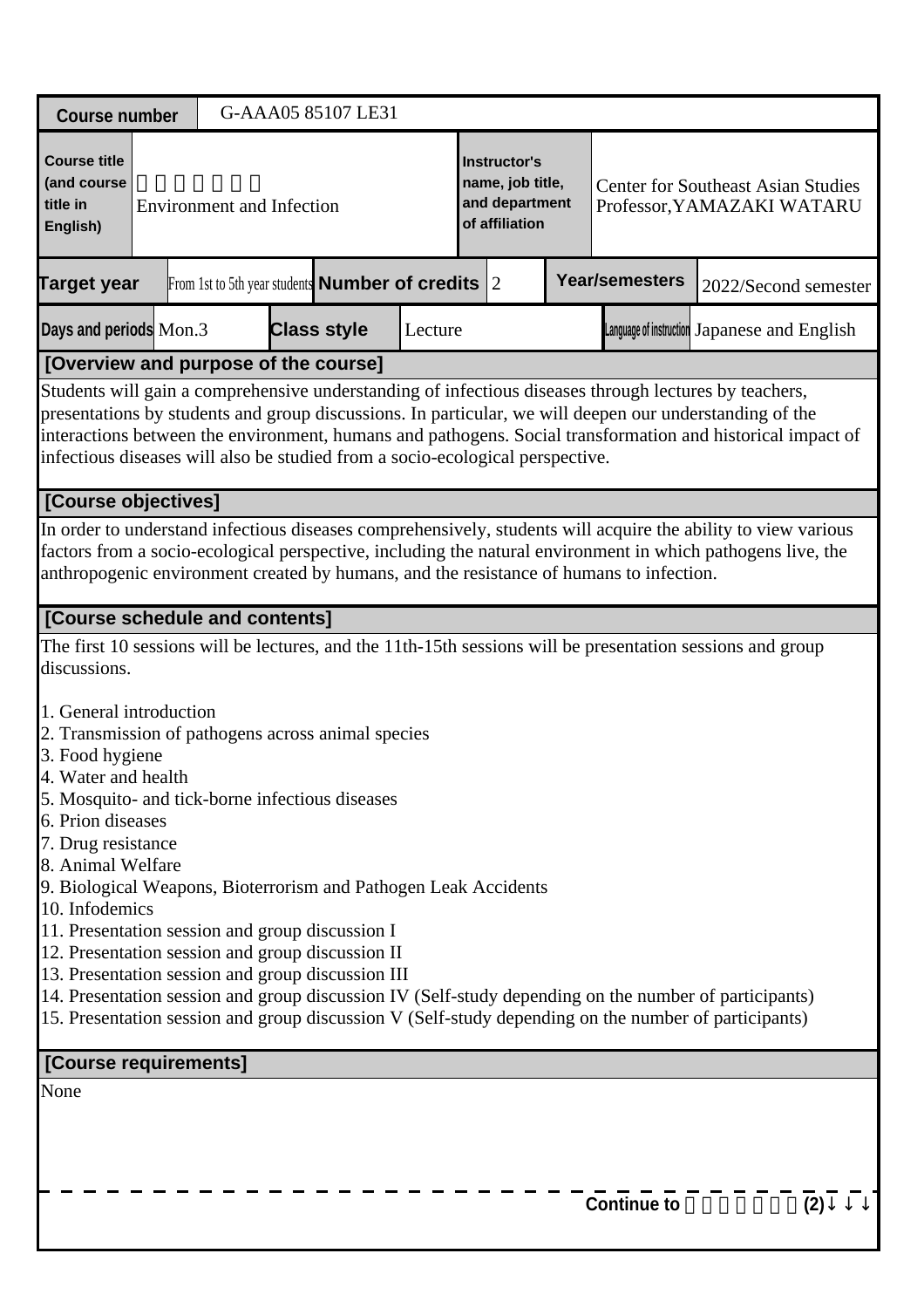| Course number | G-AAA05 85107 LE31 | | | | | | |
|---|---|---|---|---|---|---|---|
| Course title (and course title in English) | 　　　　　　<br>Environment and Infection | | | Instructor's name, job title, and department of affiliation | Center for Southeast Asian Studies<br>Professor,YAMAZAKI WATARU | | |
| Target year | From 1st to 5th year students | Number of credits | 2 | Year/semesters | 2022/Second semester | | |
| Days and periods | Mon.3 | Class style | Lecture | Language of instruction | Japanese and English | | |

## [Overview and purpose of the course]

Students will gain a comprehensive understanding of infectious diseases through lectures by teachers, presentations by students and group discussions. In particular, we will deepen our understanding of the interactions between the environment, humans and pathogens. Social transformation and historical impact of infectious diseases will also be studied from a socio-ecological perspective.

## [Course objectives]

In order to understand infectious diseases comprehensively, students will acquire the ability to view various factors from a socio-ecological perspective, including the natural environment in which pathogens live, the anthropogenic environment created by humans, and the resistance of humans to infection.

## [Course schedule and contents]

The first 10 sessions will be lectures, and the 11th-15th sessions will be presentation sessions and group discussions.

1. General introduction
2. Transmission of pathogens across animal species
3. Food hygiene
4. Water and health
5. Mosquito- and tick-borne infectious diseases
6. Prion diseases
7. Drug resistance
8. Animal Welfare
9. Biological Weapons, Bioterrorism and Pathogen Leak Accidents
10. Infodemics
11. Presentation session and group discussion I
12. Presentation session and group discussion II
13. Presentation session and group discussion III
14. Presentation session and group discussion IV (Self-study depending on the number of participants)
15. Presentation session and group discussion V (Self-study depending on the number of participants)

## [Course requirements]

None

Continue to 　　　　　　(2)↓↓↓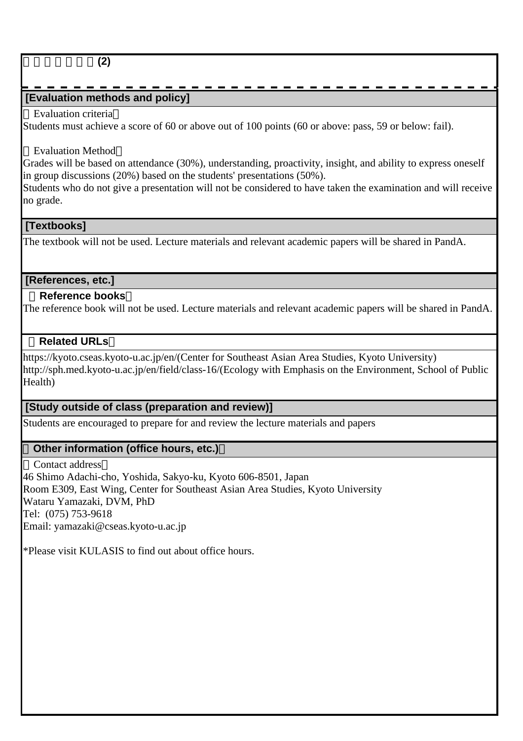(2)

## [Evaluation methods and policy]

（Evaluation criteria）

Students must achieve a score of 60 or above out of 100 points (60 or above: pass, 59 or below: fail).

（Evaluation Method）

Grades will be based on attendance (30%), understanding, proactivity, insight, and ability to express oneself in group discussions (20%) based on the students' presentations (50%).

Students who do not give a presentation will not be considered to have taken the examination and will receive no grade.

## [Textbooks]

The textbook will not be used. Lecture materials and relevant academic papers will be shared in PandA.

## [References, etc.]

### （Reference books）

The reference book will not be used. Lecture materials and relevant academic papers will be shared in PandA.

### （Related URLs）

https://kyoto.cseas.kyoto-u.ac.jp/en/(Center for Southeast Asian Area Studies, Kyoto University)
http://sph.med.kyoto-u.ac.jp/en/field/class-16/(Ecology with Emphasis on the Environment, School of Public Health)

## [Study outside of class (preparation and review)]

Students are encouraged to prepare for and review the lecture materials and papers

## （Other information (office hours, etc.)）

（Contact address）

46 Shimo Adachi-cho, Yoshida, Sakyo-ku, Kyoto 606-8501, Japan
Room E309, East Wing, Center for Southeast Asian Area Studies, Kyoto University
Wataru Yamazaki, DVM, PhD
Tel: (075) 753-9618
Email: yamazaki@cseas.kyoto-u.ac.jp

*Please visit KULASIS to find out about office hours.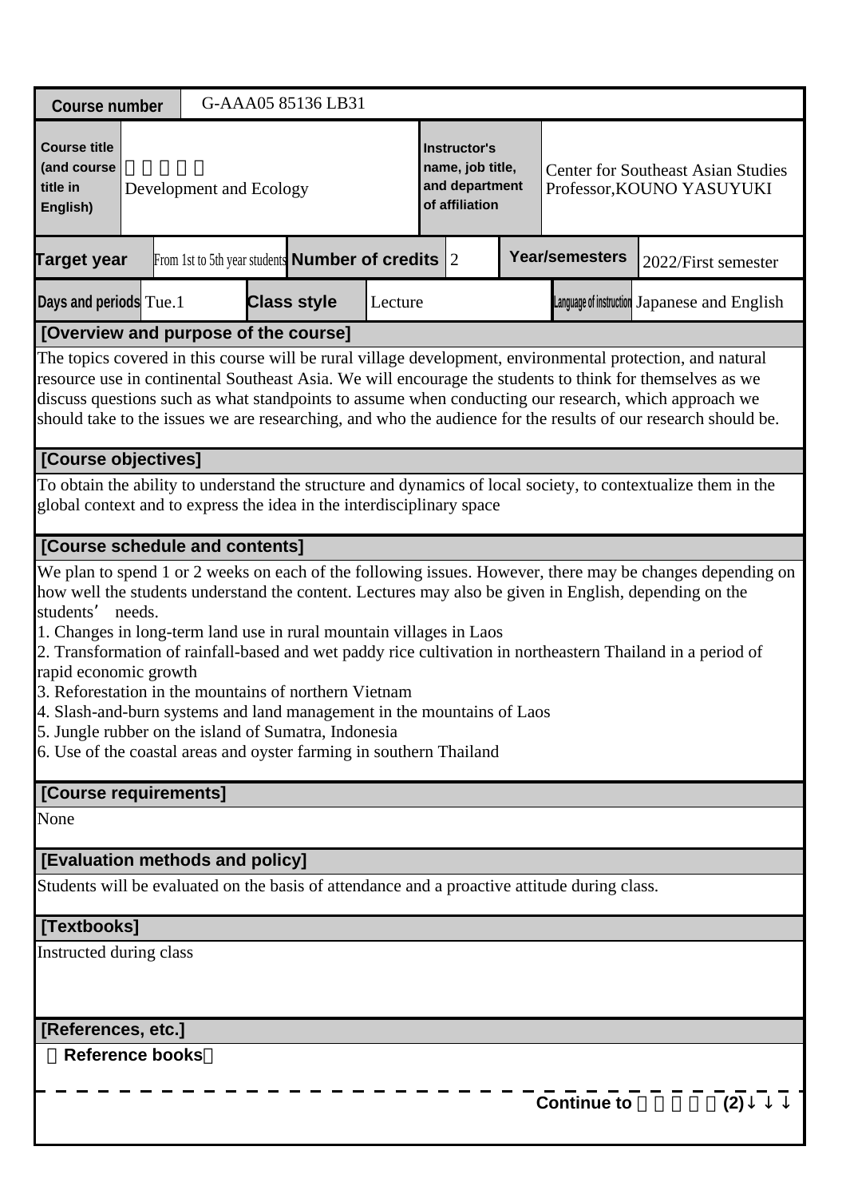| Course number | G-AAA05 85136 LB31 | | |
|---|---|---|---|
| Course title (and course title in English) | 開発と生態<br>Development and Ecology | Instructor's name, job title, and department of affiliation | Center for Southeast Asian Studies<br>Professor,KOUNO YASUYUKI |

| Target year | From 1st to 5th year students | Number of credits | 2 | Year/semesters | 2022/First semester |
|---|---|---|---|---|---|
| Days and periods | Tue.1 | Class style | Lecture | Language of instruction | Japanese and English |

**[Overview and purpose of the course]**

The topics covered in this course will be rural village development, environmental protection, and natural resource use in continental Southeast Asia. We will encourage the students to think for themselves as we discuss questions such as what standpoints to assume when conducting our research, which approach we should take to the issues we are researching, and who the audience for the results of our research should be.

**[Course objectives]**

To obtain the ability to understand the structure and dynamics of local society, to contextualize them in the global context and to express the idea in the interdisciplinary space

**[Course schedule and contents]**

We plan to spend 1 or 2 weeks on each of the following issues. However, there may be changes depending on how well the students understand the content. Lectures may also be given in English, depending on the students' needs.

1. Changes in long-term land use in rural mountain villages in Laos
2. Transformation of rainfall-based and wet paddy rice cultivation in northeastern Thailand in a period of rapid economic growth
3. Reforestation in the mountains of northern Vietnam
4. Slash-and-burn systems and land management in the mountains of Laos
5. Jungle rubber on the island of Sumatra, Indonesia
6. Use of the coastal areas and oyster farming in southern Thailand

**[Course requirements]**

None

**[Evaluation methods and policy]**

Students will be evaluated on the basis of attendance and a proactive attitude during class.

**[Textbooks]**

Instructed during class

**[References, etc.]**

（Reference books）

Continue to 開発と生態(2)↓↓↓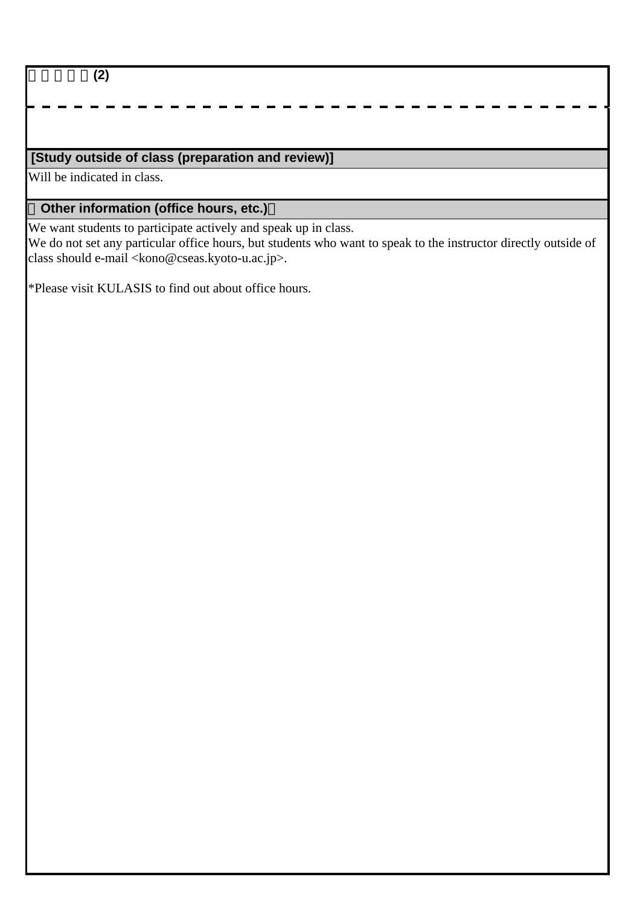□□□□□(2)

---

**[Study outside of class (preparation and review)]**

Will be indicated in class.

**□Other information (office hours, etc.)□**

We want students to participate actively and speak up in class.
We do not set any particular office hours, but students who want to speak to the instructor directly outside of class should e-mail <kono@cseas.kyoto-u.ac.jp>.

*Please visit KULASIS to find out about office hours.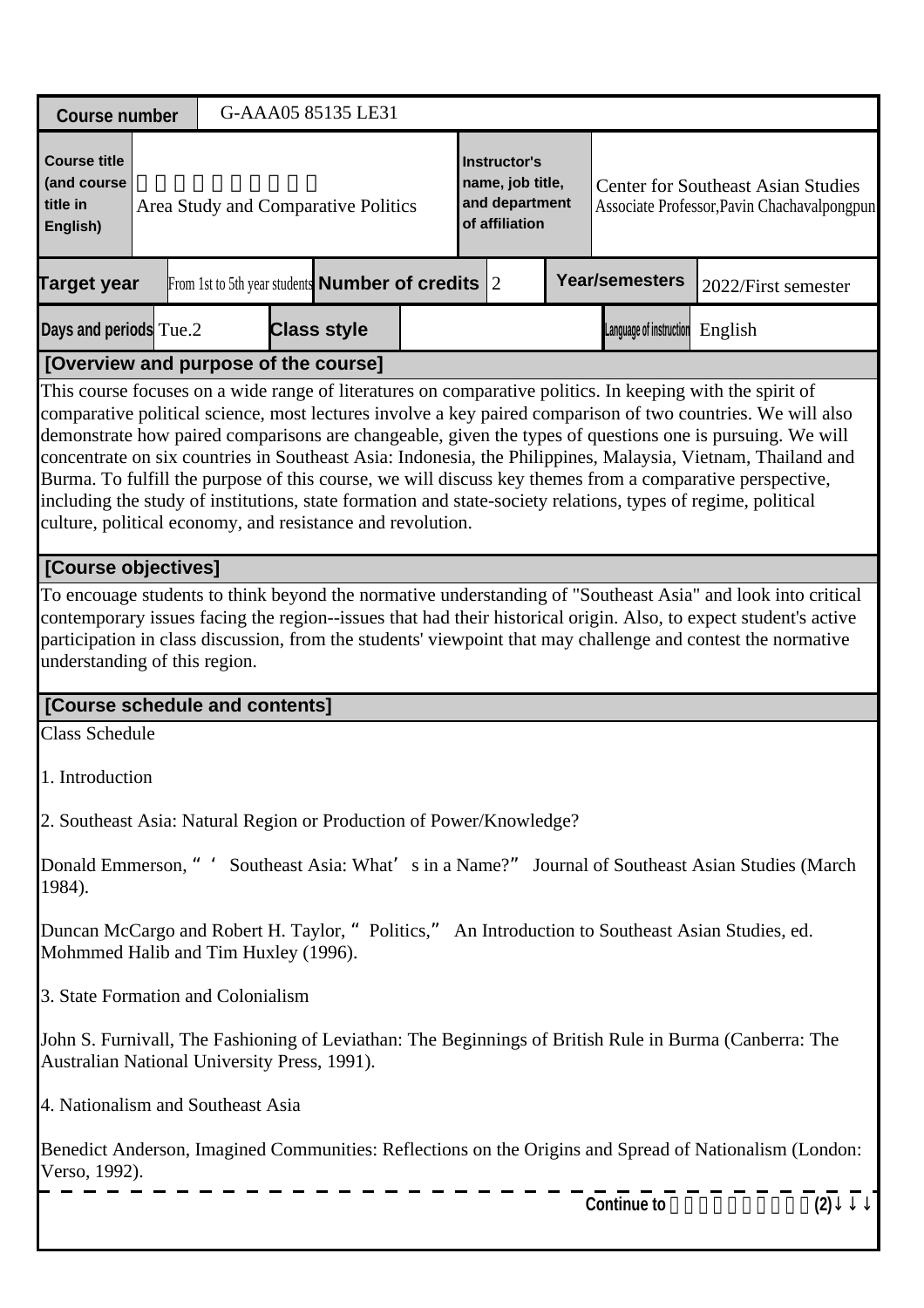| Course number | G-AAA05 85135 LE31 | | | | |
|---|---|---|---|---|---|
| Course title (and course title in English) | 　　　　　　　　　 Area Study and Comparative Politics | | Instructor's name, job title, and department of affiliation | Center for Southeast Asian Studies Associate Professor,Pavin Chachavalpongpun | |
| Target year | From 1st to 5th year students | Number of credits | 2 | Year/semesters | 2022/First semester |
| Days and periods | Tue.2 | Class style | | Language of instruction | English |

**[Overview and purpose of the course]**

This course focuses on a wide range of literatures on comparative politics. In keeping with the spirit of comparative political science, most lectures involve a key paired comparison of two countries. We will also demonstrate how paired comparisons are changeable, given the types of questions one is pursuing. We will concentrate on six countries in Southeast Asia: Indonesia, the Philippines, Malaysia, Vietnam, Thailand and Burma. To fulfill the purpose of this course, we will discuss key themes from a comparative perspective, including the study of institutions, state formation and state-society relations, types of regime, political culture, political economy, and resistance and revolution.

**[Course objectives]**

To encouage students to think beyond the normative understanding of "Southeast Asia" and look into critical contemporary issues facing the region--issues that had their historical origin. Also, to expect student's active participation in class discussion, from the students' viewpoint that may challenge and contest the normative understanding of this region.

**[Course schedule and contents]**

Class Schedule

1. Introduction

2. Southeast Asia: Natural Region or Production of Power/Knowledge?

Donald Emmerson, “‘Southeast Asia: What’s in a Name?” Journal of Southeast Asian Studies (March 1984).

Duncan McCargo and Robert H. Taylor, “Politics,” An Introduction to Southeast Asian Studies, ed. Mohmmed Halib and Tim Huxley (1996).

3. State Formation and Colonialism

John S. Furnivall, The Fashioning of Leviathan: The Beginnings of British Rule in Burma (Canberra: The Australian National University Press, 1991).

4. Nationalism and Southeast Asia

Benedict Anderson, Imagined Communities: Reflections on the Origins and Spread of Nationalism (London: Verso, 1992).

Continue to 　　　　　　　　　(2)↓↓↓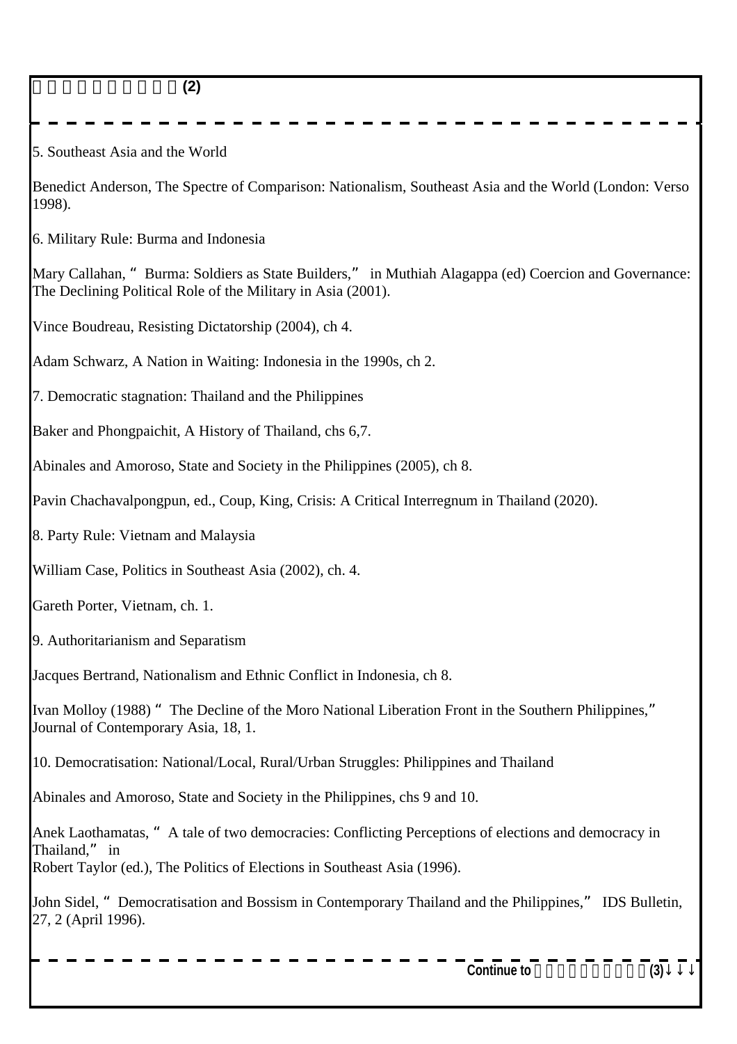5. Southeast Asia and the World

Benedict Anderson, The Spectre of Comparison: Nationalism, Southeast Asia and the World (London: Verso 1998).

6. Military Rule: Burma and Indonesia

Mary Callahan, "Burma: Soldiers as State Builders," in Muthiah Alagappa (ed) Coercion and Governance: The Declining Political Role of the Military in Asia (2001).

Vince Boudreau, Resisting Dictatorship (2004), ch 4.

Adam Schwarz, A Nation in Waiting: Indonesia in the 1990s, ch 2.

7. Democratic stagnation: Thailand and the Philippines

Baker and Phongpaichit, A History of Thailand, chs 6,7.

Abinales and Amoroso, State and Society in the Philippines (2005), ch 8.

Pavin Chachavalpongpun, ed., Coup, King, Crisis: A Critical Interregnum in Thailand (2020).

8. Party Rule: Vietnam and Malaysia

William Case, Politics in Southeast Asia (2002), ch. 4.

Gareth Porter, Vietnam, ch. 1.

9. Authoritarianism and Separatism

Jacques Bertrand, Nationalism and Ethnic Conflict in Indonesia, ch 8.

Ivan Molloy (1988) "The Decline of the Moro National Liberation Front in the Southern Philippines," Journal of Contemporary Asia, 18, 1.

10. Democratisation: National/Local, Rural/Urban Struggles: Philippines and Thailand

Abinales and Amoroso, State and Society in the Philippines, chs 9 and 10.

Anek Laothamatas, "A tale of two democracies: Conflicting Perceptions of elections and democracy in Thailand," in
Robert Taylor (ed.), The Politics of Elections in Southeast Asia (1996).

John Sidel, "Democratisation and Bossism in Contemporary Thailand and the Philippines," IDS Bulletin, 27, 2 (April 1996).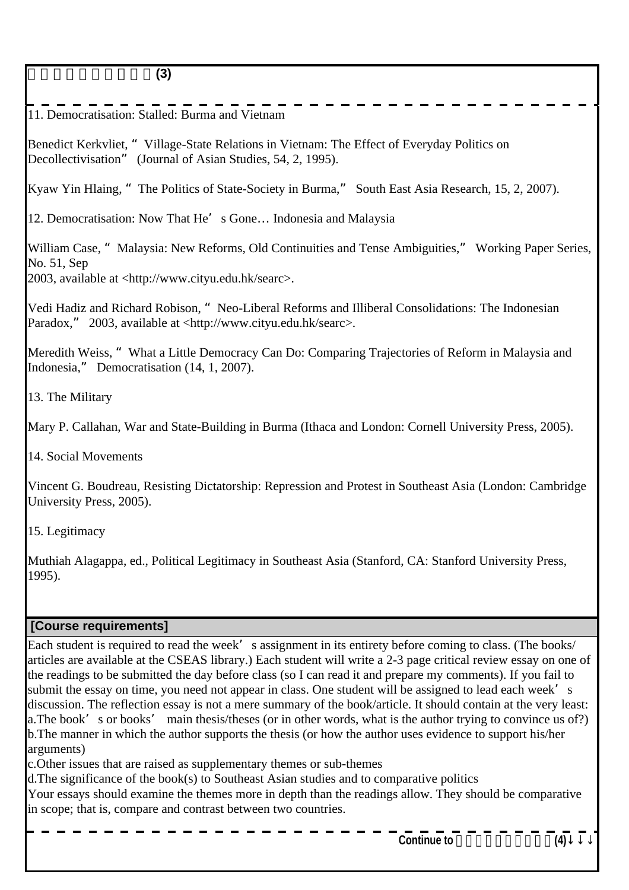11. Democratisation: Stalled: Burma and Vietnam

Benedict Kerkvliet, "Village-State Relations in Vietnam: The Effect of Everyday Politics on Decollectivisation" (Journal of Asian Studies, 54, 2, 1995).

Kyaw Yin Hlaing, "The Politics of State-Society in Burma," South East Asia Research, 15, 2, 2007).

12. Democratisation: Now That He's Gone… Indonesia and Malaysia

William Case, "Malaysia: New Reforms, Old Continuities and Tense Ambiguities," Working Paper Series, No. 51, Sep
2003, available at <http://www.cityu.edu.hk/searc>.

Vedi Hadiz and Richard Robison, "Neo-Liberal Reforms and Illiberal Consolidations: The Indonesian Paradox," 2003, available at <http://www.cityu.edu.hk/searc>.

Meredith Weiss, "What a Little Democracy Can Do: Comparing Trajectories of Reform in Malaysia and Indonesia," Democratisation (14, 1, 2007).

13. The Military

Mary P. Callahan, War and State-Building in Burma (Ithaca and London: Cornell University Press, 2005).

14. Social Movements

Vincent G. Boudreau, Resisting Dictatorship: Repression and Protest in Southeast Asia (London: Cambridge University Press, 2005).

15. Legitimacy

Muthiah Alagappa, ed., Political Legitimacy in Southeast Asia (Stanford, CA: Stanford University Press, 1995).

**[Course requirements]**

Each student is required to read the week's assignment in its entirety before coming to class. (The books/ articles are available at the CSEAS library.) Each student will write a 2-3 page critical review essay on one of the readings to be submitted the day before class (so I can read it and prepare my comments). If you fail to submit the essay on time, you need not appear in class. One student will be assigned to lead each week's discussion. The reflection essay is not a mere summary of the book/article. It should contain at the very least:

a.The book's or books' main thesis/theses (or in other words, what is the author trying to convince us of?)
b.The manner in which the author supports the thesis (or how the author uses evidence to support his/her arguments)
c.Other issues that are raised as supplementary themes or sub-themes
d.The significance of the book(s) to Southeast Asian studies and to comparative politics

Your essays should examine the themes more in depth than the readings allow. They should be comparative in scope; that is, compare and contrast between two countries.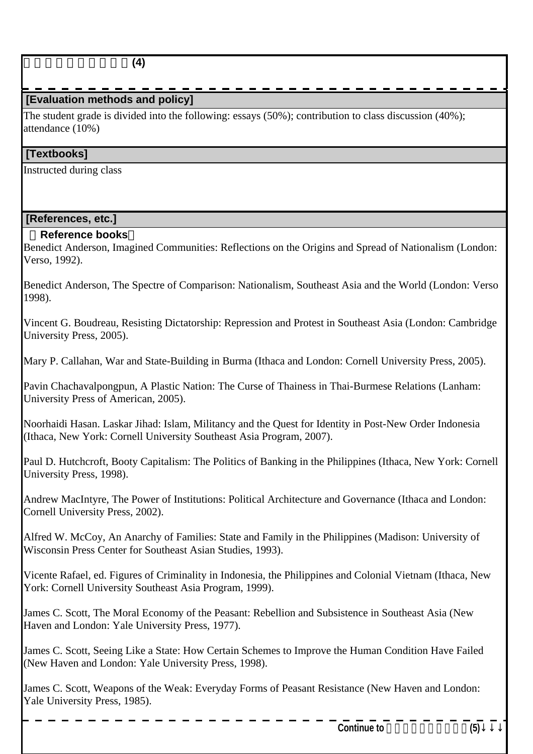□□□□□□□□□□ (4)

## [Evaluation methods and policy]

The student grade is divided into the following: essays (50%); contribution to class discussion (40%); attendance (10%)

## [Textbooks]

Instructed during class

## [References, etc.]

**□Reference books□**

Benedict Anderson, Imagined Communities: Reflections on the Origins and Spread of Nationalism (London: Verso, 1992).

Benedict Anderson, The Spectre of Comparison: Nationalism, Southeast Asia and the World (London: Verso 1998).

Vincent G. Boudreau, Resisting Dictatorship: Repression and Protest in Southeast Asia (London: Cambridge University Press, 2005).

Mary P. Callahan, War and State-Building in Burma (Ithaca and London: Cornell University Press, 2005).

Pavin Chachavalpongpun, A Plastic Nation: The Curse of Thainess in Thai-Burmese Relations (Lanham: University Press of American, 2005).

Noorhaidi Hasan. Laskar Jihad: Islam, Militancy and the Quest for Identity in Post-New Order Indonesia (Ithaca, New York: Cornell University Southeast Asia Program, 2007).

Paul D. Hutchcroft, Booty Capitalism: The Politics of Banking in the Philippines (Ithaca, New York: Cornell University Press, 1998).

Andrew MacIntyre, The Power of Institutions: Political Architecture and Governance (Ithaca and London: Cornell University Press, 2002).

Alfred W. McCoy, An Anarchy of Families: State and Family in the Philippines (Madison: University of Wisconsin Press Center for Southeast Asian Studies, 1993).

Vicente Rafael, ed. Figures of Criminality in Indonesia, the Philippines and Colonial Vietnam (Ithaca, New York: Cornell University Southeast Asia Program, 1999).

James C. Scott, The Moral Economy of the Peasant: Rebellion and Subsistence in Southeast Asia (New Haven and London: Yale University Press, 1977).

James C. Scott, Seeing Like a State: How Certain Schemes to Improve the Human Condition Have Failed (New Haven and London: Yale University Press, 1998).

James C. Scott, Weapons of the Weak: Everyday Forms of Peasant Resistance (New Haven and London: Yale University Press, 1985).

Continue to □□□□□□□□□□ (5)↓↓↓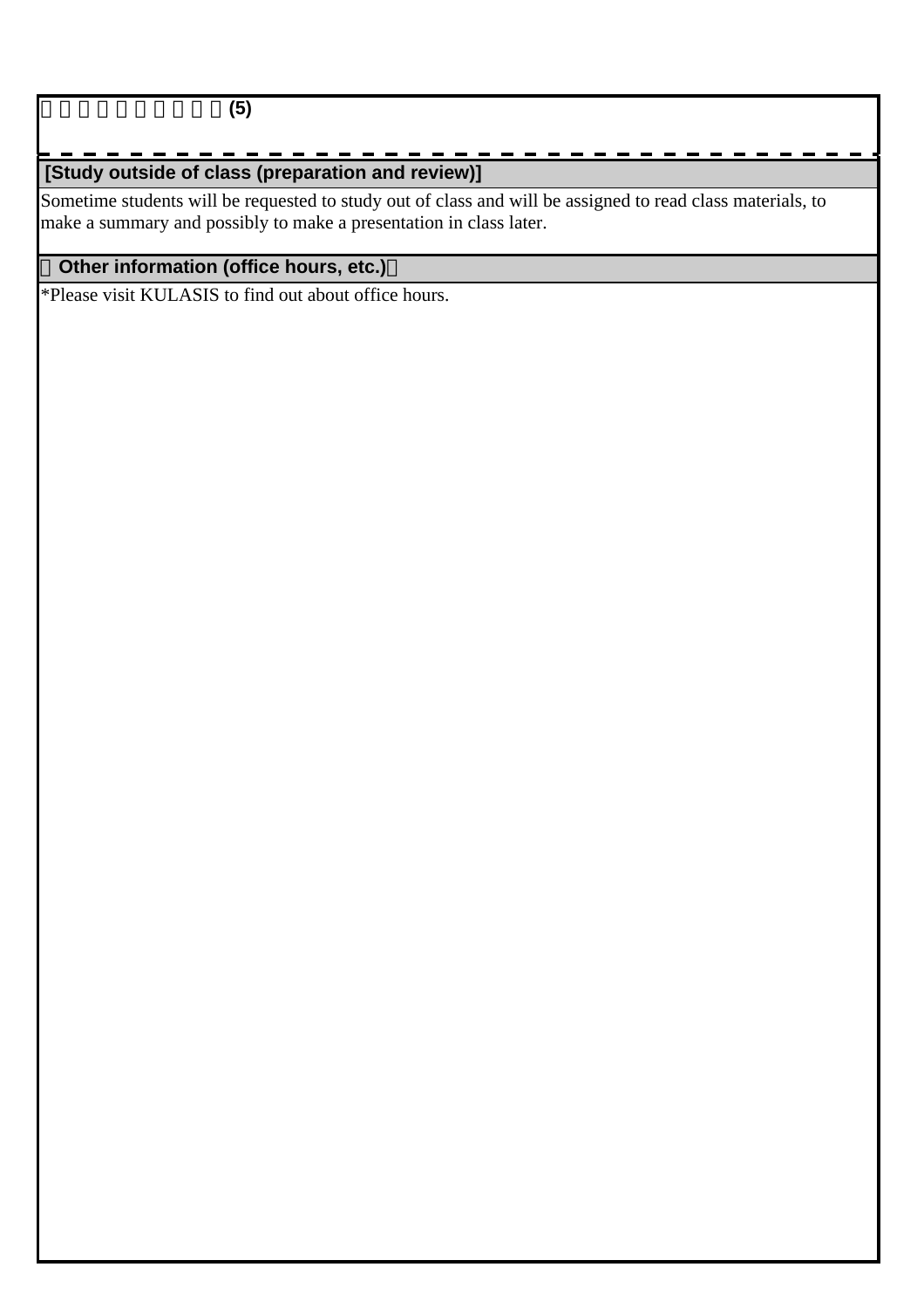(5)

## [Study outside of class (preparation and review)]

Sometime students will be requested to study out of class and will be assigned to read class materials, to make a summary and possibly to make a presentation in class later.

## Other information (office hours, etc.)

*Please visit KULASIS to find out about office hours.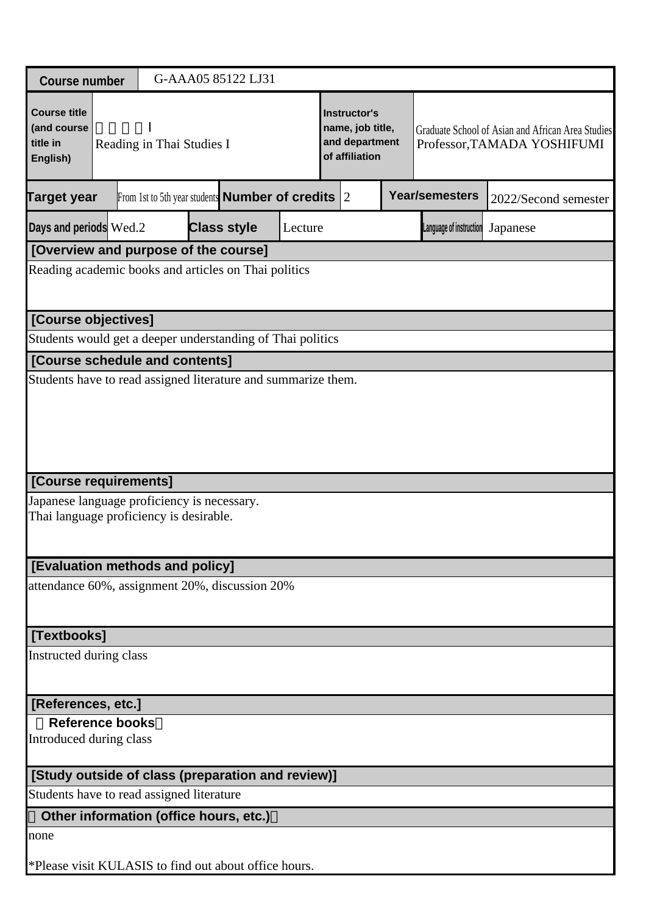| Course number | G-AAA05 85122 LJ31 | | | | | |
|---|---|---|---|---|---|---|
| Course title (and course title in English) | 　　　　Ⅰ Reading in Thai Studies I | | Instructor's name, job title, and department of affiliation | Graduate School of Asian and African Area Studies Professor,TAMADA YOSHIFUMI | | |
| Target year | From 1st to 5th year students | Number of credits | 2 | Year/semesters | 2022/Second semester | |
| Days and periods | Wed.2 | Class style | Lecture | Language of instruction | Japanese | |

**[Overview and purpose of the course]**

Reading academic books and articles on Thai politics

**[Course objectives]**

Students would get a deeper understanding of Thai politics

**[Course schedule and contents]**

Students have to read assigned literature and summarize them.

**[Course requirements]**

Japanese language proficiency is necessary.
Thai language proficiency is desirable.

**[Evaluation methods and policy]**

attendance 60%, assignment 20%, discussion 20%

**[Textbooks]**

Instructed during class

**[References, etc.]**

**Reference books**

Introduced during class

**[Study outside of class (preparation and review)]**

Students have to read assigned literature

**Other information (office hours, etc.)**

none

*Please visit KULASIS to find out about office hours.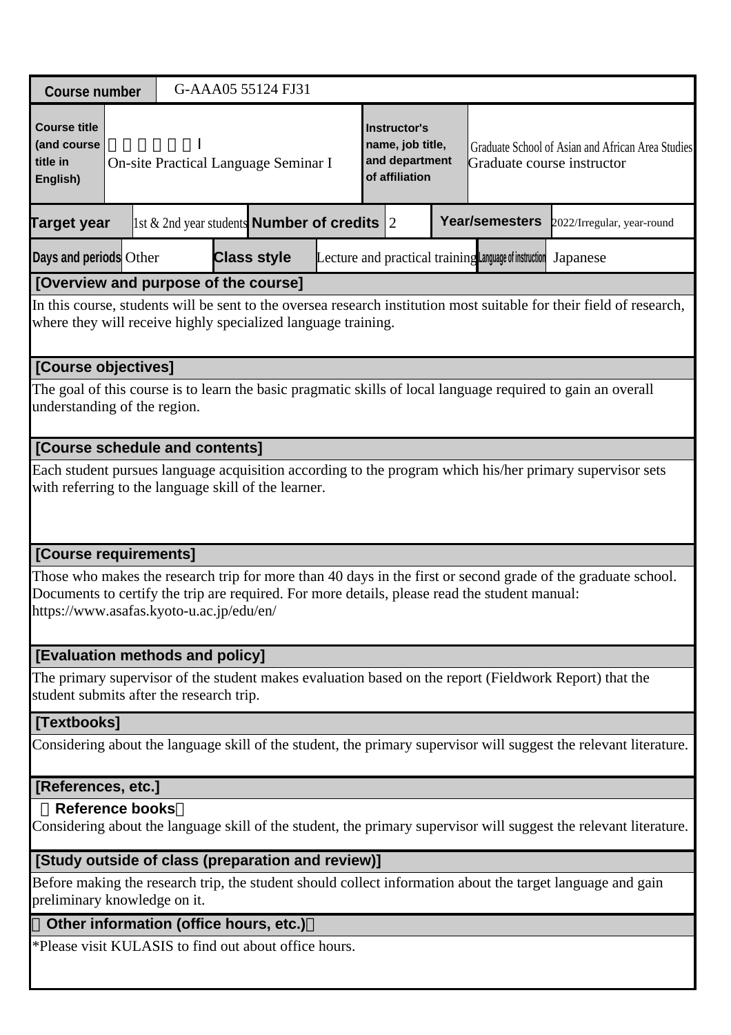| Course number | G-AAA05 55124 FJ31 | | | | | |
|---|---|---|---|---|---|---|
| Course title (and course title in English) | 　　　　　Ⅰ<br>On-site Practical Language Seminar I | | | Instructor's name, job title, and department of affiliation | Graduate School of Asian and African Area Studies<br>Graduate course instructor | |
| Target year | 1st & 2nd year students | Number of credits | 2 | Year/semesters | 2022/Irregular, year-round | |
| Days and periods | Other | Class style | Lecture and practical training | Language of instruction | Japanese | |

**[Overview and purpose of the course]**

In this course, students will be sent to the oversea research institution most suitable for their field of research, where they will receive highly specialized language training.

**[Course objectives]**

The goal of this course is to learn the basic pragmatic skills of local language required to gain an overall understanding of the region.

**[Course schedule and contents]**

Each student pursues language acquisition according to the program which his/her primary supervisor sets with referring to the language skill of the learner.

**[Course requirements]**

Those who makes the research trip for more than 40 days in the first or second grade of the graduate school. Documents to certify the trip are required. For more details, please read the student manual:
https://www.asafas.kyoto-u.ac.jp/edu/en/

**[Evaluation methods and policy]**

The primary supervisor of the student makes evaluation based on the report (Fieldwork Report) that the student submits after the research trip.

**[Textbooks]**

Considering about the language skill of the student, the primary supervisor will suggest the relevant literature.

**[References, etc.]**

**（Reference books）**

Considering about the language skill of the student, the primary supervisor will suggest the relevant literature.

**[Study outside of class (preparation and review)]**

Before making the research trip, the student should collect information about the target language and gain preliminary knowledge on it.

**（Other information (office hours, etc.)）**

*Please visit KULASIS to find out about office hours.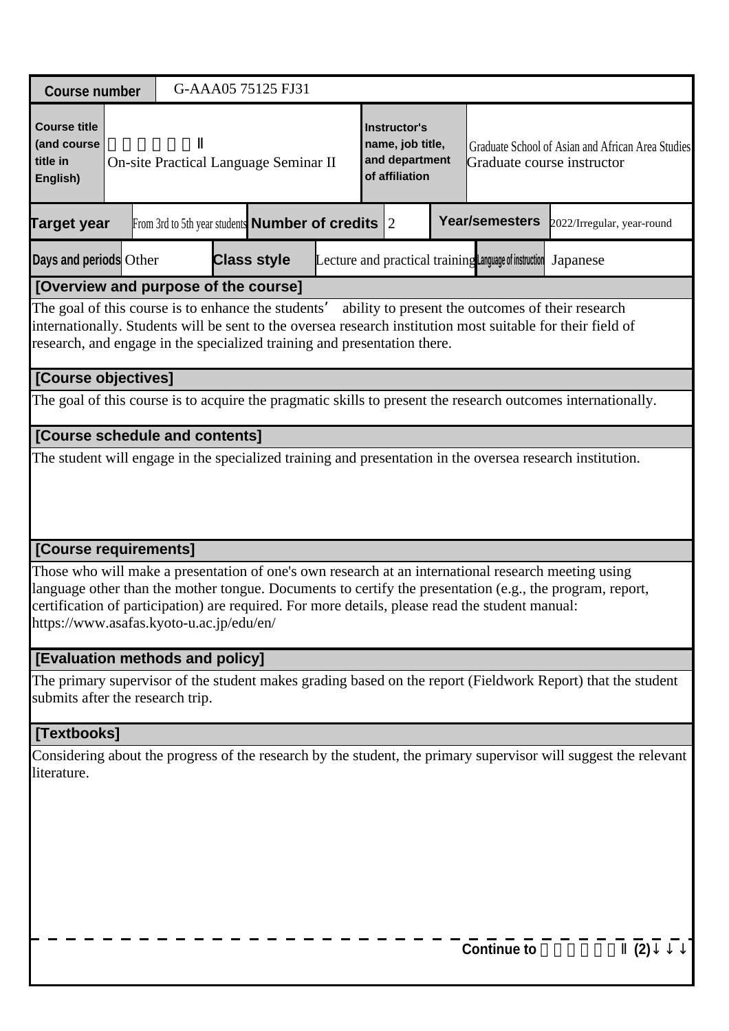| Course number | G-AAA05 75125 FJ31 | | | | | | |
|---|---|---|---|---|---|---|---|
| Course title (and course title in English) | Ⅱ<br>On-site Practical Language Seminar II | | | Instructor's name, job title, and department of affiliation | Graduate School of Asian and African Area Studies<br>Graduate course instructor | | |
| Target year | From 3rd to 5th year students | Number of credits | 2 | Year/semesters | 2022/Irregular, year-round | | |
| Days and periods | Other | Class style | Lecture and practical training | Language of instruction | Japanese | | |

## [Overview and purpose of the course]

The goal of this course is to enhance the students' ability to present the outcomes of their research internationally. Students will be sent to the oversea research institution most suitable for their field of research, and engage in the specialized training and presentation there.

## [Course objectives]

The goal of this course is to acquire the pragmatic skills to present the research outcomes internationally.

## [Course schedule and contents]

The student will engage in the specialized training and presentation in the oversea research institution.

## [Course requirements]

Those who will make a presentation of one's own research at an international research meeting using language other than the mother tongue. Documents to certify the presentation (e.g., the program, report, certification of participation) are required. For more details, please read the student manual: https://www.asafas.kyoto-u.ac.jp/edu/en/

## [Evaluation methods and policy]

The primary supervisor of the student makes grading based on the report (Fieldwork Report) that the student submits after the research trip.

## [Textbooks]

Considering about the progress of the research by the student, the primary supervisor will suggest the relevant literature.

**Continue to Ⅱ (2)↓↓↓**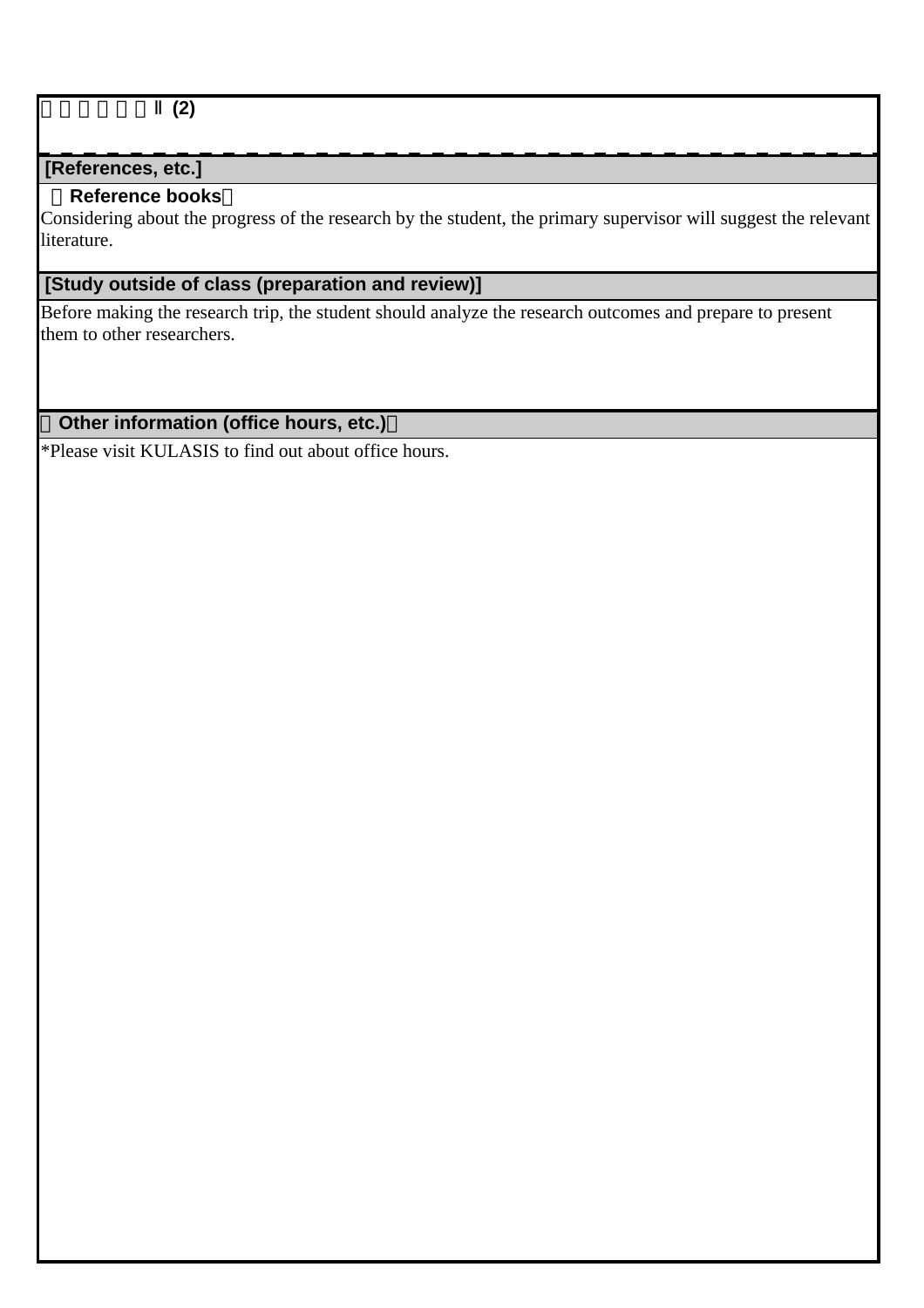□□□□□□Ⅱ (2)

## [References, etc.]

**（Reference books）**

Considering about the progress of the research by the student, the primary supervisor will suggest the relevant literature.

## [Study outside of class (preparation and review)]

Before making the research trip, the student should analyze the research outcomes and prepare to present them to other researchers.

## （Other information (office hours, etc.)）

*Please visit KULASIS to find out about office hours.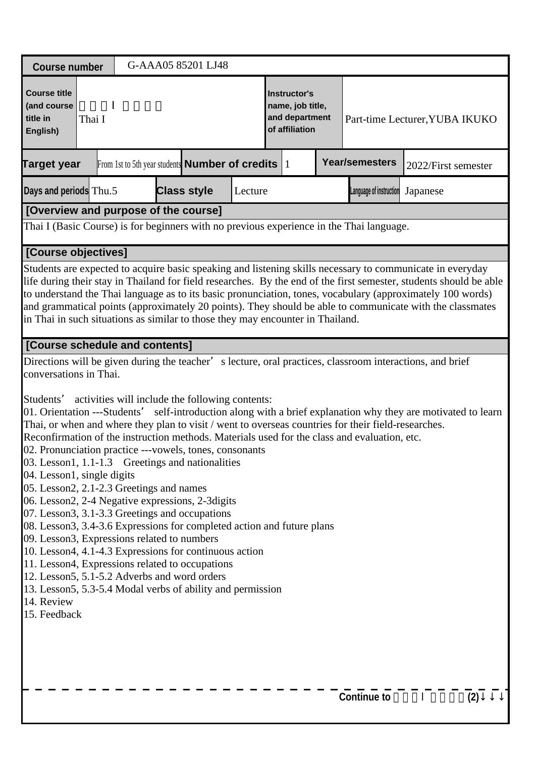| Course number | G-AAA05 85201 LJ48 | | | | | | |
|---|---|---|---|---|---|---|---|
| Course title (and course title in English) | タイ語I（基礎）<br>Thai I | | | Instructor's name, job title, and department of affiliation | Part-time Lecturer,YUBA IKUKO | | |
| Target year | From 1st to 5th year students | Number of credits | 1 | Year/semesters | 2022/First semester | | |
| Days and periods | Thu.5 | Class style | Lecture | Language of instruction | Japanese | | |

**[Overview and purpose of the course]**

Thai I (Basic Course) is for beginners with no previous experience in the Thai language.

**[Course objectives]**

Students are expected to acquire basic speaking and listening skills necessary to communicate in everyday life during their stay in Thailand for field researches. By the end of the first semester, students should be able to understand the Thai language as to its basic pronunciation, tones, vocabulary (approximately 100 words) and grammatical points (approximately 20 points). They should be able to communicate with the classmates in Thai in such situations as similar to those they may encounter in Thailand.

**[Course schedule and contents]**

Directions will be given during the teacher's lecture, oral practices, classroom interactions, and brief conversations in Thai.

Students' activities will include the following contents:
01. Orientation ---Students' self-introduction along with a brief explanation why they are motivated to learn Thai, or when and where they plan to visit / went to overseas countries for their field-researches. Reconfirmation of the instruction methods. Materials used for the class and evaluation, etc.
02. Pronunciation practice ---vowels, tones, consonants
03. Lesson1, 1.1-1.3 Greetings and nationalities
04. Lesson1, single digits
05. Lesson2, 2.1-2.3 Greetings and names
06. Lesson2, 2-4 Negative expressions, 2-3digits
07. Lesson3, 3.1-3.3 Greetings and occupations
08. Lesson3, 3.4-3.6 Expressions for completed action and future plans
09. Lesson3, Expressions related to numbers
10. Lesson4, 4.1-4.3 Expressions for continuous action
11. Lesson4, Expressions related to occupations
12. Lesson5, 5.1-5.2 Adverbs and word orders
13. Lesson5, 5.3-5.4 Modal verbs of ability and permission
14. Review
15. Feedback

Continue to タイ語I（基礎）(2)↓↓↓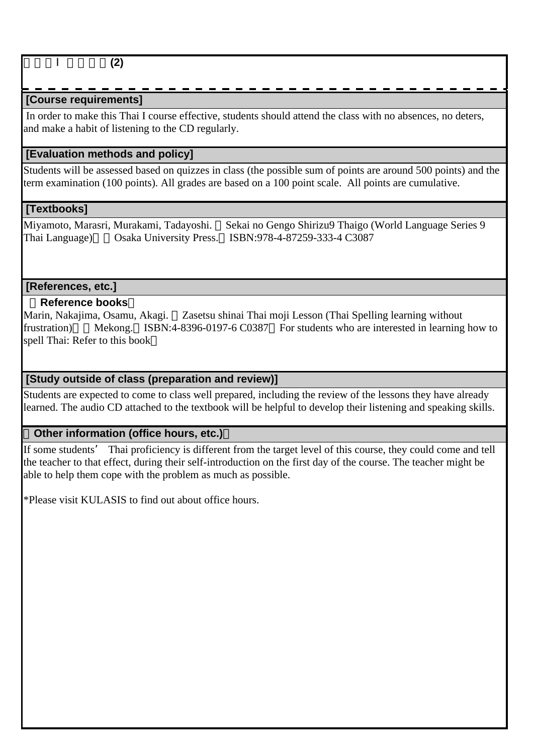□□□I □□□□(2)

## [Course requirements]

In order to make this Thai I course effective, students should attend the class with no absences, no deters, and make a habit of listening to the CD regularly.

## [Evaluation methods and policy]

Students will be assessed based on quizzes in class (the possible sum of points are around 500 points) and the term examination (100 points). All grades are based on a 100 point scale. All points are cumulative.

## [Textbooks]

Miyamoto, Marasri, Murakami, Tadayoshi. □Sekai no Gengo Shirizu9 Thaigo (World Language Series 9 Thai Language)□□Osaka University Press.□ISBN:978-4-87259-333-4 C3087

## [References, etc.]

□**Reference books**□

Marin, Nakajima, Osamu, Akagi. □Zasetsu shinai Thai moji Lesson (Thai Spelling learning without frustration)□□Mekong.□ISBN:4-8396-0197-6 C0387□For students who are interested in learning how to spell Thai: Refer to this book□

## [Study outside of class (preparation and review)]

Students are expected to come to class well prepared, including the review of the lessons they have already learned. The audio CD attached to the textbook will be helpful to develop their listening and speaking skills.

## □Other information (office hours, etc.)□

If some students' Thai proficiency is different from the target level of this course, they could come and tell the teacher to that effect, during their self-introduction on the first day of the course. The teacher might be able to help them cope with the problem as much as possible.

*Please visit KULASIS to find out about office hours.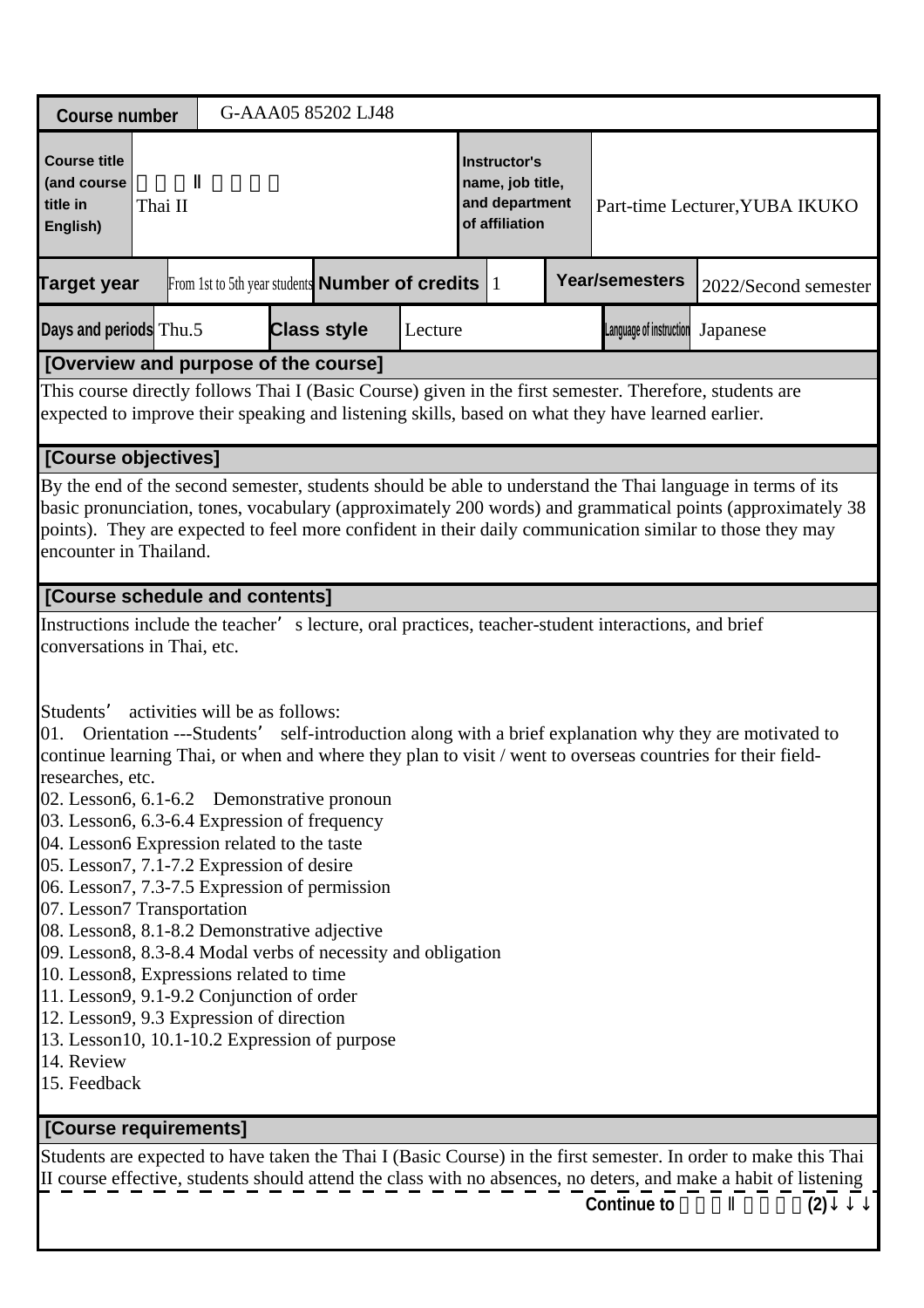| Course number | G-AAA05 85202 LJ48 | | | | | | |
|---|---|---|---|---|---|---|---|
| Course title (and course title in English) | タイ語Ⅱ（基礎）<br>Thai II | | | Instructor's name, job title, and department of affiliation | Part-time Lecturer,YUBA IKUKO | | |
| Target year | From 1st to 5th year students | Number of credits | 1 | Year/semesters | 2022/Second semester | | |
| Days and periods | Thu.5 | Class style | Lecture | Language of instruction | Japanese | | |

**[Overview and purpose of the course]**

This course directly follows Thai I (Basic Course) given in the first semester. Therefore, students are expected to improve their speaking and listening skills, based on what they have learned earlier.

**[Course objectives]**

By the end of the second semester, students should be able to understand the Thai language in terms of its basic pronunciation, tones, vocabulary (approximately 200 words) and grammatical points (approximately 38 points). They are expected to feel more confident in their daily communication similar to those they may encounter in Thailand.

**[Course schedule and contents]**

Instructions include the teacher's lecture, oral practices, teacher-student interactions, and brief conversations in Thai, etc.

Students' activities will be as follows:

01. Orientation ---Students' self-introduction along with a brief explanation why they are motivated to continue learning Thai, or when and where they plan to visit / went to overseas countries for their field-researches, etc.
02. Lesson6, 6.1-6.2 Demonstrative pronoun
03. Lesson6, 6.3-6.4 Expression of frequency
04. Lesson6 Expression related to the taste
05. Lesson7, 7.1-7.2 Expression of desire
06. Lesson7, 7.3-7.5 Expression of permission
07. Lesson7 Transportation
08. Lesson8, 8.1-8.2 Demonstrative adjective
09. Lesson8, 8.3-8.4 Modal verbs of necessity and obligation
10. Lesson8, Expressions related to time
11. Lesson9, 9.1-9.2 Conjunction of order
12. Lesson9, 9.3 Expression of direction
13. Lesson10, 10.1-10.2 Expression of purpose
14. Review
15. Feedback

**[Course requirements]**

Students are expected to have taken the Thai I (Basic Course) in the first semester. In order to make this Thai II course effective, students should attend the class with no absences, no deters, and make a habit of listening

Continue to タイ語Ⅱ（基礎）(2)↓↓↓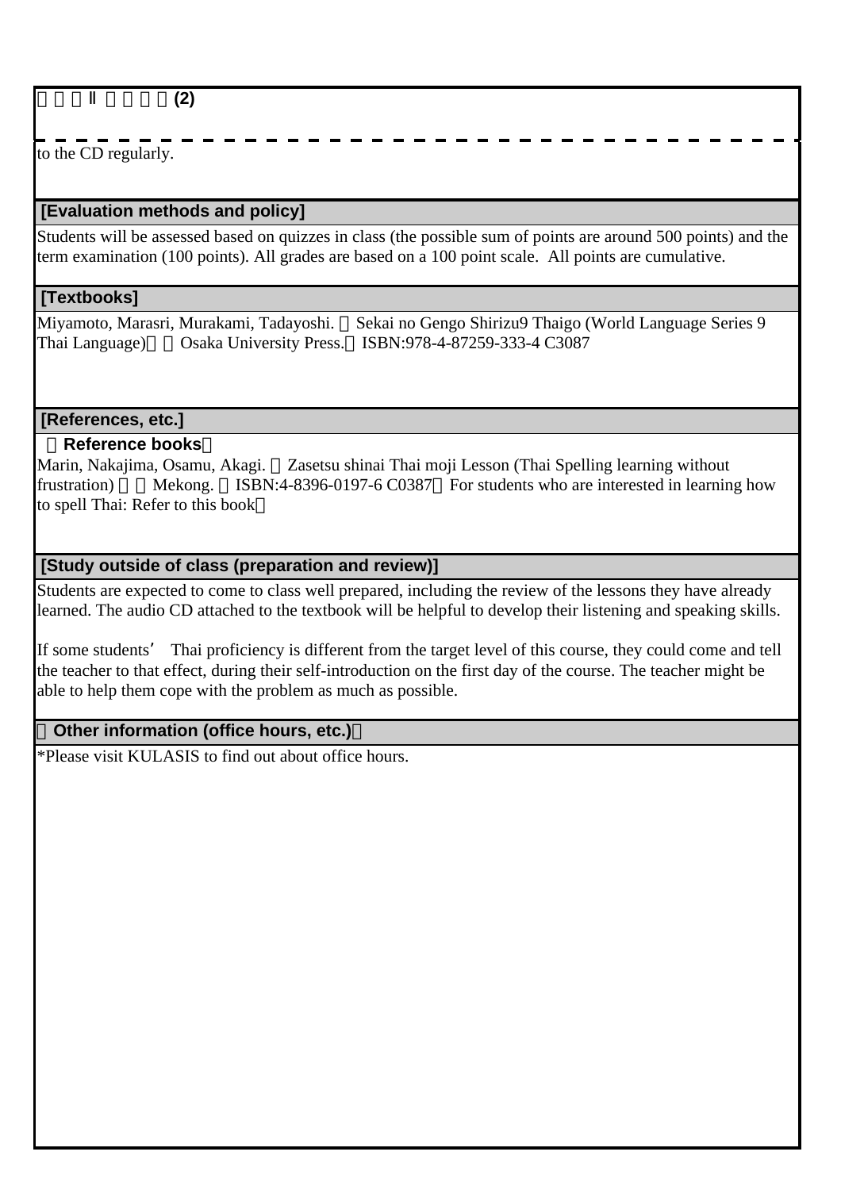タイ語II（初級）(2)

to the CD regularly.

## [Evaluation methods and policy]

Students will be assessed based on quizzes in class (the possible sum of points are around 500 points) and the term examination (100 points). All grades are based on a 100 point scale. All points are cumulative.

## [Textbooks]

Miyamoto, Marasri, Murakami, Tadayoshi. 『Sekai no Gengo Shirizu9 Thaigo (World Language Series 9 Thai Language)』 （Osaka University Press.）ISBN:978-4-87259-333-4 C3087

## [References, etc.]

（Reference books）

Marin, Nakajima, Osamu, Akagi. 『Zasetsu shinai Thai moji Lesson (Thai Spelling learning without frustration) 』 （Mekong. ）ISBN:4-8396-0197-6 C0387（For students who are interested in learning how to spell Thai: Refer to this book）

## [Study outside of class (preparation and review)]

Students are expected to come to class well prepared, including the review of the lessons they have already learned. The audio CD attached to the textbook will be helpful to develop their listening and speaking skills.

If some students’ Thai proficiency is different from the target level of this course, they could come and tell the teacher to that effect, during their self-introduction on the first day of the course. The teacher might be able to help them cope with the problem as much as possible.

## （Other information (office hours, etc.)）

*Please visit KULASIS to find out about office hours.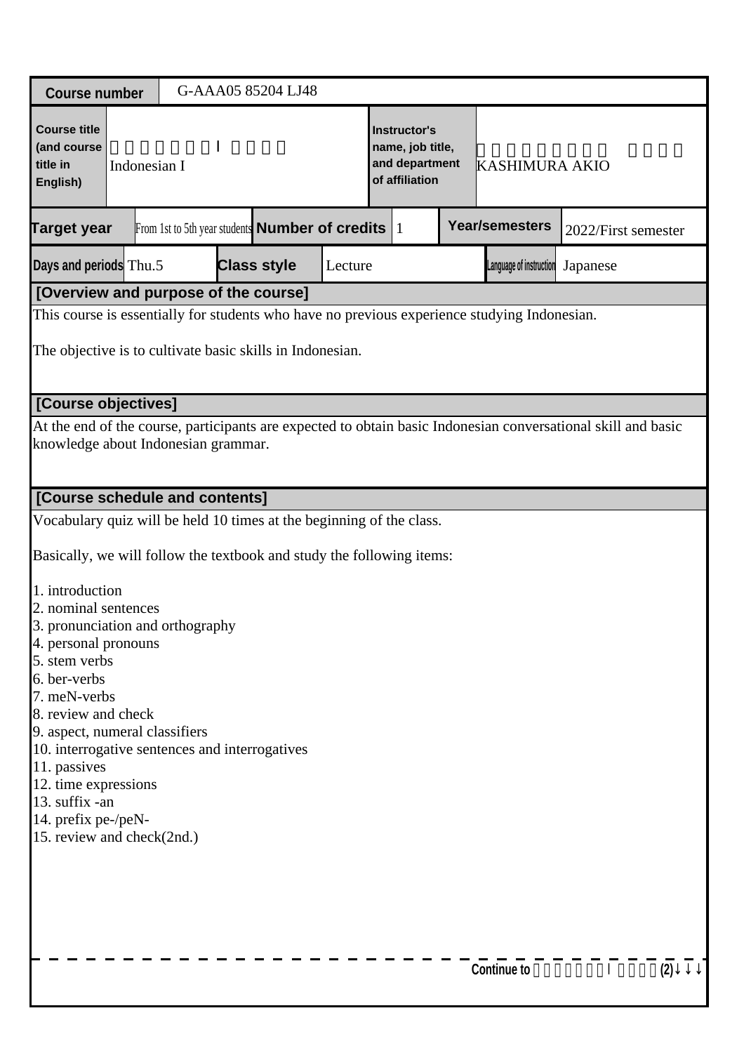| Course number | G-AAA05 85204 LJ48 | | | | | |
|---|---|---|---|---|---|---|
| Course title (and course title in English) | 　　　　　　Ｉ　　　　<br>Indonesian I | | | Instructor's name, job title, and department of affiliation | 　　　　　　　　　　　<br>KASHIMURA AKIO | |
| Target year | From 1st to 5th year students | Number of credits | 1 | Year/semesters | 2022/First semester | |
| Days and periods | Thu.5 | Class style | Lecture | Language of instruction | Japanese | |

## [Overview and purpose of the course]

This course is essentially for students who have no previous experience studying Indonesian.

The objective is to cultivate basic skills in Indonesian.

## [Course objectives]

At the end of the course, participants are expected to obtain basic Indonesian conversational skill and basic knowledge about Indonesian grammar.

## [Course schedule and contents]

Vocabulary quiz will be held 10 times at the beginning of the class.

Basically, we will follow the textbook and study the following items:

1. introduction
2. nominal sentences
3. pronunciation and orthography
4. personal pronouns
5. stem verbs
6. ber-verbs
7. meN-verbs
8. review and check
9. aspect, numeral classifiers
10. interrogative sentences and interrogatives
11. passives
12. time expressions
13. suffix -an
14. prefix pe-/peN-
15. review and check(2nd.)

Continue to 　　　　　　Ｉ　　　　(2)↓↓↓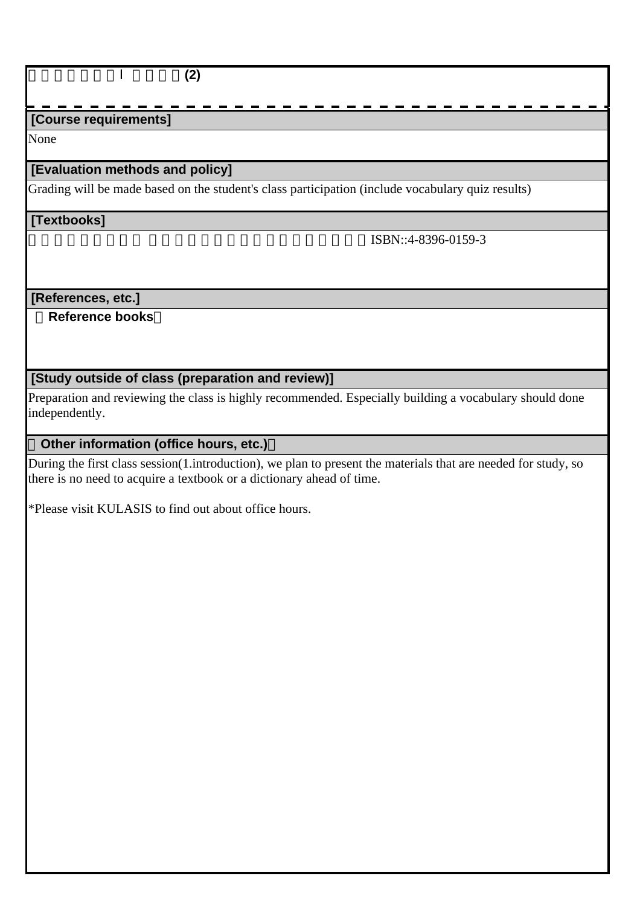□□□□□□Ⅰ□□□(2)

**[Course requirements]**

None

**[Evaluation methods and policy]**

Grading will be made based on the student's class participation (include vocabulary quiz results)

**[Textbooks]**

□□□□□□□□ □□□□□□□□□□□□□□□□□□ ISBN::4-8396-0159-3

**[References, etc.]**

（Reference books）

**[Study outside of class (preparation and review)]**

Preparation and reviewing the class is highly recommended. Especially building a vocabulary should done independently.

**（Other information (office hours, etc.)）**

During the first class session(1.introduction), we plan to present the materials that are needed for study, so there is no need to acquire a textbook or a dictionary ahead of time.

*Please visit KULASIS to find out about office hours.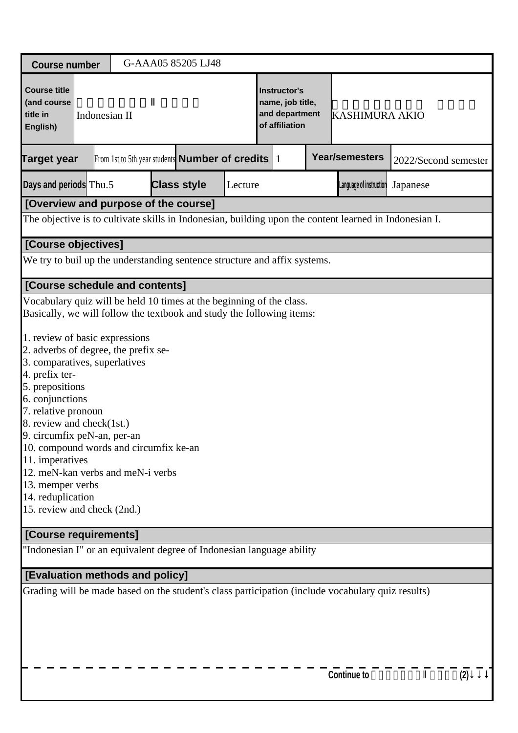| Course number | G-AAA05 85205 LJ48 | | | | |
|---|---|---|---|---|---|
| Course title (and course title in English) | Indonesian II | | Instructor's name, job title, and department of affiliation | KASHIMURA AKIO | |
| Target year | From 1st to 5th year students | Number of credits | 1 | Year/semesters | 2022/Second semester |
| Days and periods | Thu.5 | Class style | Lecture | Language of instruction | Japanese |

## [Overview and purpose of the course]

The objective is to cultivate skills in Indonesian, building upon the content learned in Indonesian I.

## [Course objectives]

We try to buil up the understanding sentence structure and affix systems.

## [Course schedule and contents]

Vocabulary quiz will be held 10 times at the beginning of the class.
Basically, we will follow the textbook and study the following items:

1. review of basic expressions
2. adverbs of degree, the prefix se-
3. comparatives, superlatives
4. prefix ter-
5. prepositions
6. conjunctions
7. relative pronoun
8. review and check(1st.)
9. circumfix peN-an, per-an
10. compound words and circumfix ke-an
11. imperatives
12. meN-kan verbs and meN-i verbs
13. memper verbs
14. reduplication
15. review and check (2nd.)

## [Course requirements]

"Indonesian I" or an equivalent degree of Indonesian language ability

## [Evaluation methods and policy]

Grading will be made based on the student's class participation (include vocabulary quiz results)

Continue to Ⅱ (2)↓↓↓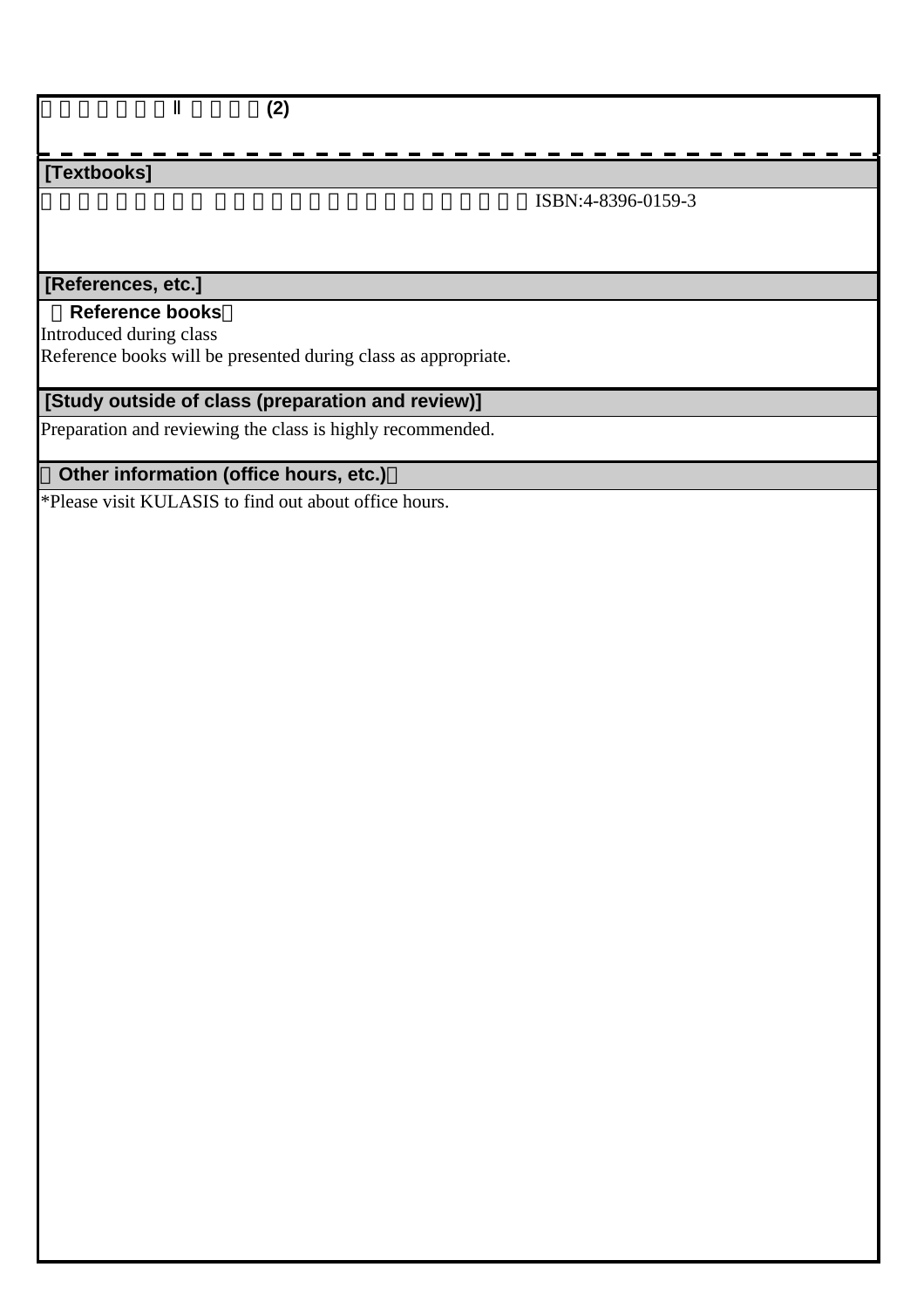□□□□□□Ⅱ□□□(2)

**[Textbooks]**

□□□□□□□□ □□□□□□□□□□□□□□□□ISBN:4-8396-0159-3

**[References, etc.]**

**（Reference books）**

Introduced during class

Reference books will be presented during class as appropriate.

**[Study outside of class (preparation and review)]**

Preparation and reviewing the class is highly recommended.

**（Other information (office hours, etc.)）**

*Please visit KULASIS to find out about office hours.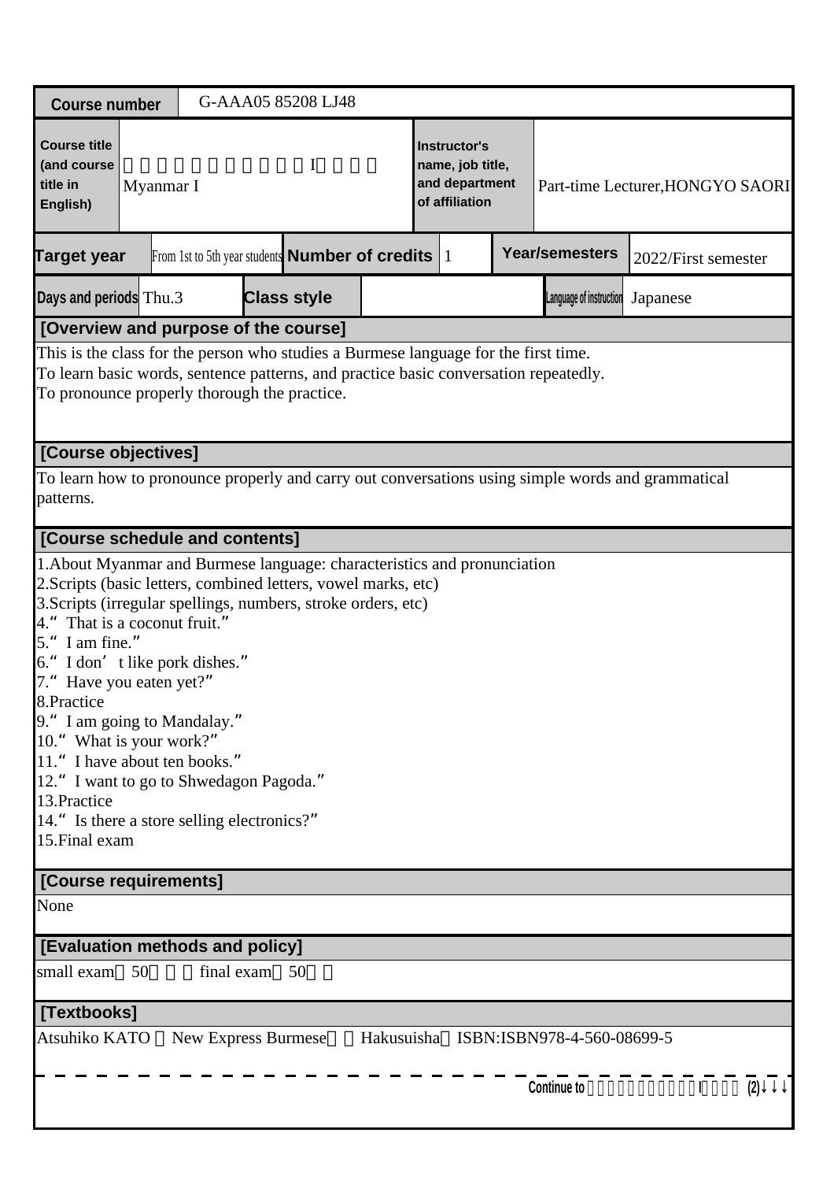| Course number | G-AAA05 85208 LJ48 | | | | | | |
|---|---|---|---|---|---|---|---|
| Course title (and course title in English) | 　　　　　　　　　　I　　　　 Myanmar I | | | Instructor's name, job title, and department of affiliation | Part-time Lecturer,HONGYO SAORI | | |
| Target year | From 1st to 5th year students | Number of credits | 1 | Year/semesters | 2022/First semester | | |
| Days and periods | Thu.3 | Class style | | Language of instruction | Japanese | | |

**[Overview and purpose of the course]**

This is the class for the person who studies a Burmese language for the first time.
To learn basic words, sentence patterns, and practice basic conversation repeatedly.
To pronounce properly thorough the practice.

**[Course objectives]**

To learn how to pronounce properly and carry out conversations using simple words and grammatical patterns.

**[Course schedule and contents]**

1.About Myanmar and Burmese language: characteristics and pronunciation
2.Scripts (basic letters, combined letters, vowel marks, etc)
3.Scripts (irregular spellings, numbers, stroke orders, etc)
4.“ That is a coconut fruit.”
5.“ I am fine.”
6.“ I don’ t like pork dishes.”
7.“ Have you eaten yet?”
8.Practice
9.“ I am going to Mandalay.”
10.“ What is your work?”
11.“ I have about ten books.”
12.“ I want to go to Shwedagon Pagoda.”
13.Practice
14.“ Is there a store selling electronics?”
15.Final exam

**[Course requirements]**

None

**[Evaluation methods and policy]**

small exam　50　　　final exam　50

**[Textbooks]**

Atsuhiko KATO 『New Express Burmese』（Hakusuisha）ISBN:ISBN978-4-560-08699-5

Continue to 　　　　　　　　　I　　　(2)↓↓↓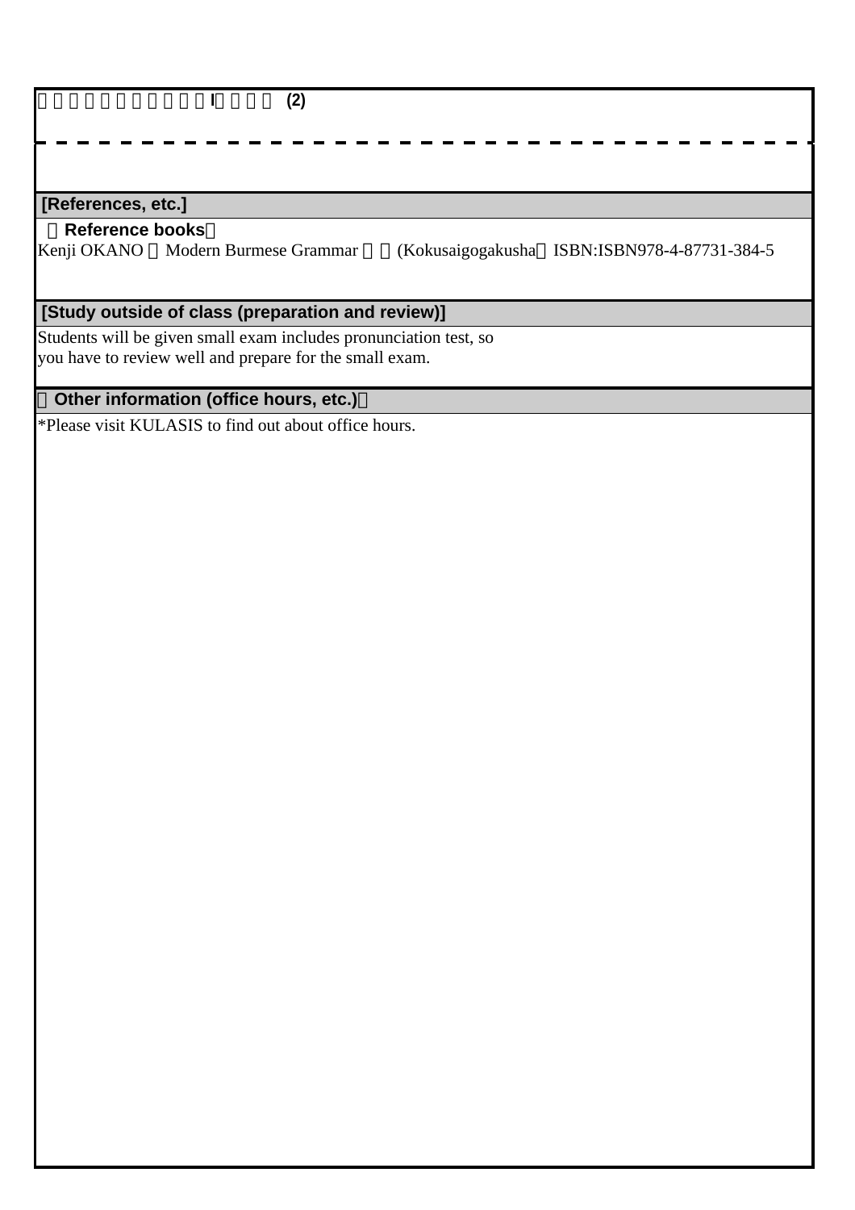□□□□□□□□□□I□□□□ (2)

## [References, etc.]

**Reference books**

Kenji OKANO □Modern Burmese Grammar □□ (Kokusaigogakusha□ISBN:ISBN978-4-87731-384-5

## [Study outside of class (preparation and review)]

Students will be given small exam includes pronunciation test, so
you have to review well and prepare for the small exam.

## Other information (office hours, etc.)

*Please visit KULASIS to find out about office hours.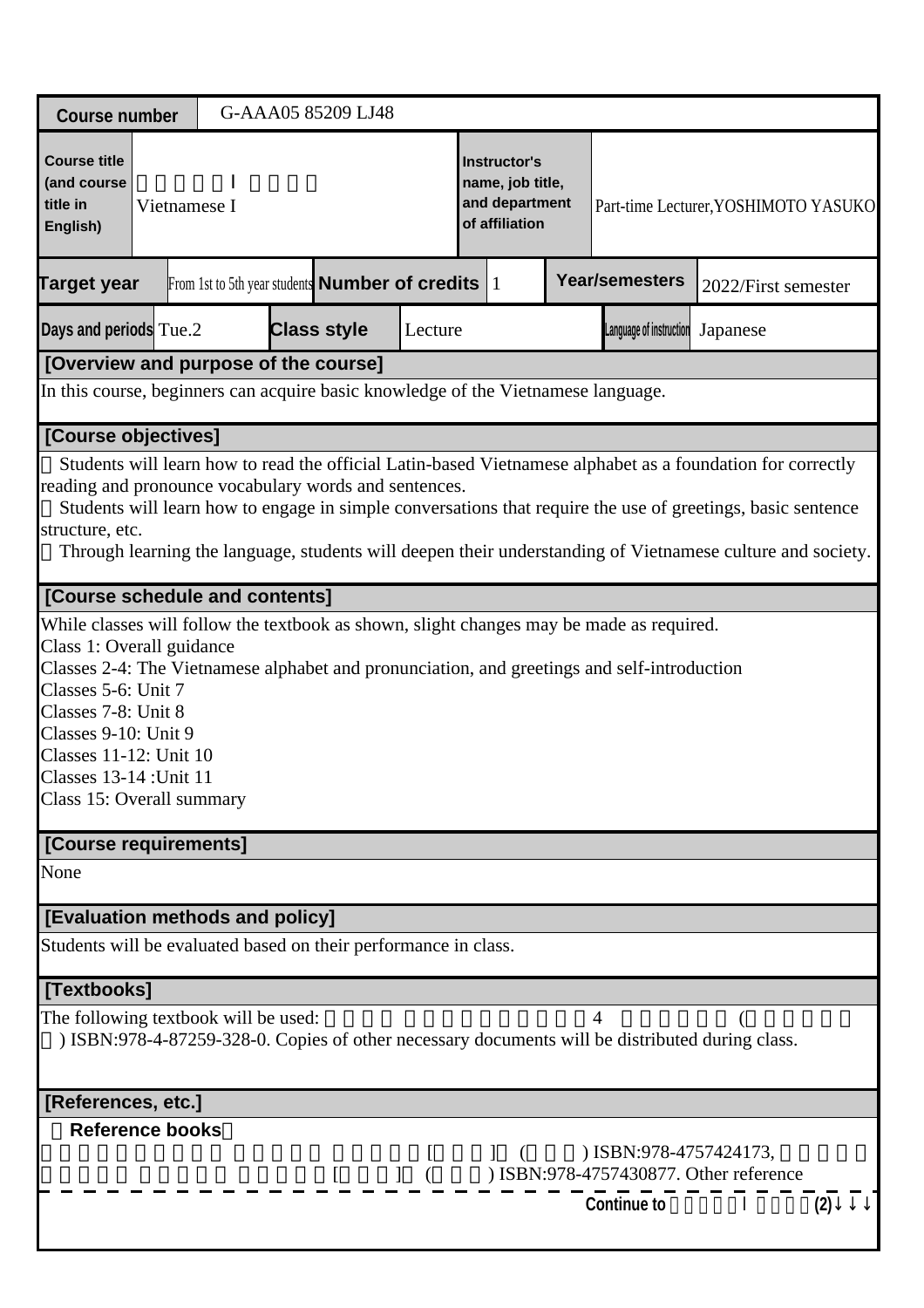| Course number | G-AAA05 85209 LJ48 | | | | |
|---|---|---|---|---|---|
| Course title (and course title in English) | 　　　　　Ⅰ　　　　<br>Vietnamese I | | Instructor's name, job title, and department of affiliation | Part-time Lecturer,YOSHIMOTO YASUKO | |
| Target year | From 1st to 5th year students | Number of credits | 1 | Year/semesters | 2022/First semester |
| Days and periods | Tue.2 | Class style | Lecture | Language of instruction | Japanese |

**[Overview and purpose of the course]**

In this course, beginners can acquire basic knowledge of the Vietnamese language.

**[Course objectives]**

　Students will learn how to read the official Latin-based Vietnamese alphabet as a foundation for correctly reading and pronounce vocabulary words and sentences.
　Students will learn how to engage in simple conversations that require the use of greetings, basic sentence structure, etc.
　Through learning the language, students will deepen their understanding of Vietnamese culture and society.

**[Course schedule and contents]**

While classes will follow the textbook as shown, slight changes may be made as required.
Class 1: Overall guidance
Classes 2-4: The Vietnamese alphabet and pronunciation, and greetings and self-introduction
Classes 5-6: Unit 7
Classes 7-8: Unit 8
Classes 9-10: Unit 9
Classes 11-12: Unit 10
Classes 13-14 :Unit 11
Class 15: Overall summary

**[Course requirements]**

None

**[Evaluation methods and policy]**

Students will be evaluated based on their performance in class.

**[Textbooks]**

The following textbook will be used: 　　　　　　　　　　　　　　4　　　　　　(　　　　　) ISBN:978-4-87259-328-0. Copies of other necessary documents will be distributed during class.

**[References, etc.]**

**Reference books**
　　　　　　　　　　　　　　　　[　　　]　(　　　) ISBN:978-4757424173, 　　　　　　　　　　　　[　　　]　(　　　) ISBN:978-4757430877. Other reference

Continue to 　　　　Ⅰ　　　(2)↓↓↓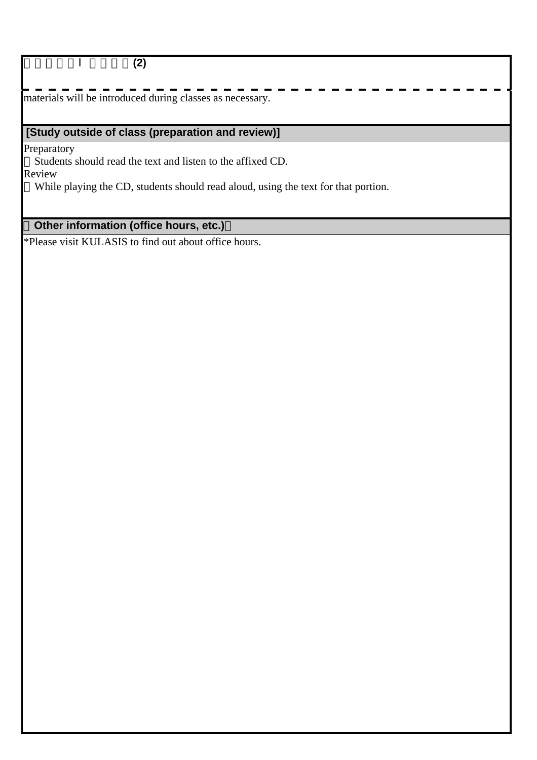□□□□□I □□□□(2)

materials will be introduced during classes as necessary.

**[Study outside of class (preparation and review)]**

Preparatory

□Students should read the text and listen to the affixed CD.

Review

□While playing the CD, students should read aloud, using the text for that portion.

**□Other information (office hours, etc.)□**

*Please visit KULASIS to find out about office hours.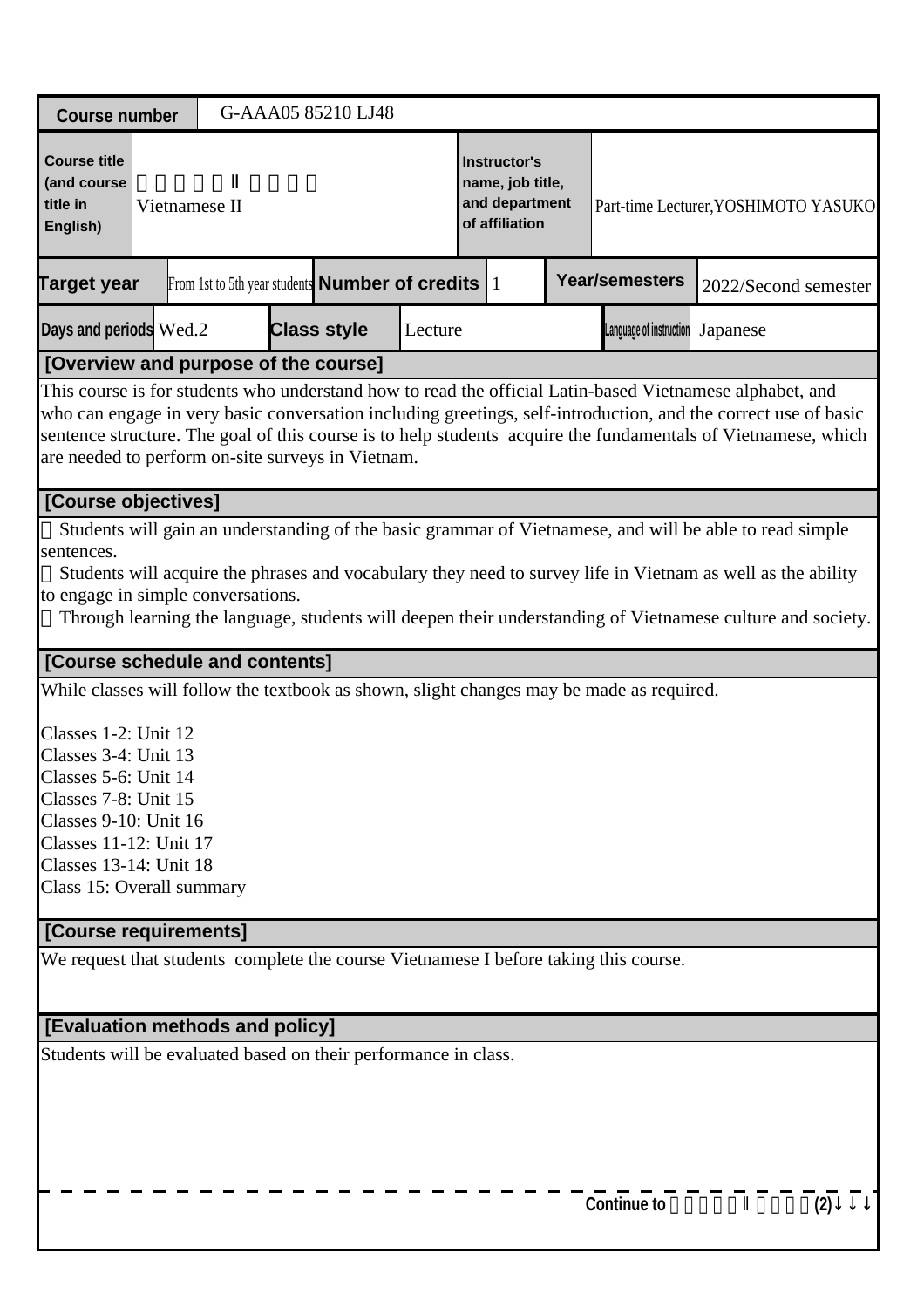| Course number | G-AAA05 85210 LJ48 | | |
|---|---|---|---|
| Course title (and course title in English) | □□□□□Ⅱ □□□□<br>Vietnamese II | Instructor's name, job title, and department of affiliation | Part-time Lecturer,YOSHIMOTO YASUKO |

| Target year | From 1st to 5th year students | Number of credits | 1 | Year/semesters | 2022/Second semester |
|---|---|---|---|---|---|
| Days and periods | Wed.2 | Class style | Lecture | Language of instruction | Japanese |

**[Overview and purpose of the course]**

This course is for students who understand how to read the official Latin-based Vietnamese alphabet, and who can engage in very basic conversation including greetings, self-introduction, and the correct use of basic sentence structure. The goal of this course is to help students acquire the fundamentals of Vietnamese, which are needed to perform on-site surveys in Vietnam.

**[Course objectives]**

□ Students will gain an understanding of the basic grammar of Vietnamese, and will be able to read simple sentences.
□ Students will acquire the phrases and vocabulary they need to survey life in Vietnam as well as the ability to engage in simple conversations.
□ Through learning the language, students will deepen their understanding of Vietnamese culture and society.

**[Course schedule and contents]**

While classes will follow the textbook as shown, slight changes may be made as required.

Classes 1-2: Unit 12
Classes 3-4: Unit 13
Classes 5-6: Unit 14
Classes 7-8: Unit 15
Classes 9-10: Unit 16
Classes 11-12: Unit 17
Classes 13-14: Unit 18
Class 15: Overall summary

**[Course requirements]**

We request that students complete the course Vietnamese I before taking this course.

**[Evaluation methods and policy]**

Students will be evaluated based on their performance in class.

Continue to □□□□□Ⅱ □□□□(2)↓↓↓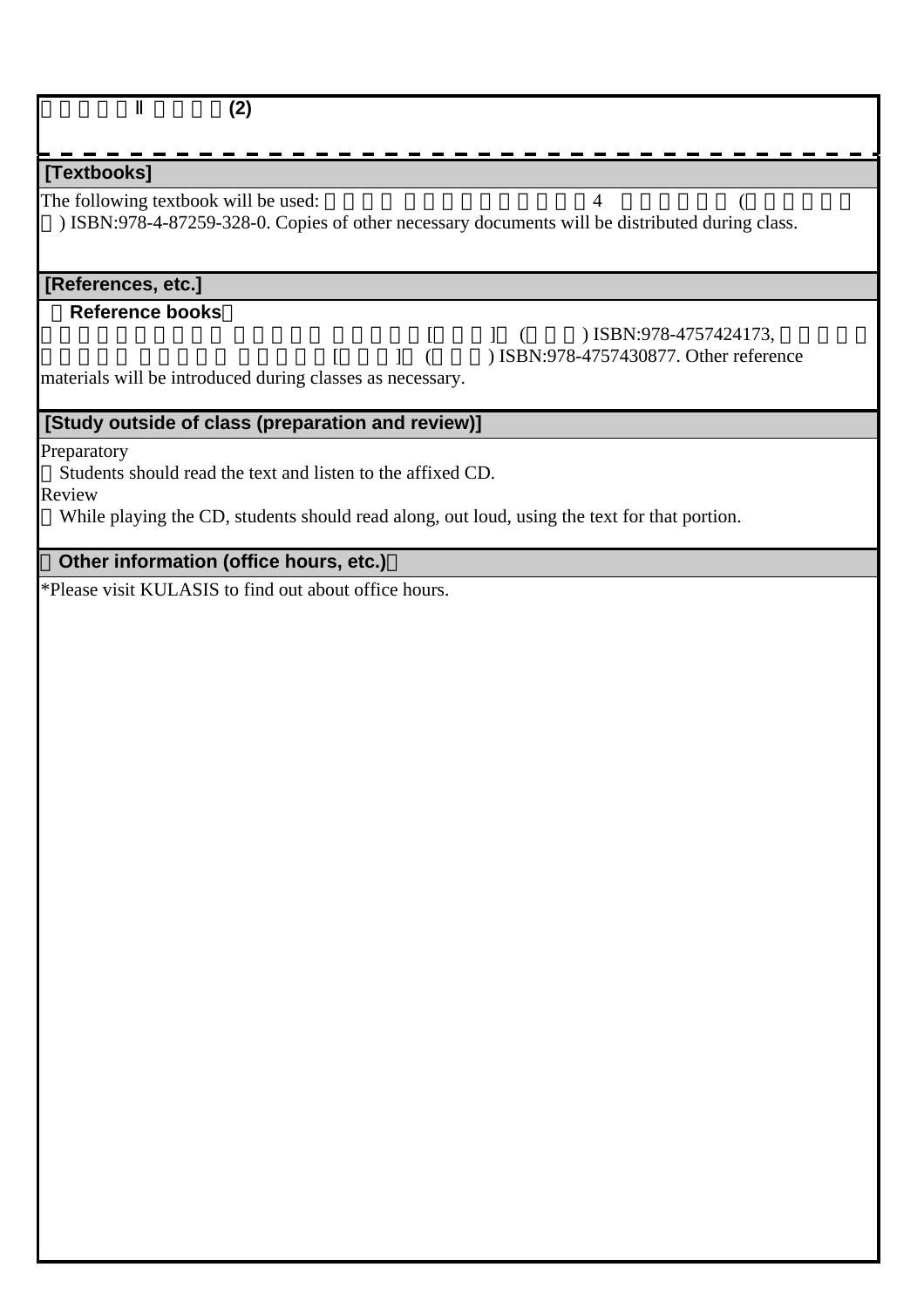**Ⅱ (2)**

## [Textbooks]

The following textbook will be used: 4 ( ) ISBN:978-4-87259-328-0. Copies of other necessary documents will be distributed during class.

## [References, etc.]

**Reference books**

[ ] ( ) ISBN:978-4757424173, [ ] ( ) ISBN:978-4757430877. Other reference materials will be introduced during classes as necessary.

## [Study outside of class (preparation and review)]

Preparatory

Students should read the text and listen to the affixed CD.

Review

While playing the CD, students should read along, out loud, using the text for that portion.

## Other information (office hours, etc.)

*Please visit KULASIS to find out about office hours.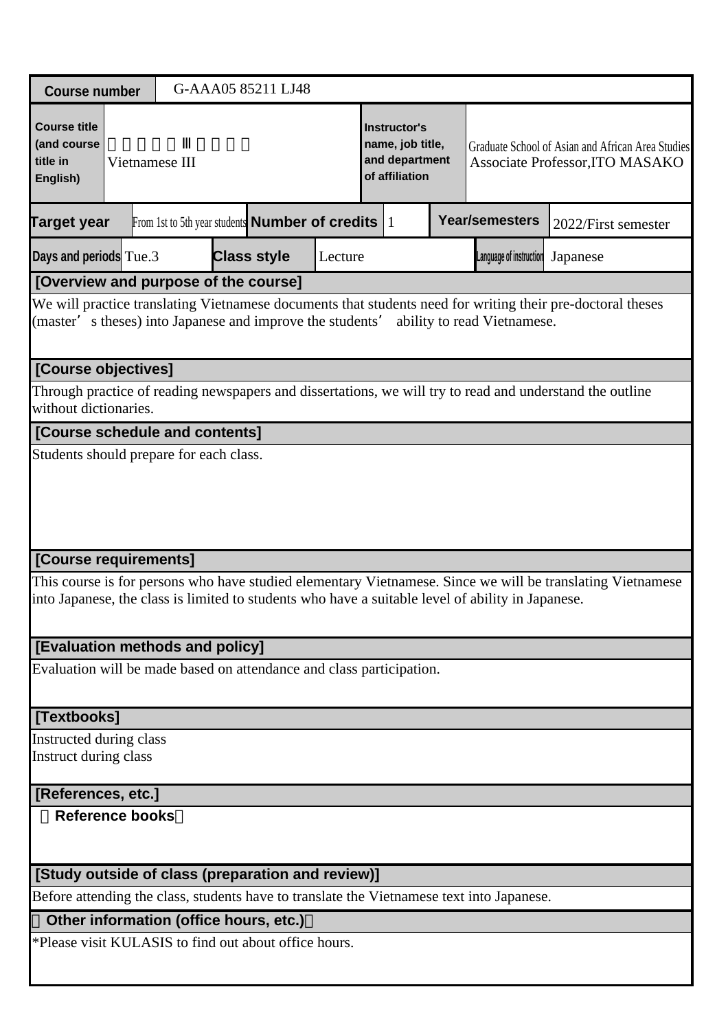| Course number | G-AAA05 85211 LJ48 | | | | | |
|---|---|---|---|---|---|---|
| Course title (and course title in English) | Vietnamese III | | | Instructor's name, job title, and department of affiliation | Graduate School of Asian and African Area Studies<br>Associate Professor,ITO MASAKO | |
| Target year | From 1st to 5th year students | Number of credits | 1 | Year/semesters | 2022/First semester | |
| Days and periods | Tue.3 | Class style | Lecture | Language of instruction | Japanese | |

## [Overview and purpose of the course]

We will practice translating Vietnamese documents that students need for writing their pre-doctoral theses (master's theses) into Japanese and improve the students' ability to read Vietnamese.

## [Course objectives]

Through practice of reading newspapers and dissertations, we will try to read and understand the outline without dictionaries.

## [Course schedule and contents]

Students should prepare for each class.

## [Course requirements]

This course is for persons who have studied elementary Vietnamese. Since we will be translating Vietnamese into Japanese, the class is limited to students who have a suitable level of ability in Japanese.

## [Evaluation methods and policy]

Evaluation will be made based on attendance and class participation.

## [Textbooks]

Instructed during class
Instruct during class

## [References, etc.]

**Reference books**

## [Study outside of class (preparation and review)]

Before attending the class, students have to translate the Vietnamese text into Japanese.

## Other information (office hours, etc.)

*Please visit KULASIS to find out about office hours.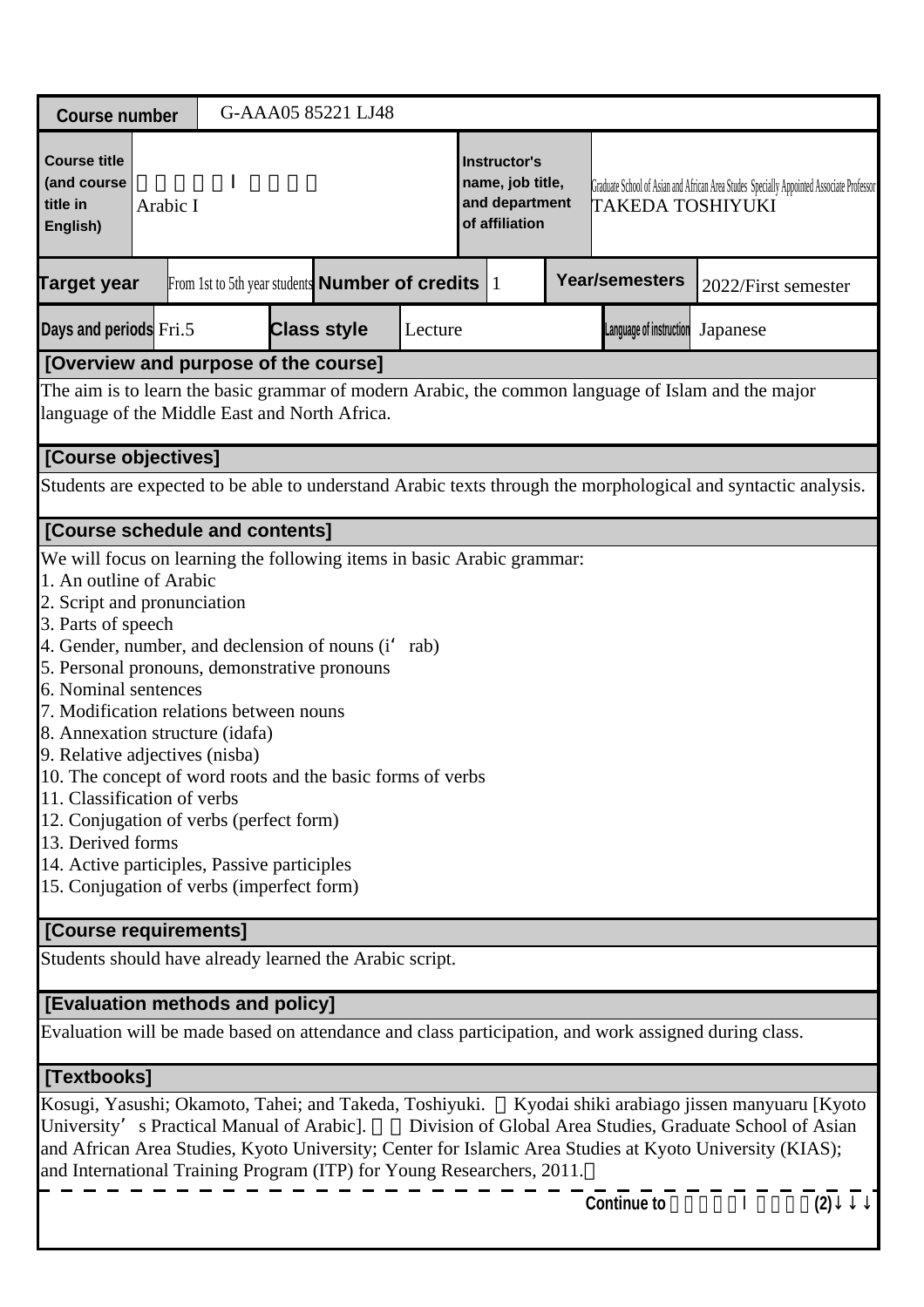| Course number | G-AAA05 85221 LJ48 | | | | | | |
|---|---|---|---|---|---|---|---|
| Course title (and course title in English) | 　　　　　Ｉ　　　　<br>Arabic I | | | Instructor's name, job title, and department of affiliation | Graduate School of Asian and African Area Studes Specially Appointed Associate Professor<br>TAKEDA TOSHIYUKI | | |
| Target year | From 1st to 5th year students | Number of credits | 1 | Year/semesters | 2022/First semester | | |
| Days and periods | Fri.5 | Class style | Lecture | Language of instruction | Japanese | | |

**[Overview and purpose of the course]**

The aim is to learn the basic grammar of modern Arabic, the common language of Islam and the major language of the Middle East and North Africa.

**[Course objectives]**

Students are expected to be able to understand Arabic texts through the morphological and syntactic analysis.

**[Course schedule and contents]**

We will focus on learning the following items in basic Arabic grammar:
1. An outline of Arabic
2. Script and pronunciation
3. Parts of speech
4. Gender, number, and declension of nouns (i‘ rab)
5. Personal pronouns, demonstrative pronouns
6. Nominal sentences
7. Modification relations between nouns
8. Annexation structure (idafa)
9. Relative adjectives (nisba)
10. The concept of word roots and the basic forms of verbs
11. Classification of verbs
12. Conjugation of verbs (perfect form)
13. Derived forms
14. Active participles, Passive participles
15. Conjugation of verbs (imperfect form)

**[Course requirements]**

Students should have already learned the Arabic script.

**[Evaluation methods and policy]**

Evaluation will be made based on attendance and class participation, and work assigned during class.

**[Textbooks]**

Kosugi, Yasushi; Okamoto, Tahei; and Takeda, Toshiyuki. 　Kyodai shiki arabiago jissen manyuaru [Kyoto University’ s Practical Manual of Arabic]. 　　Division of Global Area Studies, Graduate School of Asian and African Area Studies, Kyoto University; Center for Islamic Area Studies at Kyoto University (KIAS); and International Training Program (ITP) for Young Researchers, 2011.　

Continue to 　　　　　Ｉ　　　　(2)↓↓↓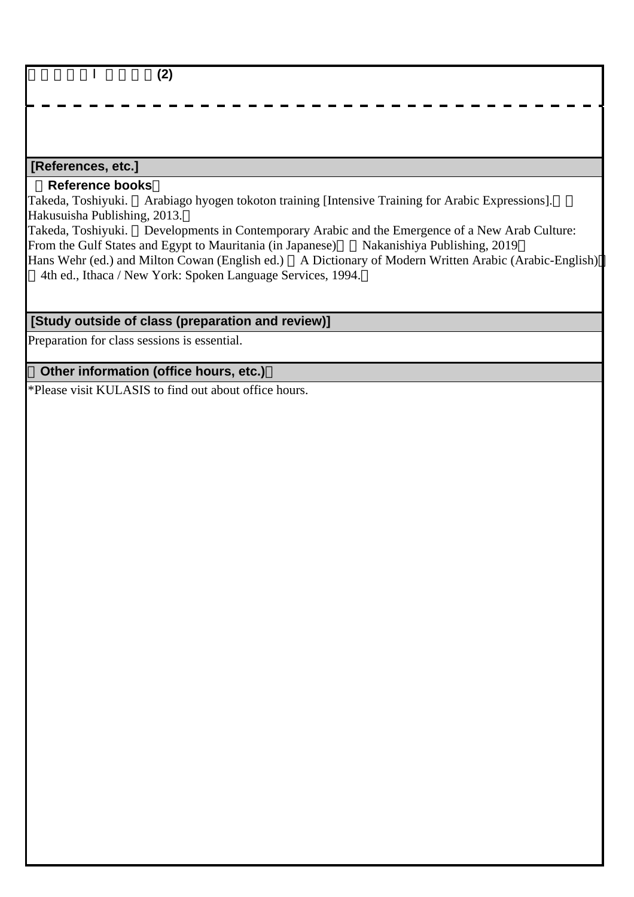□□□□□I □□□□(2)

**[References, etc.]**

**（Reference books）**

Takeda, Toshiyuki. 『Arabiago hyogen tokoton training [Intensive Training for Arabic Expressions].』（Hakusuisha Publishing, 2013.）

Takeda, Toshiyuki. 『Developments in Contemporary Arabic and the Emergence of a New Arab Culture: From the Gulf States and Egypt to Mauritania (in Japanese)』（Nakanishiya Publishing, 2019）

Hans Wehr (ed.) and Milton Cowan (English ed.) 『A Dictionary of Modern Written Arabic (Arabic-English)』（4th ed., Ithaca / New York: Spoken Language Services, 1994.）

**[Study outside of class (preparation and review)]**

Preparation for class sessions is essential.

**（Other information (office hours, etc.)）**

*Please visit KULASIS to find out about office hours.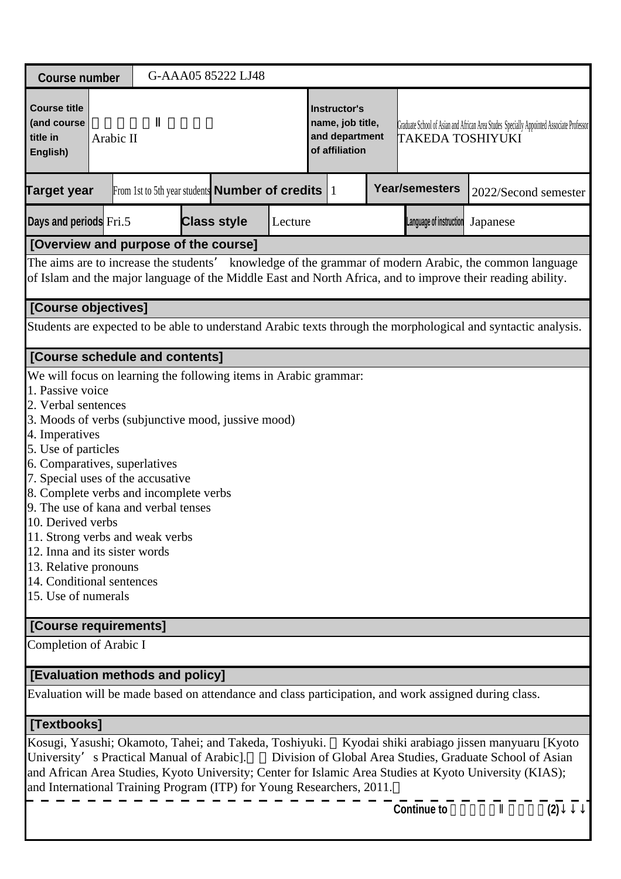| Course number | G-AAA05 85222 LJ48 | | | | |
|---|---|---|---|---|---|
| Course title (and course title in English) | アラビア語Ⅱ（初級） Arabic II | | Instructor's name, job title, and department of affiliation | Graduate School of Asian and African Area Studes Specially Appointed Associate Professor TAKEDA TOSHIYUKI | |
| Target year | From 1st to 5th year students | Number of credits | 1 | Year/semesters | 2022/Second semester |
| Days and periods | Fri.5 | Class style | Lecture | Language of instruction | Japanese |

## [Overview and purpose of the course]

The aims are to increase the students' knowledge of the grammar of modern Arabic, the common language of Islam and the major language of the Middle East and North Africa, and to improve their reading ability.

## [Course objectives]

Students are expected to be able to understand Arabic texts through the morphological and syntactic analysis.

## [Course schedule and contents]

We will focus on learning the following items in Arabic grammar:
1. Passive voice
2. Verbal sentences
3. Moods of verbs (subjunctive mood, jussive mood)
4. Imperatives
5. Use of particles
6. Comparatives, superlatives
7. Special uses of the accusative
8. Complete verbs and incomplete verbs
9. The use of kana and verbal tenses
10. Derived verbs
11. Strong verbs and weak verbs
12. Inna and its sister words
13. Relative pronouns
14. Conditional sentences
15. Use of numerals

## [Course requirements]

Completion of Arabic I

## [Evaluation methods and policy]

Evaluation will be made based on attendance and class participation, and work assigned during class.

## [Textbooks]

Kosugi, Yasushi; Okamoto, Tahei; and Takeda, Toshiyuki. 『Kyodai shiki arabiago jissen manyuaru [Kyoto University's Practical Manual of Arabic].』 Division of Global Area Studies, Graduate School of Asian and African Area Studies, Kyoto University; Center for Islamic Area Studies at Kyoto University (KIAS); and International Training Program (ITP) for Young Researchers, 2011.）

Continue to アラビア語Ⅱ（初級）(2)↓↓↓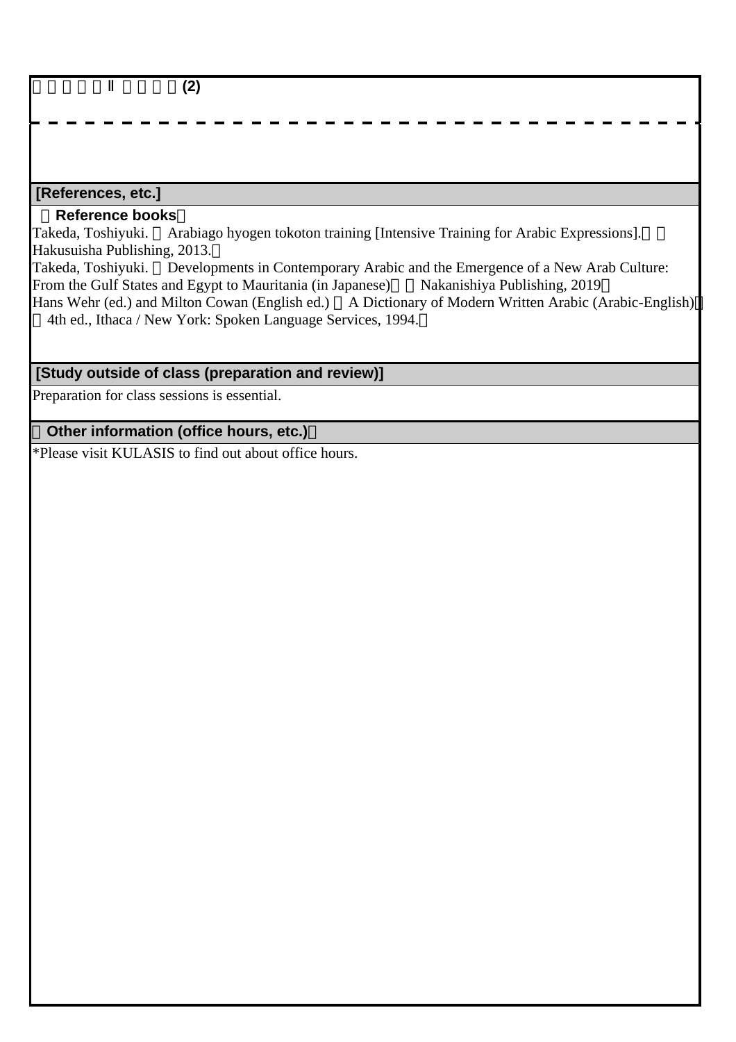□□□□□Ⅱ□□□□(2)

## [References, etc.]

**（Reference books）**

Takeda, Toshiyuki. 『Arabiago hyogen tokoton training [Intensive Training for Arabic Expressions].』（Hakusuisha Publishing, 2013.）

Takeda, Toshiyuki. 『Developments in Contemporary Arabic and the Emergence of a New Arab Culture: From the Gulf States and Egypt to Mauritania (in Japanese)』（Nakanishiya Publishing, 2019）

Hans Wehr (ed.) and Milton Cowan (English ed.) 『A Dictionary of Modern Written Arabic (Arabic-English)』（4th ed., Ithaca / New York: Spoken Language Services, 1994.）

## [Study outside of class (preparation and review)]

Preparation for class sessions is essential.

## （Other information (office hours, etc.)）

*Please visit KULASIS to find out about office hours.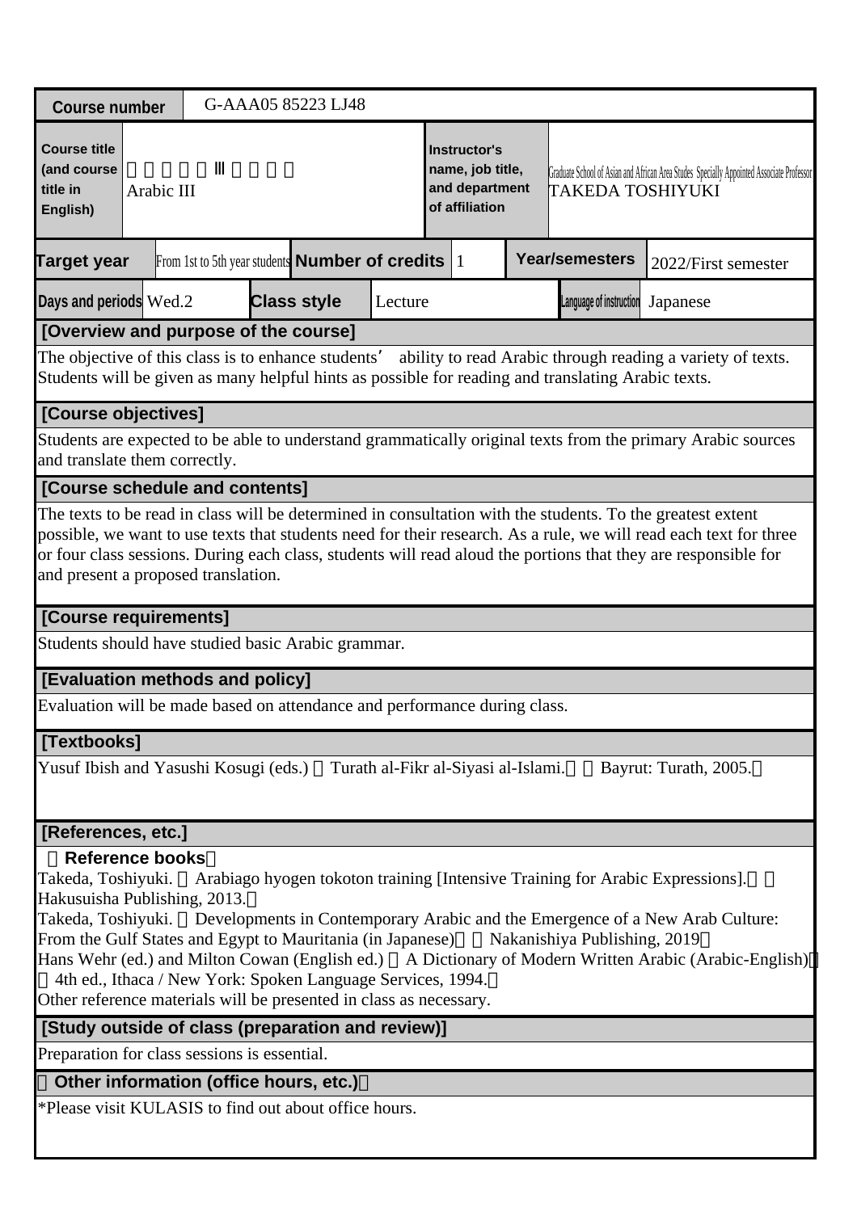| Course number | G-AAA05 85223 LJ48 | | | | |
|---|---|---|---|---|---|
| Course title (and course title in English) | 　　　　Ⅲ　　　　<br>Arabic III | | Instructor's name, job title, and department of affiliation | Graduate School of Asian and African Area Studes Specially Appointed Associate Professor<br>TAKEDA TOSHIYUKI | |
| Target year | From 1st to 5th year students | Number of credits | 1 | Year/semesters | 2022/First semester |
| Days and periods | Wed.2 | Class style | Lecture | Language of instruction | Japanese |

**[Overview and purpose of the course]**

The objective of this class is to enhance students' ability to read Arabic through reading a variety of texts. Students will be given as many helpful hints as possible for reading and translating Arabic texts.

**[Course objectives]**

Students are expected to be able to understand grammatically original texts from the primary Arabic sources and translate them correctly.

**[Course schedule and contents]**

The texts to be read in class will be determined in consultation with the students. To the greatest extent possible, we want to use texts that students need for their research. As a rule, we will read each text for three or four class sessions. During each class, students will read aloud the portions that they are responsible for and present a proposed translation.

**[Course requirements]**

Students should have studied basic Arabic grammar.

**[Evaluation methods and policy]**

Evaluation will be made based on attendance and performance during class.

**[Textbooks]**

Yusuf Ibish and Yasushi Kosugi (eds.) 　Turath al-Fikr al-Siyasi al-Islami.　　Bayrut: Turath, 2005.

**[References, etc.]**

**Reference books**

Takeda, Toshiyuki. 　Arabiago hyogen tokoton training [Intensive Training for Arabic Expressions].　　Hakusuisha Publishing, 2013.

Takeda, Toshiyuki. 　Developments in Contemporary Arabic and the Emergence of a New Arab Culture: From the Gulf States and Egypt to Mauritania (in Japanese)　　Nakanishiya Publishing, 2019

Hans Wehr (ed.) and Milton Cowan (English ed.) 　A Dictionary of Modern Written Arabic (Arabic-English) 　4th ed., Ithaca / New York: Spoken Language Services, 1994.

Other reference materials will be presented in class as necessary.

**[Study outside of class (preparation and review)]**

Preparation for class sessions is essential.

**Other information (office hours, etc.)**

*Please visit KULASIS to find out about office hours.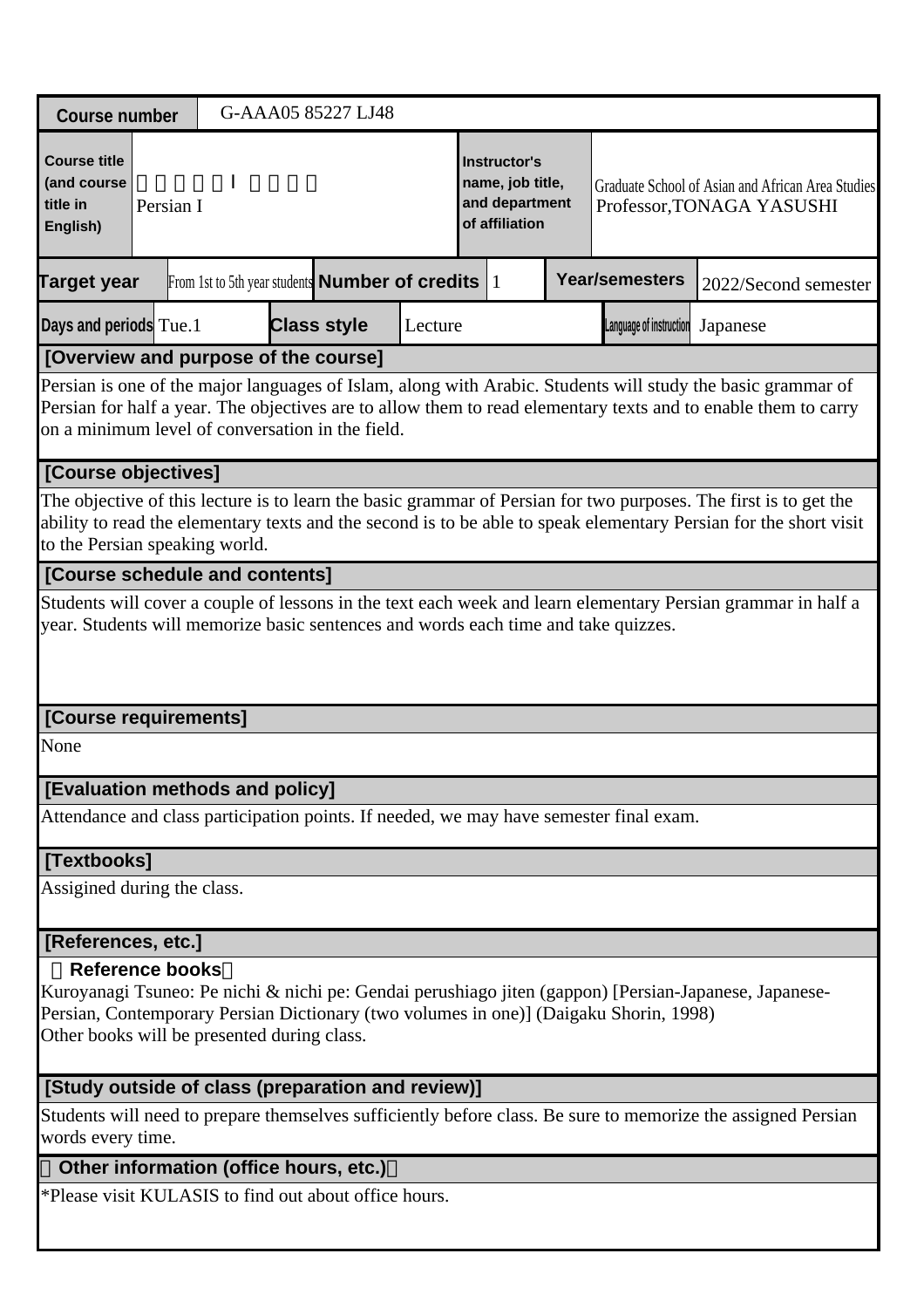| Course number | G-AAA05 85227 LJ48 | | | | | | |
|---|---|---|---|---|---|---|---|
| Course title (and course title in English) | 　　　　　Ｉ　　　　<br>Persian I | | | Instructor's name, job title, and department of affiliation | Graduate School of Asian and African Area Studies<br>Professor,TONAGA YASUSHI | | |
| Target year | From 1st to 5th year students | Number of credits | 1 | Year/semesters | 2022/Second semester | | |
| Days and periods | Tue.1 | Class style | Lecture | Language of instruction | Japanese | | |

## [Overview and purpose of the course]

Persian is one of the major languages of Islam, along with Arabic. Students will study the basic grammar of Persian for half a year. The objectives are to allow them to read elementary texts and to enable them to carry on a minimum level of conversation in the field.

## [Course objectives]

The objective of this lecture is to learn the basic grammar of Persian for two purposes. The first is to get the ability to read the elementary texts and the second is to be able to speak elementary Persian for the short visit to the Persian speaking world.

## [Course schedule and contents]

Students will cover a couple of lessons in the text each week and learn elementary Persian grammar in half a year. Students will memorize basic sentences and words each time and take quizzes.

## [Course requirements]

None

## [Evaluation methods and policy]

Attendance and class participation points. If needed, we may have semester final exam.

## [Textbooks]

Assigined during the class.

## [References, etc.]

**Reference books**

Kuroyanagi Tsuneo: Pe nichi & nichi pe: Gendai perushiago jiten (gappon) [Persian-Japanese, Japanese-Persian, Contemporary Persian Dictionary (two volumes in one)] (Daigaku Shorin, 1998)
Other books will be presented during class.

## [Study outside of class (preparation and review)]

Students will need to prepare themselves sufficiently before class. Be sure to memorize the assigned Persian words every time.

## Other information (office hours, etc.)

*Please visit KULASIS to find out about office hours.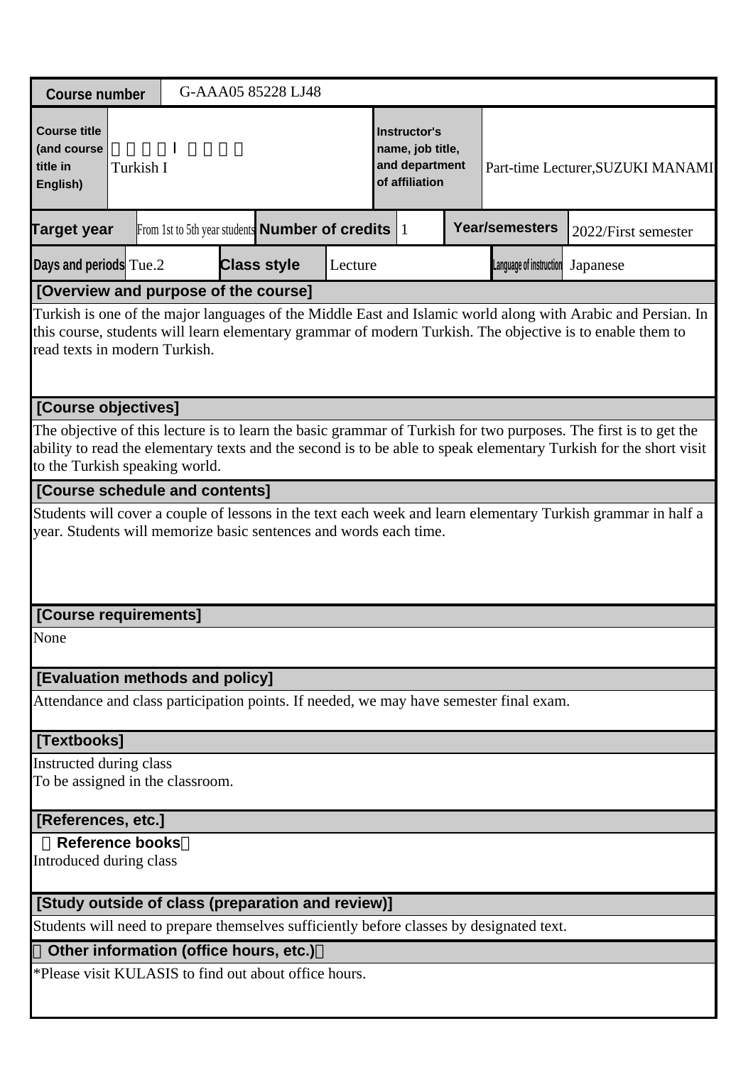| Course number | G-AAA05 85228 LJ48 | | | | |
|---|---|---|---|---|---|
| Course title (and course title in English) | 　　　　Ｉ　　　　<br>Turkish I | | Instructor's name, job title, and department of affiliation | Part-time Lecturer,SUZUKI MANAMI | |
| Target year | From 1st to 5th year students | Number of credits | 1 | Year/semesters | 2022/First semester |
| Days and periods | Tue.2 | Class style | Lecture | Language of instruction | Japanese |

**[Overview and purpose of the course]**

Turkish is one of the major languages of the Middle East and Islamic world along with Arabic and Persian. In this course, students will learn elementary grammar of modern Turkish. The objective is to enable them to read texts in modern Turkish.

**[Course objectives]**

The objective of this lecture is to learn the basic grammar of Turkish for two purposes. The first is to get the ability to read the elementary texts and the second is to be able to speak elementary Turkish for the short visit to the Turkish speaking world.

**[Course schedule and contents]**

Students will cover a couple of lessons in the text each week and learn elementary Turkish grammar in half a year. Students will memorize basic sentences and words each time.

**[Course requirements]**

None

**[Evaluation methods and policy]**

Attendance and class participation points. If needed, we may have semester final exam.

**[Textbooks]**

Instructed during class
To be assigned in the classroom.

**[References, etc.]**

**Reference books**

Introduced during class

**[Study outside of class (preparation and review)]**

Students will need to prepare themselves sufficiently before classes by designated text.

**Other information (office hours, etc.)**

*Please visit KULASIS to find out about office hours.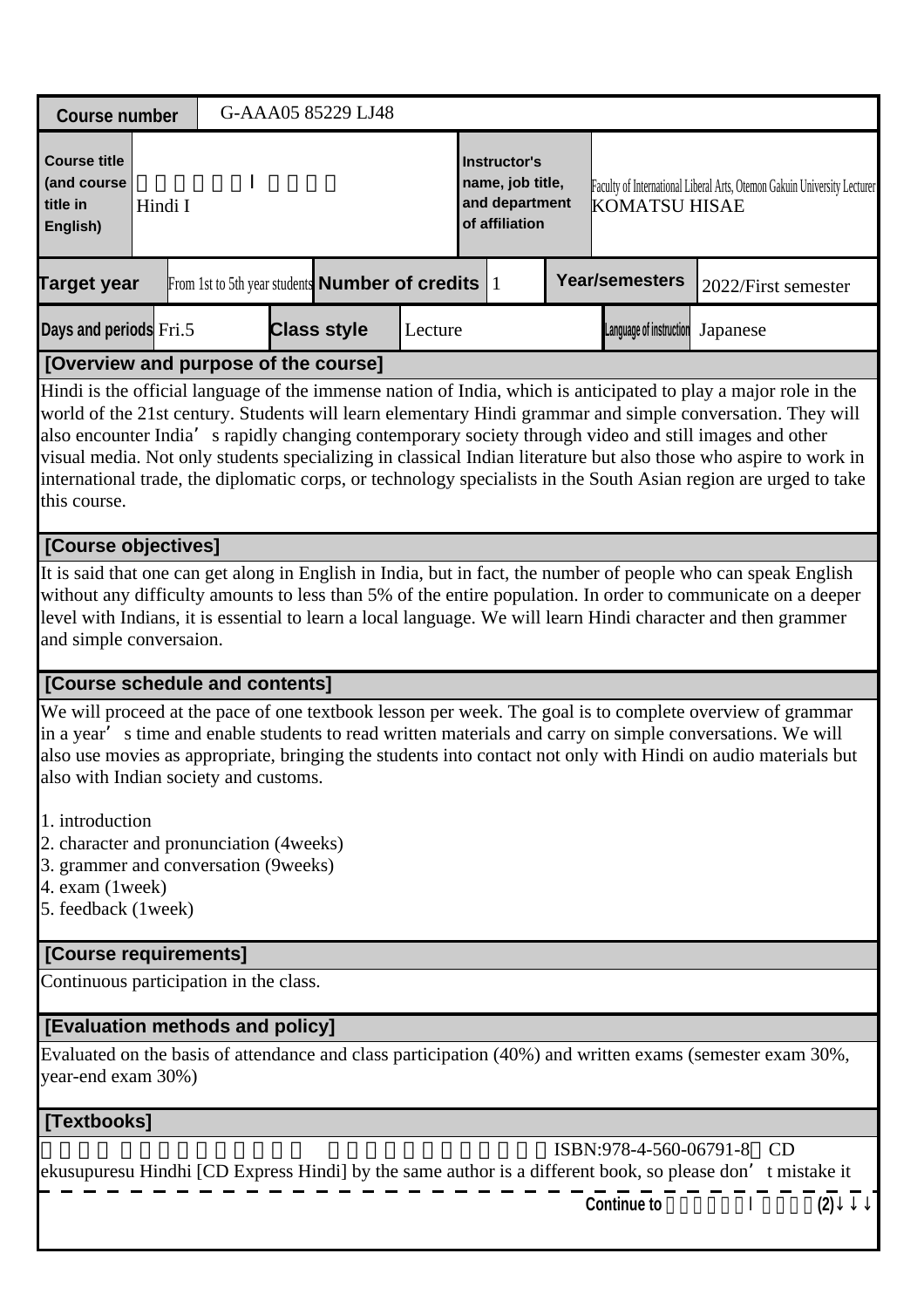| Course number | G-AAA05 85229 LJ48 | | | | | |
|---|---|---|---|---|---|---|
| Course title (and course title in English) | 　　　　　Ⅰ　　　　<br>Hindi I | | Instructor's name, job title, and department of affiliation | | Faculty of International Liberal Arts, Otemon Gakuin University Lecturer<br>KOMATSU HISAE | |
| Target year | From 1st to 5th year students | Number of credits | 1 | Year/semesters | 2022/First semester | |
| Days and periods | Fri.5 | Class style | Lecture | Language of instruction | Japanese | |

**[Overview and purpose of the course]**

Hindi is the official language of the immense nation of India, which is anticipated to play a major role in the world of the 21st century. Students will learn elementary Hindi grammar and simple conversation. They will also encounter India's rapidly changing contemporary society through video and still images and other visual media. Not only students specializing in classical Indian literature but also those who aspire to work in international trade, the diplomatic corps, or technology specialists in the South Asian region are urged to take this course.

**[Course objectives]**

It is said that one can get along in English in India, but in fact, the number of people who can speak English without any difficulty amounts to less than 5% of the entire population. In order to communicate on a deeper level with Indians, it is essential to learn a local language. We will learn Hindi character and then grammer and simple conversaion.

**[Course schedule and contents]**

We will proceed at the pace of one textbook lesson per week. The goal is to complete overview of grammar in a year's time and enable students to read written materials and carry on simple conversations. We will also use movies as appropriate, bringing the students into contact not only with Hindi on audio materials but also with Indian society and customs.

1. introduction
2. character and pronunciation (4weeks)
3. grammer and conversation (9weeks)
4. exam (1week)
5. feedback (1week)

**[Course requirements]**

Continuous participation in the class.

**[Evaluation methods and policy]**

Evaluated on the basis of attendance and class participation (40%) and written exams (semester exam 30%, year-end exam 30%)

**[Textbooks]**

ISBN:978-4-560-06791-8 CD ekusupuresu Hindhi [CD Express Hindi] by the same author is a different book, so please don't mistake it

Continue to 　　　　　Ⅰ　　　　(2)↓↓↓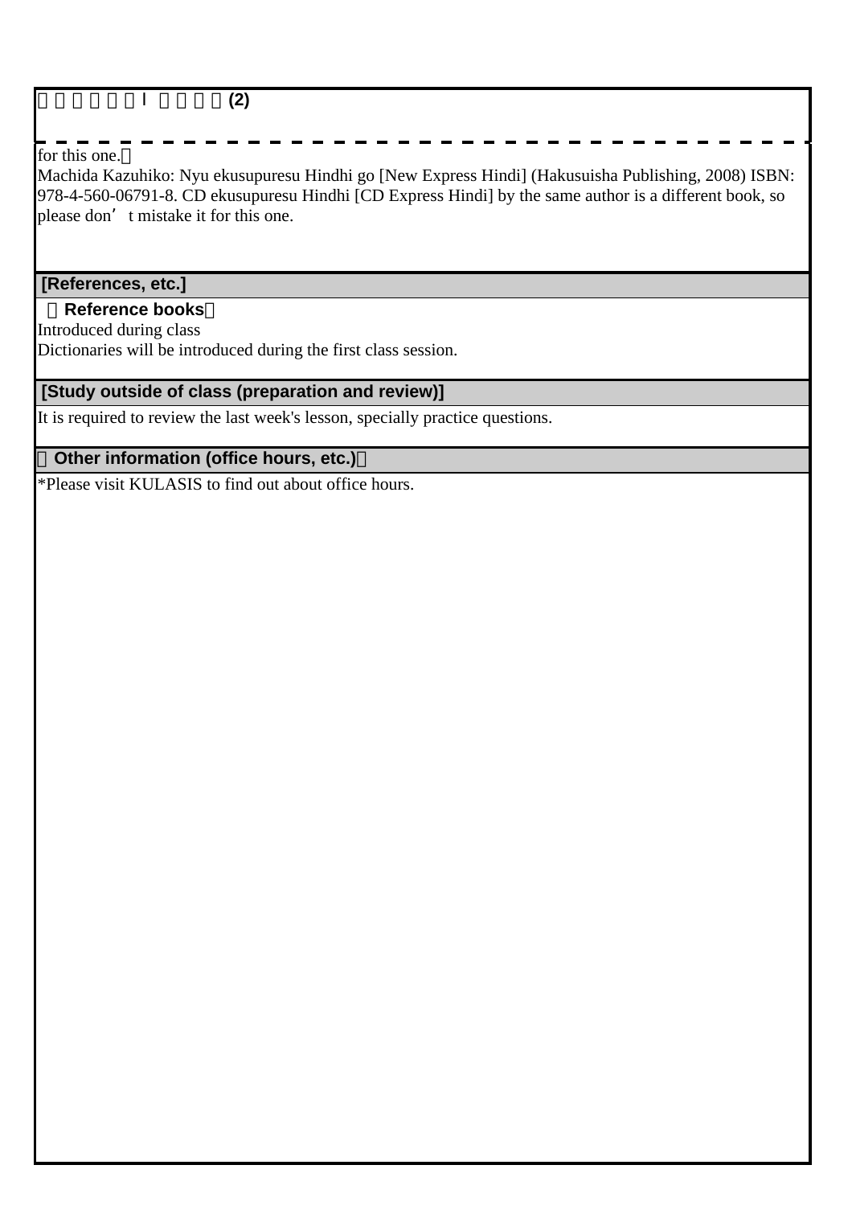□□□□□□I □□□□(2)

for this one.）
Machida Kazuhiko: Nyu ekusupuresu Hindhi go [New Express Hindi] (Hakusuisha Publishing, 2008) ISBN: 978-4-560-06791-8. CD ekusupuresu Hindhi [CD Express Hindi] by the same author is a different book, so please don’t mistake it for this one.

## [References, etc.]

**（Reference books）**

Introduced during class
Dictionaries will be introduced during the first class session.

## [Study outside of class (preparation and review)]

It is required to review the last week's lesson, specially practice questions.

## （Other information (office hours, etc.)）

*Please visit KULASIS to find out about office hours.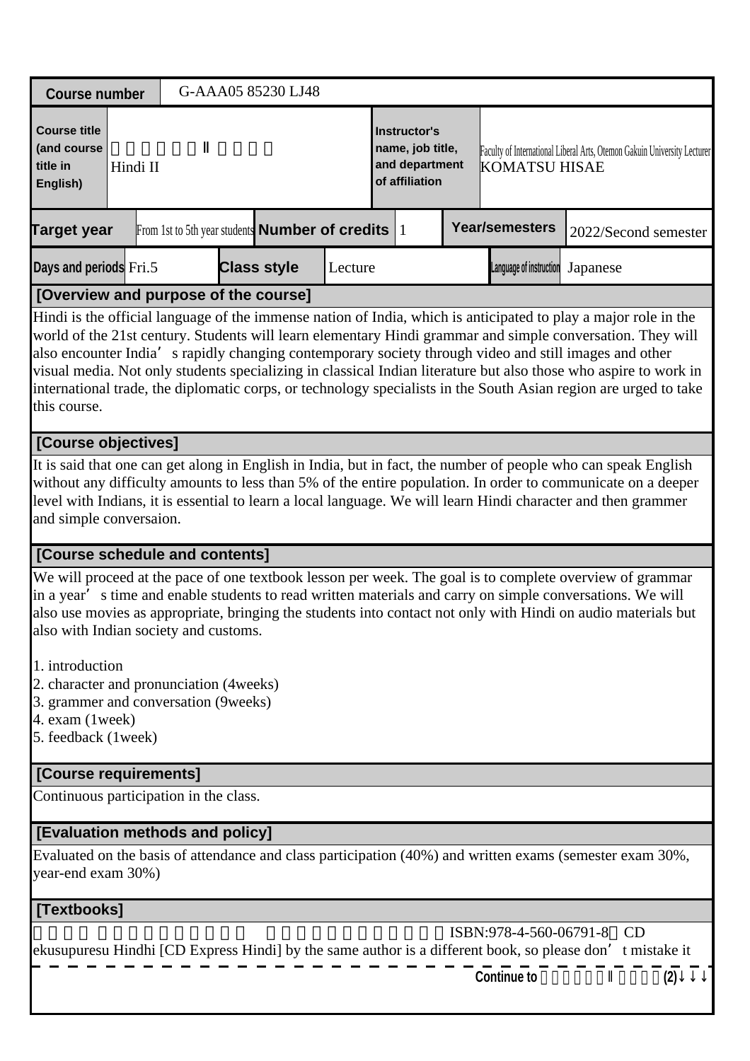| Course number | G-AAA05 85230 LJ48 | | | | | |
|---|---|---|---|---|---|---|
| Course title (and course title in English) | Ⅱ<br>Hindi II | | Instructor's name, job title, and department of affiliation | Faculty of International Liberal Arts, Otemon Gakuin University Lecturer<br>KOMATSU HISAE | | |
| Target year | From 1st to 5th year students | Number of credits | 1 | Year/semesters | 2022/Second semester | |
| Days and periods | Fri.5 | Class style | Lecture | Language of instruction | Japanese | |

## [Overview and purpose of the course]

Hindi is the official language of the immense nation of India, which is anticipated to play a major role in the world of the 21st century. Students will learn elementary Hindi grammar and simple conversation. They will also encounter India's rapidly changing contemporary society through video and still images and other visual media. Not only students specializing in classical Indian literature but also those who aspire to work in international trade, the diplomatic corps, or technology specialists in the South Asian region are urged to take this course.

## [Course objectives]

It is said that one can get along in English in India, but in fact, the number of people who can speak English without any difficulty amounts to less than 5% of the entire population. In order to communicate on a deeper level with Indians, it is essential to learn a local language. We will learn Hindi character and then grammer and simple conversaion.

## [Course schedule and contents]

We will proceed at the pace of one textbook lesson per week. The goal is to complete overview of grammar in a year's time and enable students to read written materials and carry on simple conversations. We will also use movies as appropriate, bringing the students into contact not only with Hindi on audio materials but also with Indian society and customs.

1. introduction
2. character and pronunciation (4weeks)
3. grammer and conversation (9weeks)
4. exam (1week)
5. feedback (1week)

## [Course requirements]

Continuous participation in the class.

## [Evaluation methods and policy]

Evaluated on the basis of attendance and class participation (40%) and written exams (semester exam 30%, year-end exam 30%)

## [Textbooks]

ISBN:978-4-560-06791-8 CD
ekusupuresu Hindhi [CD Express Hindi] by the same author is a different book, so please don't mistake it

Continue to Ⅱ (2)↓↓↓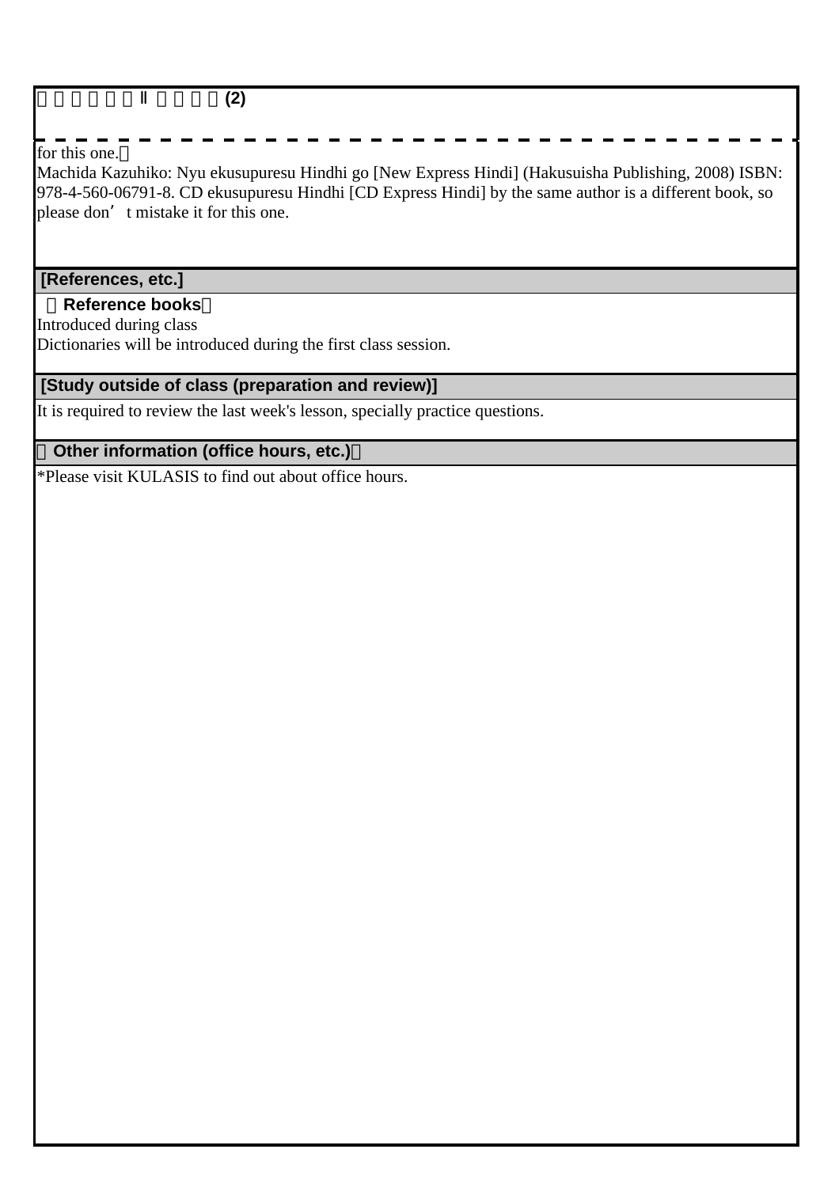□□□□□□Ⅱ□□□□(2)

for this one.）
Machida Kazuhiko: Nyu ekusupuresu Hindhi go [New Express Hindi] (Hakusuisha Publishing, 2008) ISBN: 978-4-560-06791-8. CD ekusupuresu Hindhi [CD Express Hindi] by the same author is a different book, so please don’ t mistake it for this one.

## [References, etc.]

**（Reference books）**

Introduced during class
Dictionaries will be introduced during the first class session.

## [Study outside of class (preparation and review)]

It is required to review the last week's lesson, specially practice questions.

## （Other information (office hours, etc.)）

*Please visit KULASIS to find out about office hours.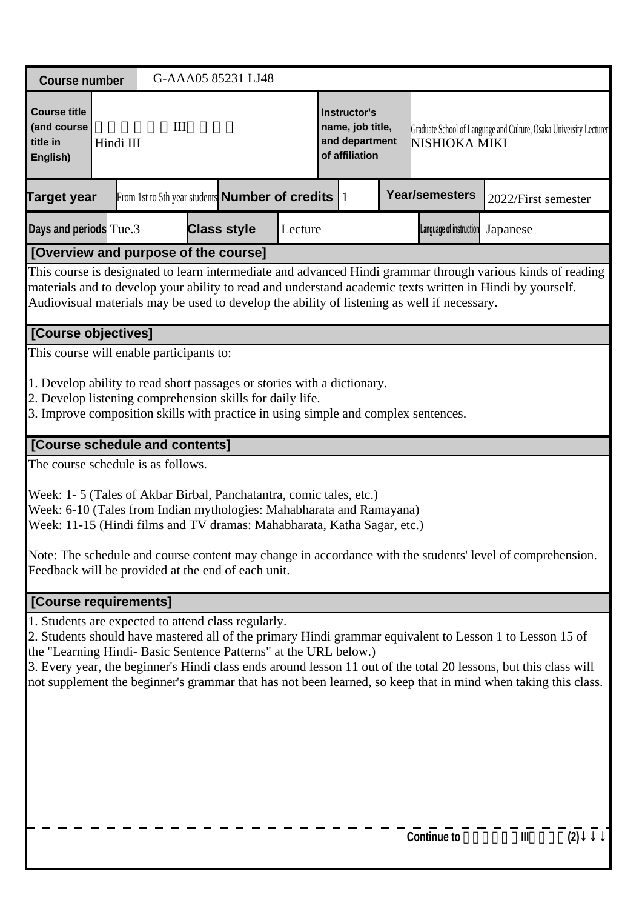| Course number | G-AAA05 85231 LJ48 | | | | |
|---|---|---|---|---|---|
| Course title (and course title in English) | III<br>Hindi III | Instructor's name, job title, and department of affiliation | Graduate School of Language and Culture, Osaka University Lecturer<br>NISHIOKA MIKI | | |
| Target year | From 1st to 5th year students | Number of credits | 1 | Year/semesters | 2022/First semester |
| Days and periods | Tue.3 | Class style | Lecture | Language of instruction | Japanese |

**[Overview and purpose of the course]**

This course is designated to learn intermediate and advanced Hindi grammar through various kinds of reading materials and to develop your ability to read and understand academic texts written in Hindi by yourself. Audiovisual materials may be used to develop the ability of listening as well if necessary.

**[Course objectives]**

This course will enable participants to:

1. Develop ability to read short passages or stories with a dictionary.
2. Develop listening comprehension skills for daily life.
3. Improve composition skills with practice in using simple and complex sentences.

**[Course schedule and contents]**

The course schedule is as follows.

Week: 1- 5 (Tales of Akbar Birbal, Panchatantra, comic tales, etc.)
Week: 6-10 (Tales from Indian mythologies: Mahabharata and Ramayana)
Week: 11-15 (Hindi films and TV dramas: Mahabharata, Katha Sagar, etc.)

Note: The schedule and course content may change in accordance with the students' level of comprehension. Feedback will be provided at the end of each unit.

**[Course requirements]**

1. Students are expected to attend class regularly.
2. Students should have mastered all of the primary Hindi grammar equivalent to Lesson 1 to Lesson 15 of the "Learning Hindi- Basic Sentence Patterns" at the URL below.)
3. Every year, the beginner's Hindi class ends around lesson 11 out of the total 20 lessons, but this class will not supplement the beginner's grammar that has not been learned, so keep that in mind when taking this class.

Continue to III (2)↓↓↓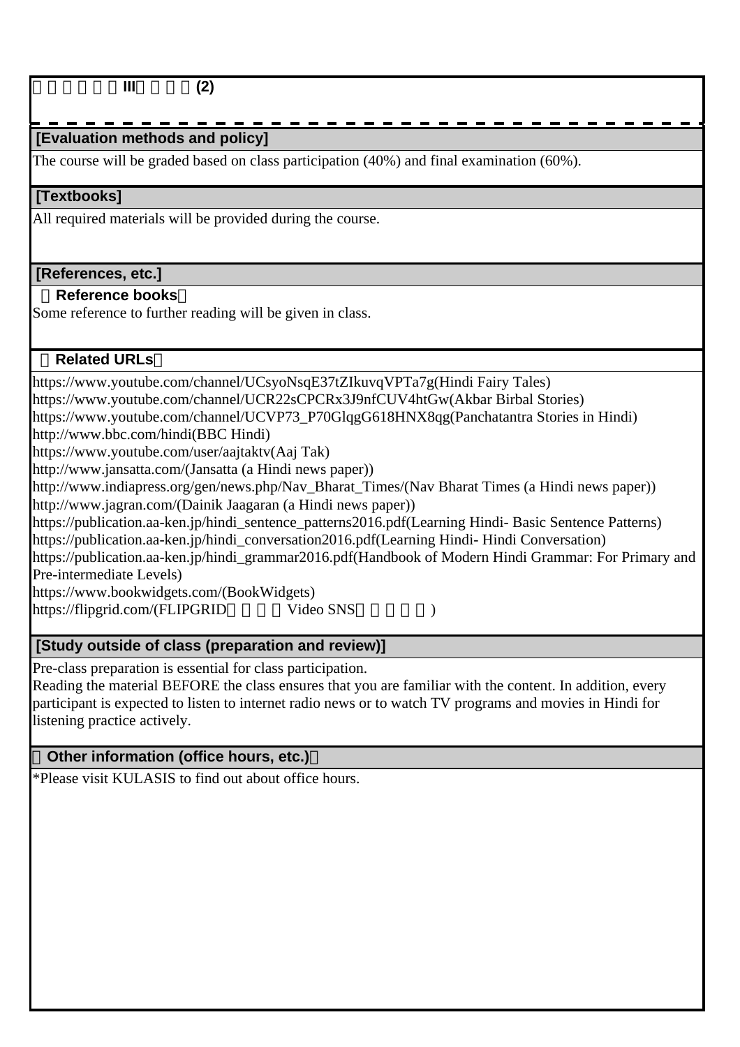□□□□□III□□□(2)

**[Evaluation methods and policy]**

The course will be graded based on class participation (40%) and final examination (60%).

**[Textbooks]**

All required materials will be provided during the course.

**[References, etc.]**

□**Reference books**□

Some reference to further reading will be given in class.

□**Related URLs**□

https://www.youtube.com/channel/UCsyoNsqE37tZIkuvqVPTa7g(Hindi Fairy Tales)
https://www.youtube.com/channel/UCR22sCPCRx3J9nfCUV4htGw(Akbar Birbal Stories)
https://www.youtube.com/channel/UCVP73_P70GlqgG618HNX8qg(Panchatantra Stories in Hindi)
http://www.bbc.com/hindi(BBC Hindi)
https://www.youtube.com/user/aajtaktv(Aaj Tak)
http://www.jansatta.com/(Jansatta (a Hindi news paper))
http://www.indiapress.org/gen/news.php/Nav_Bharat_Times/(Nav Bharat Times (a Hindi news paper))
http://www.jagran.com/(Dainik Jaagaran (a Hindi news paper))
https://publication.aa-ken.jp/hindi_sentence_patterns2016.pdf(Learning Hindi- Basic Sentence Patterns)
https://publication.aa-ken.jp/hindi_conversation2016.pdf(Learning Hindi- Hindi Conversation)
https://publication.aa-ken.jp/hindi_grammar2016.pdf(Handbook of Modern Hindi Grammar: For Primary and Pre-intermediate Levels)
https://www.bookwidgets.com/(BookWidgets)
https://flipgrid.com/(FLIPGRID□□□□Video SNS□□□□□)

**[Study outside of class (preparation and review)]**

Pre-class preparation is essential for class participation.
Reading the material BEFORE the class ensures that you are familiar with the content. In addition, every participant is expected to listen to internet radio news or to watch TV programs and movies in Hindi for listening practice actively.

□**Other information (office hours, etc.)**□

*Please visit KULASIS to find out about office hours.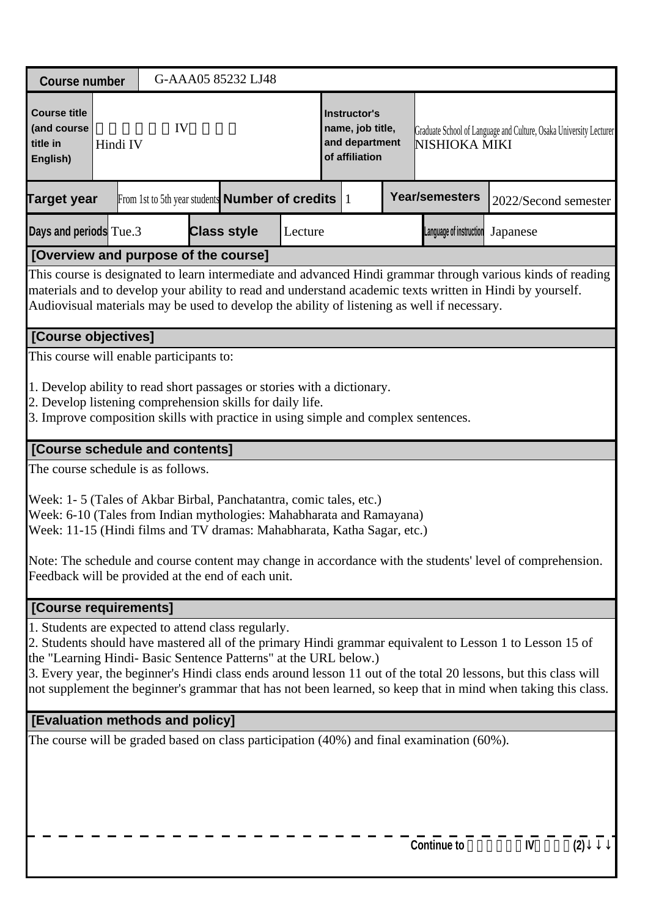| Course number | G-AAA05 85232 LJ48 | | | | |
|---|---|---|---|---|---|
| Course title (and course title in English) | 　　　　　IV　　　　<br>Hindi IV | | Instructor's name, job title, and department of affiliation | Graduate School of Language and Culture, Osaka University Lecturer<br>NISHIOKA MIKI | |
| Target year | From 1st to 5th year students | Number of credits | 1 | Year/semesters | 2022/Second semester |
| Days and periods | Tue.3 | Class style | Lecture | Language of instruction | Japanese |

## [Overview and purpose of the course]

This course is designated to learn intermediate and advanced Hindi grammar through various kinds of reading materials and to develop your ability to read and understand academic texts written in Hindi by yourself. Audiovisual materials may be used to develop the ability of listening as well if necessary.

## [Course objectives]

This course will enable participants to:

1. Develop ability to read short passages or stories with a dictionary.
2. Develop listening comprehension skills for daily life.
3. Improve composition skills with practice in using simple and complex sentences.

## [Course schedule and contents]

The course schedule is as follows.

Week: 1- 5 (Tales of Akbar Birbal, Panchatantra, comic tales, etc.)
Week: 6-10 (Tales from Indian mythologies: Mahabharata and Ramayana)
Week: 11-15 (Hindi films and TV dramas: Mahabharata, Katha Sagar, etc.)

Note: The schedule and course content may change in accordance with the students' level of comprehension. Feedback will be provided at the end of each unit.

## [Course requirements]

1. Students are expected to attend class regularly.
2. Students should have mastered all of the primary Hindi grammar equivalent to Lesson 1 to Lesson 15 of the "Learning Hindi- Basic Sentence Patterns" at the URL below.)
3. Every year, the beginner's Hindi class ends around lesson 11 out of the total 20 lessons, but this class will not supplement the beginner's grammar that has not been learned, so keep that in mind when taking this class.

## [Evaluation methods and policy]

The course will be graded based on class participation (40%) and final examination (60%).

Continue to 　　　　　IV　　　　(2)↓↓↓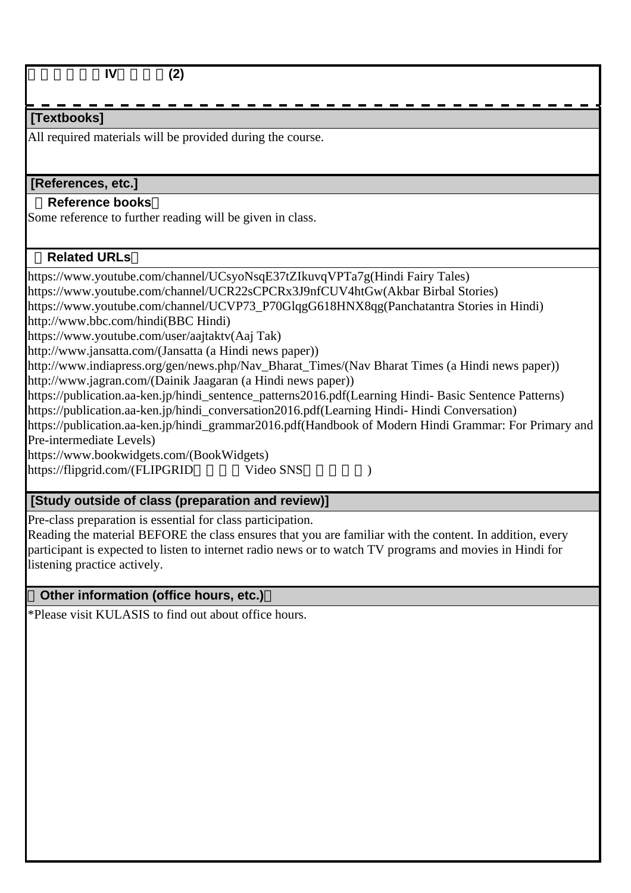IV (2)

## [Textbooks]

All required materials will be provided during the course.

## [References, etc.]

**Reference books**

Some reference to further reading will be given in class.

**Related URLs**

https://www.youtube.com/channel/UCsyoNsqE37tZIkuvqVPTa7g(Hindi Fairy Tales)
https://www.youtube.com/channel/UCR22sCPCRx3J9nfCUV4htGw(Akbar Birbal Stories)
https://www.youtube.com/channel/UCVP73_P70GlqgG618HNX8qg(Panchatantra Stories in Hindi)
http://www.bbc.com/hindi(BBC Hindi)
https://www.youtube.com/user/aajtaktv(Aaj Tak)
http://www.jansatta.com/(Jansatta (a Hindi news paper))
http://www.indiapress.org/gen/news.php/Nav_Bharat_Times/(Nav Bharat Times (a Hindi news paper))
http://www.jagran.com/(Dainik Jaagaran (a Hindi news paper))
https://publication.aa-ken.jp/hindi_sentence_patterns2016.pdf(Learning Hindi- Basic Sentence Patterns)
https://publication.aa-ken.jp/hindi_conversation2016.pdf(Learning Hindi- Hindi Conversation)
https://publication.aa-ken.jp/hindi_grammar2016.pdf(Handbook of Modern Hindi Grammar: For Primary and Pre-intermediate Levels)
https://www.bookwidgets.com/(BookWidgets)
https://flipgrid.com/(FLIPGRID Video SNS )

## [Study outside of class (preparation and review)]

Pre-class preparation is essential for class participation.
Reading the material BEFORE the class ensures that you are familiar with the content. In addition, every participant is expected to listen to internet radio news or to watch TV programs and movies in Hindi for listening practice actively.

## Other information (office hours, etc.)

*Please visit KULASIS to find out about office hours.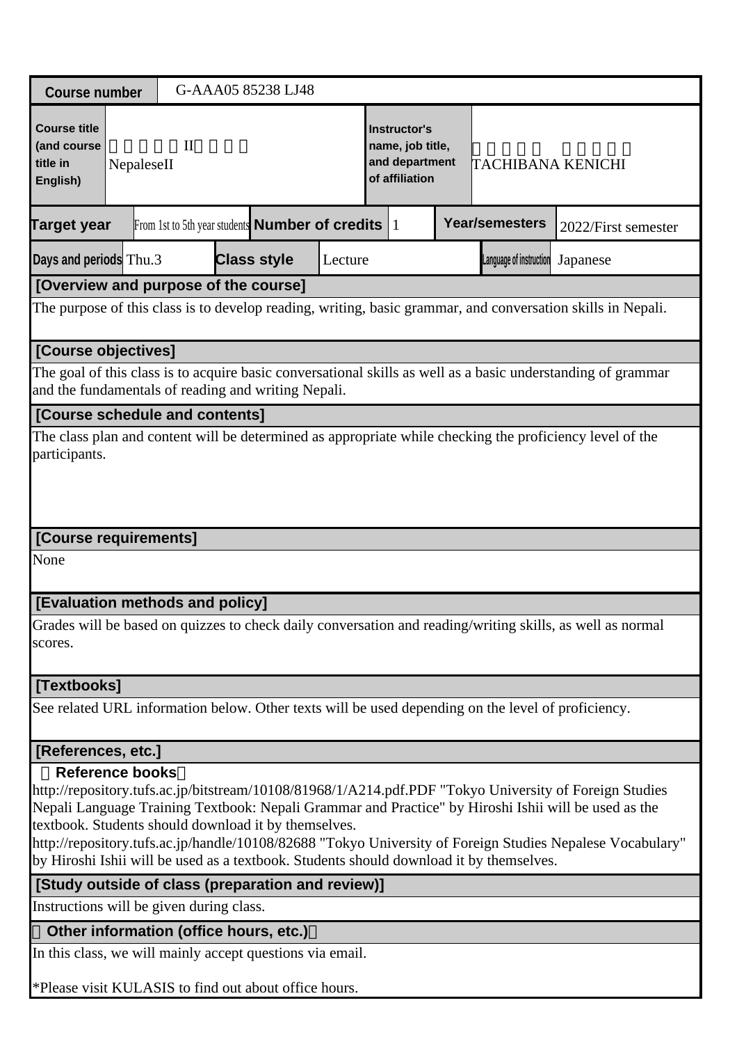| Course number | G-AAA05 85238 LJ48 | | | | | |
|---|---|---|---|---|---|---|
| Course title (and course title in English) | II<br>NepaleseII | | Instructor's name, job title, and department of affiliation | TACHIBANA KENICHI | | |
| Target year | From 1st to 5th year students | Number of credits | 1 | Year/semesters | 2022/First semester | |
| Days and periods | Thu.3 | Class style | Lecture | Language of instruction | Japanese | |

**[Overview and purpose of the course]**

The purpose of this class is to develop reading, writing, basic grammar, and conversation skills in Nepali.

**[Course objectives]**

The goal of this class is to acquire basic conversational skills as well as a basic understanding of grammar and the fundamentals of reading and writing Nepali.

**[Course schedule and contents]**

The class plan and content will be determined as appropriate while checking the proficiency level of the participants.

**[Course requirements]**

None

**[Evaluation methods and policy]**

Grades will be based on quizzes to check daily conversation and reading/writing skills, as well as normal scores.

**[Textbooks]**

See related URL information below. Other texts will be used depending on the level of proficiency.

**[References, etc.]**

**Reference books**

http://repository.tufs.ac.jp/bitstream/10108/81968/1/A214.pdf.PDF "Tokyo University of Foreign Studies Nepali Language Training Textbook: Nepali Grammar and Practice" by Hiroshi Ishii will be used as the textbook. Students should download it by themselves.
http://repository.tufs.ac.jp/handle/10108/82688 "Tokyo University of Foreign Studies Nepalese Vocabulary" by Hiroshi Ishii will be used as a textbook. Students should download it by themselves.

**[Study outside of class (preparation and review)]**

Instructions will be given during class.

**Other information (office hours, etc.)**

In this class, we will mainly accept questions via email.

*Please visit KULASIS to find out about office hours.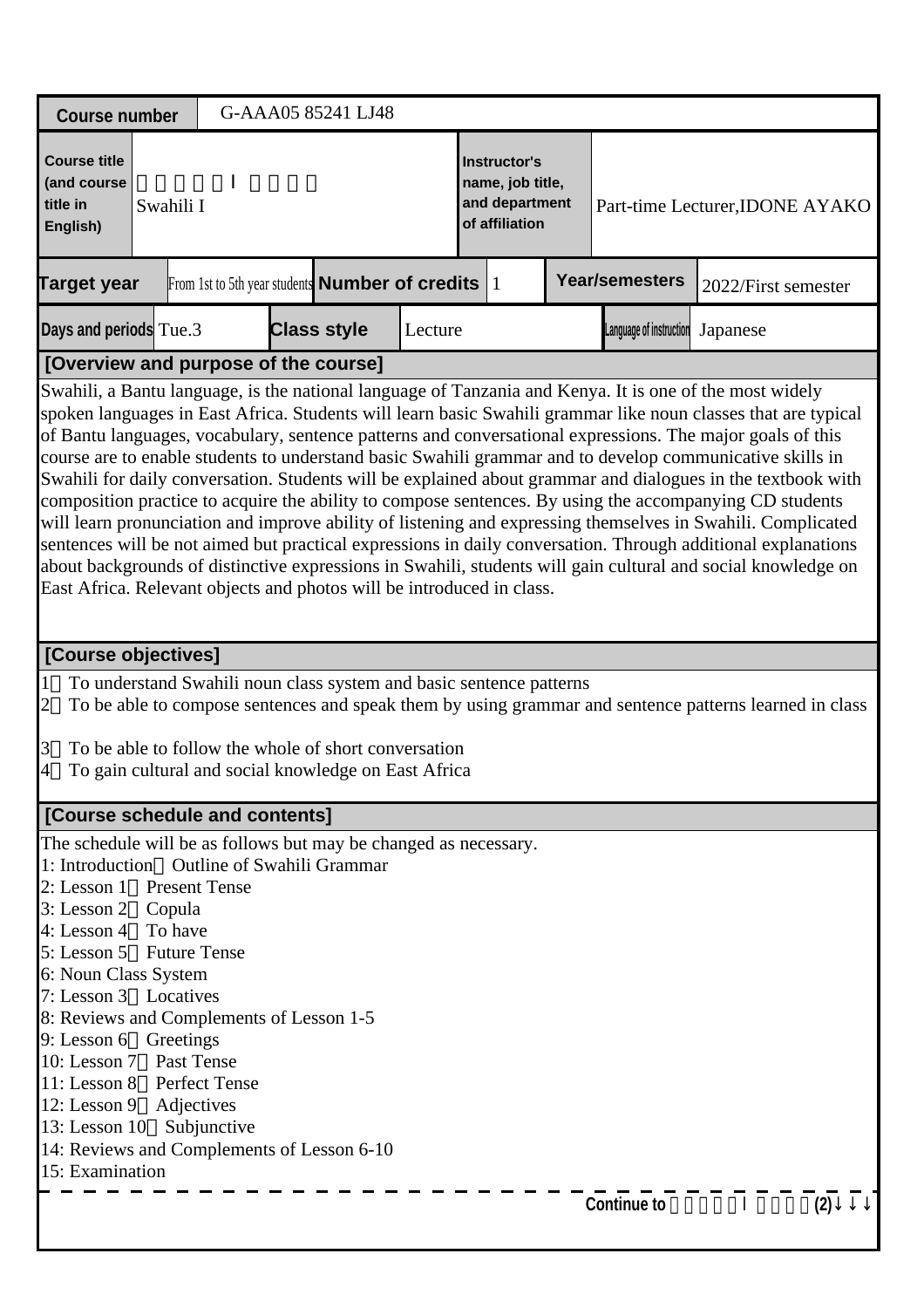| Course number | G-AAA05 85241 LJ48 | | | | | | |
|---|---|---|---|---|---|---|---|
| Course title (and course title in English) | 　　　　Ⅰ　　　　<br>Swahili I | | | Instructor's name, job title, and department of affiliation | Part-time Lecturer,IDONE AYAKO | | |
| Target year | From 1st to 5th year students | Number of credits | 1 | Year/semesters | 2022/First semester | | |
| Days and periods | Tue.3 | Class style | Lecture | Language of instruction | Japanese | | |

## [Overview and purpose of the course]

Swahili, a Bantu language, is the national language of Tanzania and Kenya. It is one of the most widely spoken languages in East Africa. Students will learn basic Swahili grammar like noun classes that are typical of Bantu languages, vocabulary, sentence patterns and conversational expressions. The major goals of this course are to enable students to understand basic Swahili grammar and to develop communicative skills in Swahili for daily conversation. Students will be explained about grammar and dialogues in the textbook with composition practice to acquire the ability to compose sentences. By using the accompanying CD students will learn pronunciation and improve ability of listening and expressing themselves in Swahili. Complicated sentences will be not aimed but practical expressions in daily conversation. Through additional explanations about backgrounds of distinctive expressions in Swahili, students will gain cultural and social knowledge on East Africa. Relevant objects and photos will be introduced in class.

## [Course objectives]

1　To understand Swahili noun class system and basic sentence patterns
2　To be able to compose sentences and speak them by using grammar and sentence patterns learned in class

3　To be able to follow the whole of short conversation
4　To gain cultural and social knowledge on East Africa

## [Course schedule and contents]

The schedule will be as follows but may be changed as necessary.
1: Introduction　Outline of Swahili Grammar
2: Lesson 1　Present Tense
3: Lesson 2　Copula
4: Lesson 4　To have
5: Lesson 5　Future Tense
6: Noun Class System
7: Lesson 3　Locatives
8: Reviews and Complements of Lesson 1-5
9: Lesson 6　Greetings
10: Lesson 7　Past Tense
11: Lesson 8　Perfect Tense
12: Lesson 9　Adjectives
13: Lesson 10　Subjunctive
14: Reviews and Complements of Lesson 6-10
15: Examination

Continue to 　　　　Ⅰ　　　　(2)↓↓↓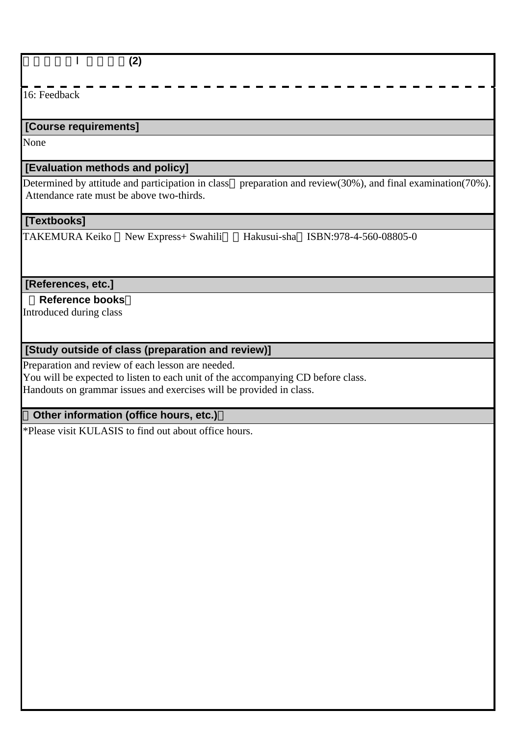□□□□□I □□□□(2)

16: Feedback

## [Course requirements]

None

## [Evaluation methods and policy]

Determined by attitude and participation in class□preparation and review(30%), and final examination(70%).
Attendance rate must be above two-thirds.

## [Textbooks]

TAKEMURA Keiko □New Express+ Swahili□□Hakusui-sha□ISBN:978-4-560-08805-0

## [References, etc.]

□**Reference books**□

Introduced during class

## [Study outside of class (preparation and review)]

Preparation and review of each lesson are needed.
You will be expected to listen to each unit of the accompanying CD before class.
Handouts on grammar issues and exercises will be provided in class.

## □Other information (office hours, etc.)□

*Please visit KULASIS to find out about office hours.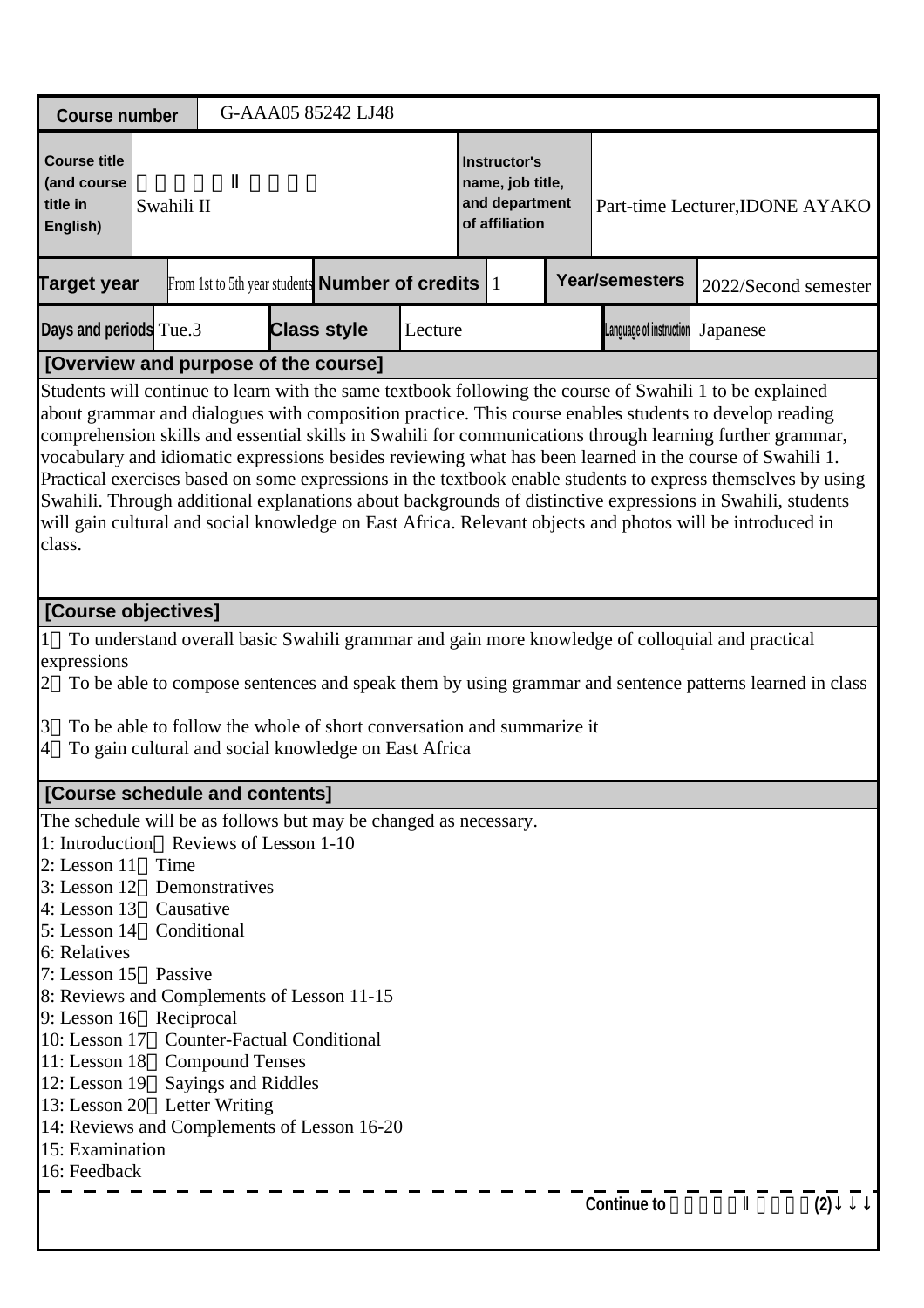| Course number | G-AAA05 85242 LJ48 | | |
|---|---|---|---|
| Course title (and course title in English) | Ⅱ<br>Swahili II | Instructor's name, job title, and department of affiliation | Part-time Lecturer,IDONE AYAKO |

| Target year | From 1st to 5th year students | Number of credits | 1 | Year/semesters | 2022/Second semester |
|---|---|---|---|---|---|
| Days and periods | Tue.3 | Class style | Lecture | Language of instruction | Japanese |

## [Overview and purpose of the course]

Students will continue to learn with the same textbook following the course of Swahili 1 to be explained about grammar and dialogues with composition practice. This course enables students to develop reading comprehension skills and essential skills in Swahili for communications through learning further grammar, vocabulary and idiomatic expressions besides reviewing what has been learned in the course of Swahili 1. Practical exercises based on some expressions in the textbook enable students to express themselves by using Swahili. Through additional explanations about backgrounds of distinctive expressions in Swahili, students will gain cultural and social knowledge on East Africa. Relevant objects and photos will be introduced in class.

## [Course objectives]

1 To understand overall basic Swahili grammar and gain more knowledge of colloquial and practical expressions
2 To be able to compose sentences and speak them by using grammar and sentence patterns learned in class

3 To be able to follow the whole of short conversation and summarize it
4 To gain cultural and social knowledge on East Africa

## [Course schedule and contents]

The schedule will be as follows but may be changed as necessary.
1: Introduction Reviews of Lesson 1-10
2: Lesson 11 Time
3: Lesson 12 Demonstratives
4: Lesson 13 Causative
5: Lesson 14 Conditional
6: Relatives
7: Lesson 15 Passive
8: Reviews and Complements of Lesson 11-15
9: Lesson 16 Reciprocal
10: Lesson 17 Counter-Factual Conditional
11: Lesson 18 Compound Tenses
12: Lesson 19 Sayings and Riddles
13: Lesson 20 Letter Writing
14: Reviews and Complements of Lesson 16-20
15: Examination
16: Feedback

Continue to Ⅱ (2)↓↓↓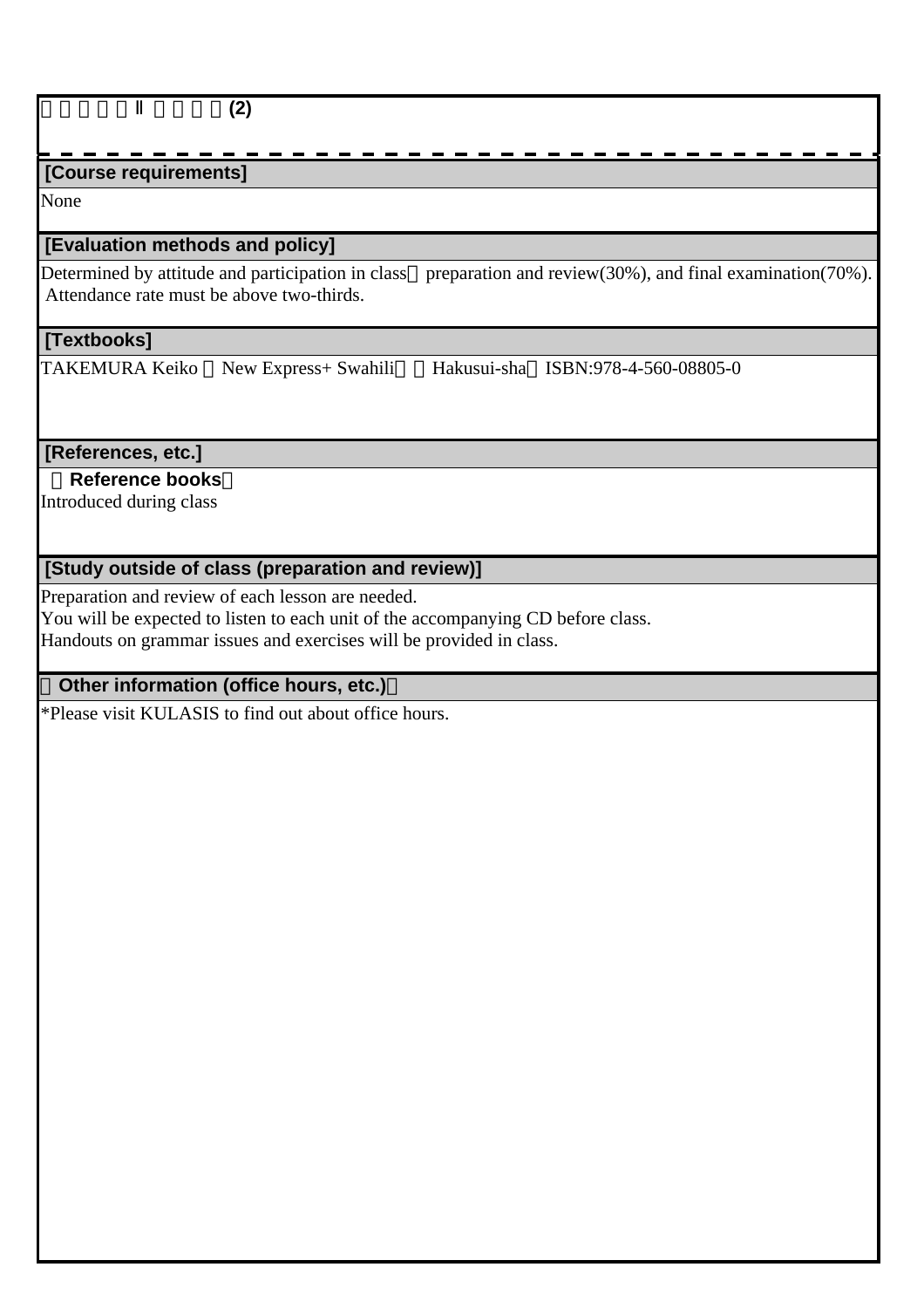□□□□□Ⅱ□□□□(2)

## [Course requirements]

None

## [Evaluation methods and policy]

Determined by attitude and participation in class□ preparation and review(30%), and final examination(70%).
Attendance rate must be above two-thirds.

## [Textbooks]

TAKEMURA Keiko □New Express+ Swahili□□Hakusui-sha□ISBN:978-4-560-08805-0

## [References, etc.]

□**Reference books**□

Introduced during class

## [Study outside of class (preparation and review)]

Preparation and review of each lesson are needed.
You will be expected to listen to each unit of the accompanying CD before class.
Handouts on grammar issues and exercises will be provided in class.

## □Other information (office hours, etc.)□

*Please visit KULASIS to find out about office hours.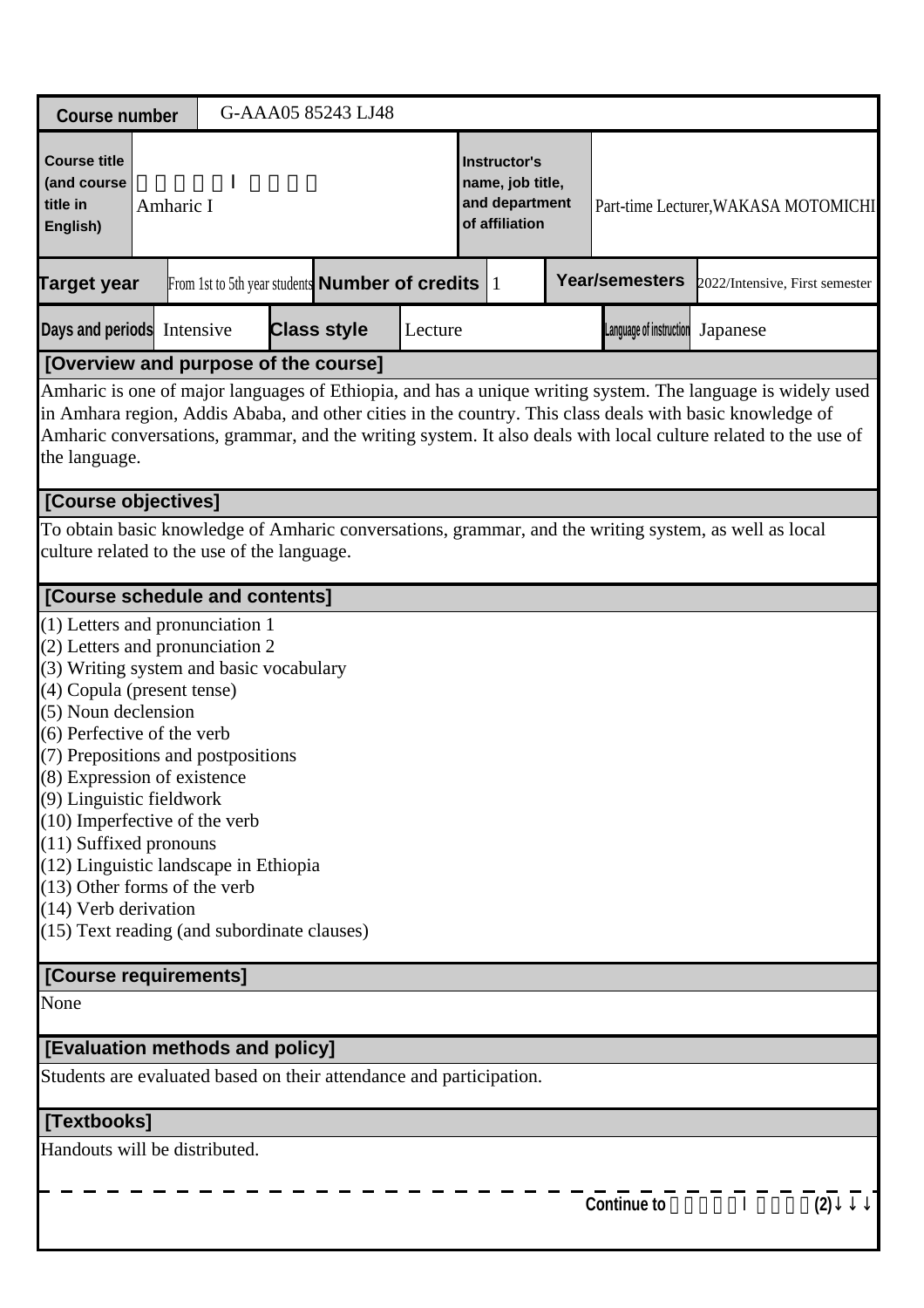| Course number | G-AAA05 85243 LJ48 | | | | |
|---|---|---|---|---|---|
| Course title (and course title in English) | Ｉ<br>Amharic I | | Instructor's name, job title, and department of affiliation | Part-time Lecturer,WAKASA MOTOMICHI | |
| Target year | From 1st to 5th year students | Number of credits | 1 | Year/semesters | 2022/Intensive, First semester |
| Days and periods | Intensive | Class style | Lecture | Language of instruction | Japanese |

## [Overview and purpose of the course]

Amharic is one of major languages of Ethiopia, and has a unique writing system. The language is widely used in Amhara region, Addis Ababa, and other cities in the country. This class deals with basic knowledge of Amharic conversations, grammar, and the writing system. It also deals with local culture related to the use of the language.

## [Course objectives]

To obtain basic knowledge of Amharic conversations, grammar, and the writing system, as well as local culture related to the use of the language.

## [Course schedule and contents]

(1) Letters and pronunciation 1
(2) Letters and pronunciation 2
(3) Writing system and basic vocabulary
(4) Copula (present tense)
(5) Noun declension
(6) Perfective of the verb
(7) Prepositions and postpositions
(8) Expression of existence
(9) Linguistic fieldwork
(10) Imperfective of the verb
(11) Suffixed pronouns
(12) Linguistic landscape in Ethiopia
(13) Other forms of the verb
(14) Verb derivation
(15) Text reading (and subordinate clauses)

## [Course requirements]

None

## [Evaluation methods and policy]

Students are evaluated based on their attendance and participation.

## [Textbooks]

Handouts will be distributed.

Continue to Ｉ (2)↓↓↓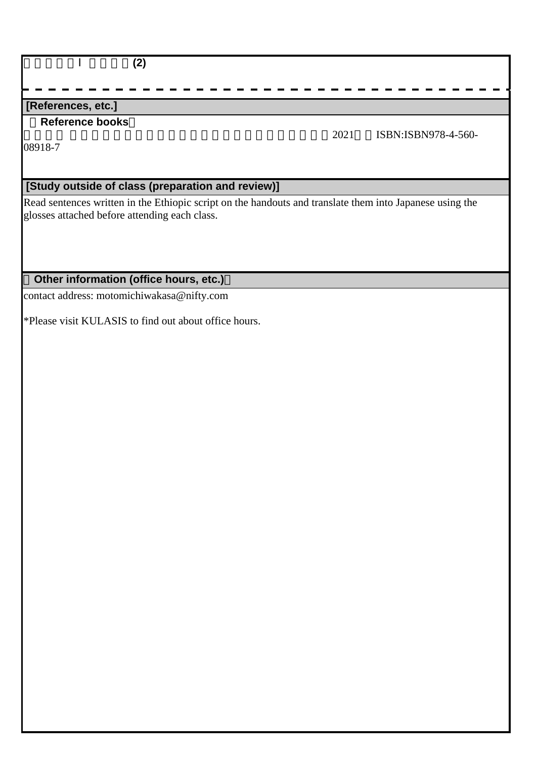□□□□□Ⅰ□□□□(2)

## [References, etc.]

**（Reference books）**

□□□□ □□□□□□□□□□□□□□□□□□□□□□□□□□□□□□□□□□ 2021□ □ISBN:ISBN978-4-560-08918-7

## [Study outside of class (preparation and review)]

Read sentences written in the Ethiopic script on the handouts and translate them into Japanese using the glosses attached before attending each class.

## （Other information (office hours, etc.)）

contact address: motomichiwakasa@nifty.com

*Please visit KULASIS to find out about office hours.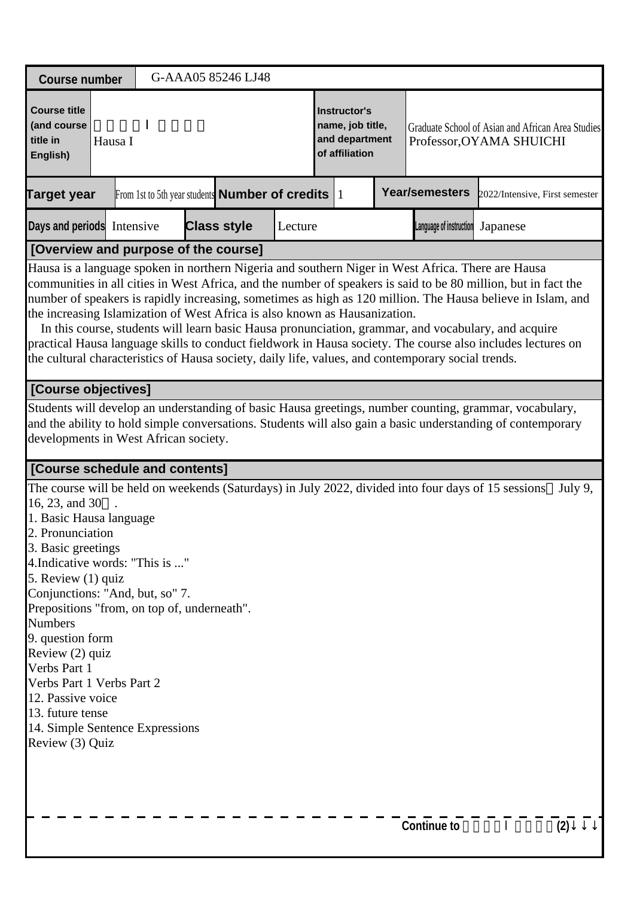| Course number | G-AAA05 85246 LJ48 | | |
|---|---|---|---|
| Course title (and course title in English) | ハウサ語Ｉ（初級）<br>Hausa I | Instructor's name, job title, and department of affiliation | Graduate School of Asian and African Area Studies<br>Professor,OYAMA SHUICHI |

| Target year | From 1st to 5th year students | Number of credits | 1 | Year/semesters | 2022/Intensive, First semester |
|---|---|---|---|---|---|
| Days and periods | Intensive | Class style | Lecture | Language of instruction | Japanese |

## [Overview and purpose of the course]

Hausa is a language spoken in northern Nigeria and southern Niger in West Africa. There are Hausa communities in all cities in West Africa, and the number of speakers is said to be 80 million, but in fact the number of speakers is rapidly increasing, sometimes as high as 120 million. The Hausa believe in Islam, and the increasing Islamization of West Africa is also known as Hausanization.

In this course, students will learn basic Hausa pronunciation, grammar, and vocabulary, and acquire practical Hausa language skills to conduct fieldwork in Hausa society. The course also includes lectures on the cultural characteristics of Hausa society, daily life, values, and contemporary social trends.

## [Course objectives]

Students will develop an understanding of basic Hausa greetings, number counting, grammar, vocabulary, and the ability to hold simple conversations. Students will also gain a basic understanding of contemporary developments in West African society.

## [Course schedule and contents]

The course will be held on weekends (Saturdays) in July 2022, divided into four days of 15 sessions（July 9, 16, 23, and 30）.

1. Basic Hausa language
2. Pronunciation
3. Basic greetings
4.Indicative words: "This is ..."
5. Review (1) quiz
Conjunctions: "And, but, so" 7.
Prepositions "from, on top of, underneath".
Numbers
9. question form
Review (2) quiz
Verbs Part 1
Verbs Part 1 Verbs Part 2
12. Passive voice
13. future tense
14. Simple Sentence Expressions
Review (3) Quiz

Continue to ハウサ語Ｉ（初級）(2)↓↓↓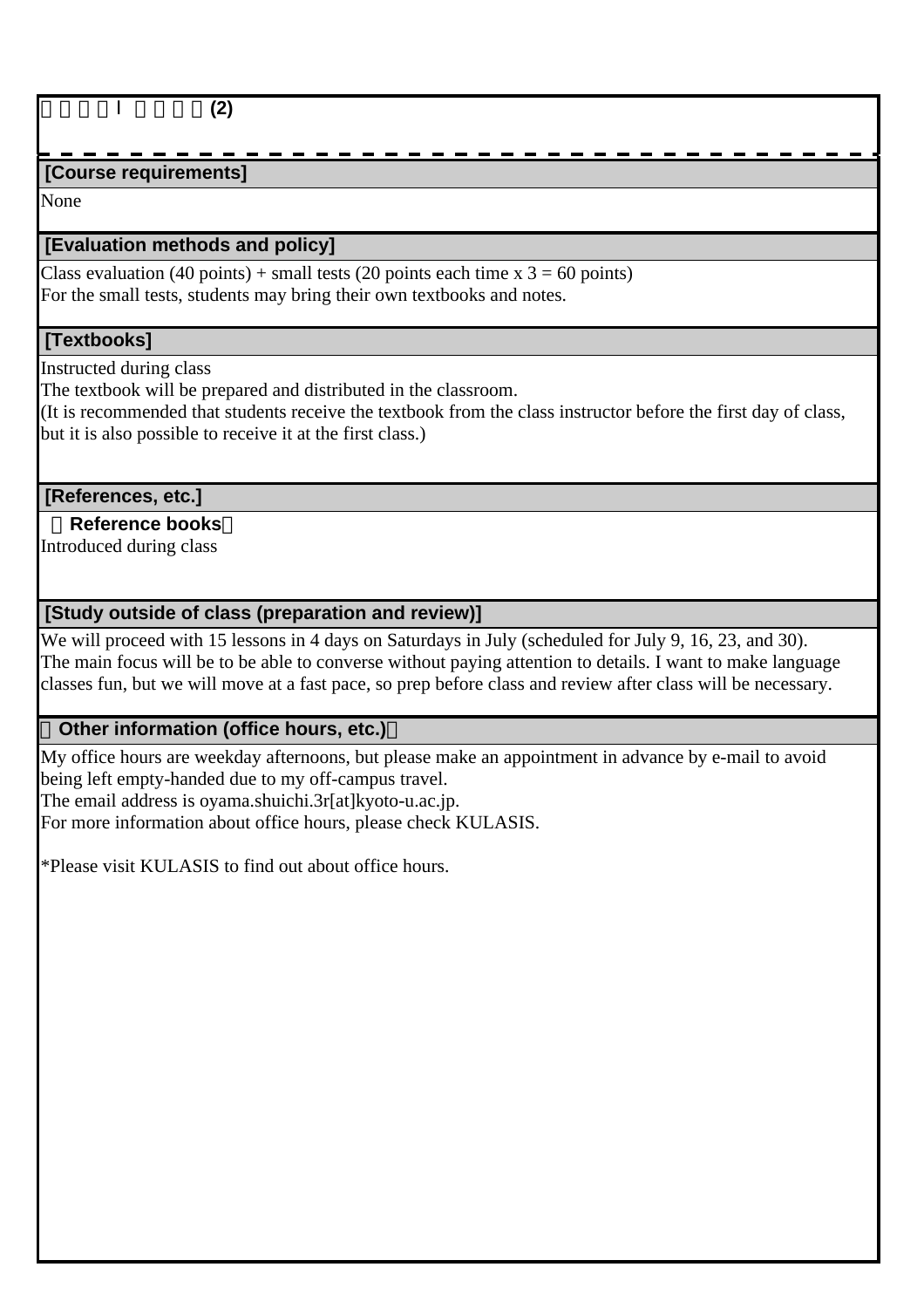□□□□I □□□□(2)

## [Course requirements]

None

## [Evaluation methods and policy]

Class evaluation (40 points) + small tests (20 points each time x 3 = 60 points)
For the small tests, students may bring their own textbooks and notes.

## [Textbooks]

Instructed during class
The textbook will be prepared and distributed in the classroom.
(It is recommended that students receive the textbook from the class instructor before the first day of class, but it is also possible to receive it at the first class.)

## [References, etc.]

**□Reference books□**

Introduced during class

## [Study outside of class (preparation and review)]

We will proceed with 15 lessons in 4 days on Saturdays in July (scheduled for July 9, 16, 23, and 30).
The main focus will be to be able to converse without paying attention to details. I want to make language classes fun, but we will move at a fast pace, so prep before class and review after class will be necessary.

## □Other information (office hours, etc.)□

My office hours are weekday afternoons, but please make an appointment in advance by e-mail to avoid being left empty-handed due to my off-campus travel.
The email address is oyama.shuichi.3r[at]kyoto-u.ac.jp.
For more information about office hours, please check KULASIS.

*Please visit KULASIS to find out about office hours.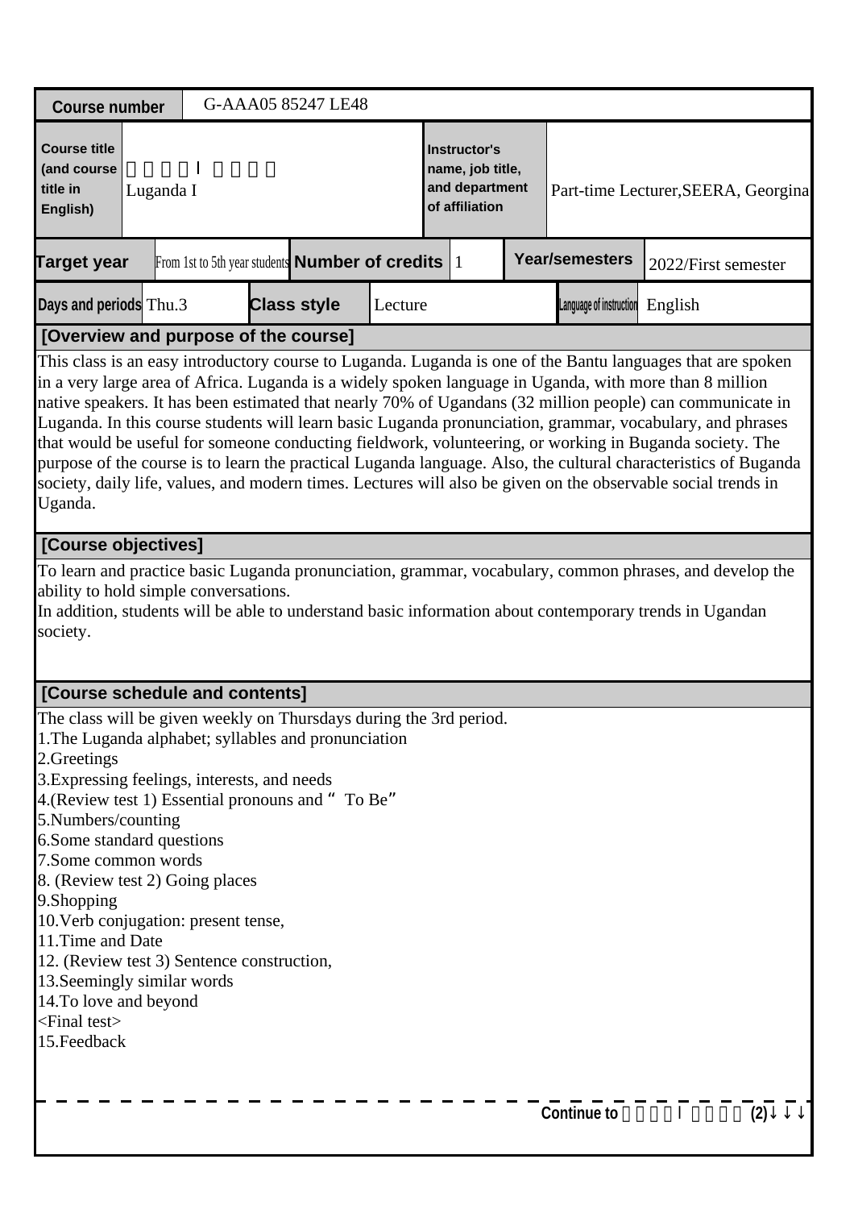| Course number | G-AAA05 85247 LE48 | | | | | | |
|---|---|---|---|---|---|---|---|
| Course title (and course title in English) | ガンダ語I<br>Luganda I | | | Instructor's name, job title, and department of affiliation | Part-time Lecturer,SEERA, Georgina | | |
| Target year | From 1st to 5th year students | Number of credits | 1 | Year/semesters | 2022/First semester | | |
| Days and periods | Thu.3 | Class style | Lecture | Language of instruction | English | | |

**[Overview and purpose of the course]**

This class is an easy introductory course to Luganda. Luganda is one of the Bantu languages that are spoken in a very large area of Africa. Luganda is a widely spoken language in Uganda, with more than 8 million native speakers. It has been estimated that nearly 70% of Ugandans (32 million people) can communicate in Luganda. In this course students will learn basic Luganda pronunciation, grammar, vocabulary, and phrases that would be useful for someone conducting fieldwork, volunteering, or working in Buganda society. The purpose of the course is to learn the practical Luganda language. Also, the cultural characteristics of Buganda society, daily life, values, and modern times. Lectures will also be given on the observable social trends in Uganda.

**[Course objectives]**

To learn and practice basic Luganda pronunciation, grammar, vocabulary, common phrases, and develop the ability to hold simple conversations.
In addition, students will be able to understand basic information about contemporary trends in Ugandan society.

**[Course schedule and contents]**

The class will be given weekly on Thursdays during the 3rd period.
1.The Luganda alphabet; syllables and pronunciation
2.Greetings
3.Expressing feelings, interests, and needs
4.(Review test 1) Essential pronouns and “ To Be”
5.Numbers/counting
6.Some standard questions
7.Some common words
8. (Review test 2) Going places
9.Shopping
10.Verb conjugation: present tense,
11.Time and Date
12. (Review test 3) Sentence construction,
13.Seemingly similar words
14.To love and beyond
<Final test>
15.Feedback

Continue to ガンダ語I(2)↓↓↓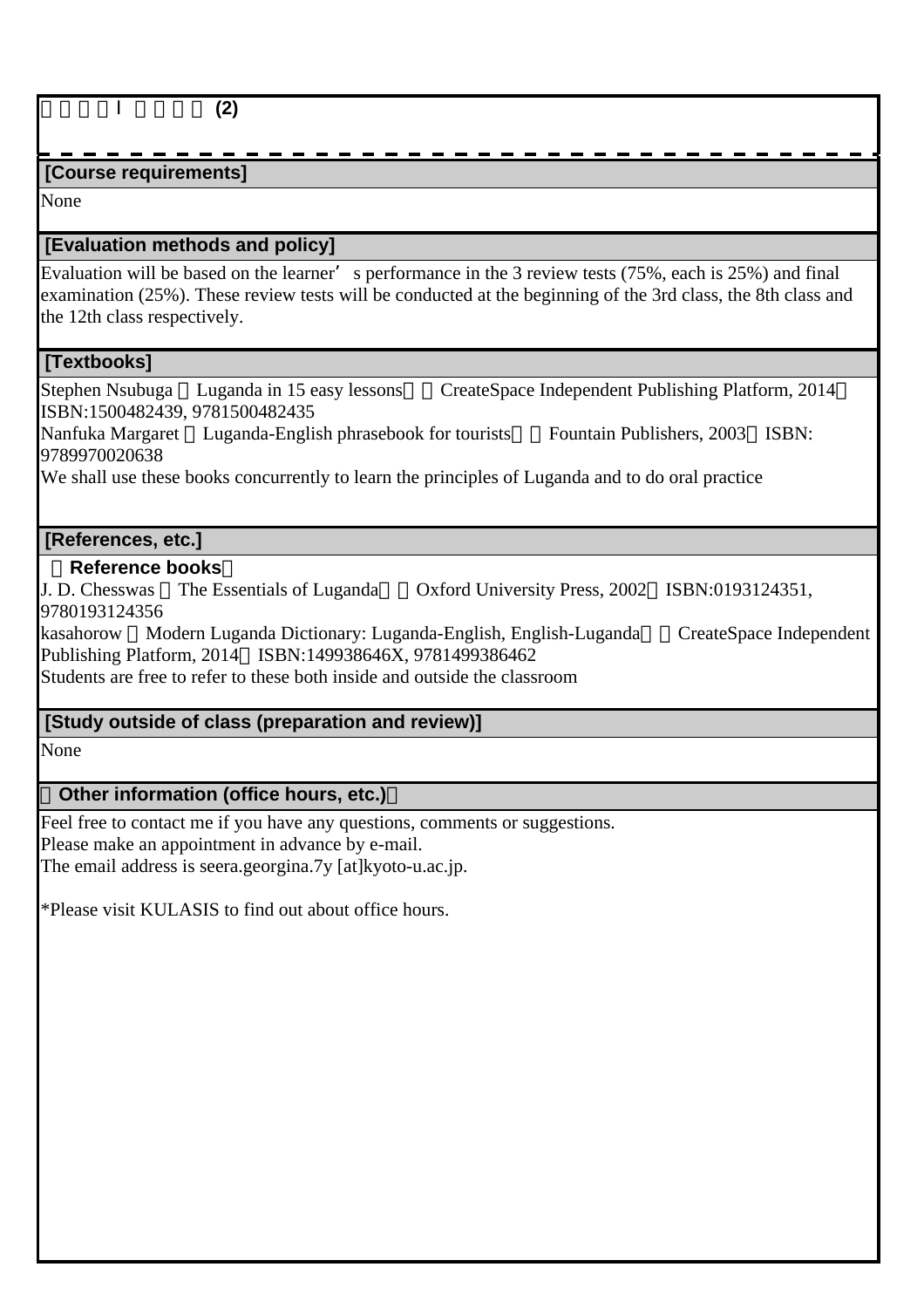□□□□I □□□□ (2)

**[Course requirements]**

None

**[Evaluation methods and policy]**

Evaluation will be based on the learner’s performance in the 3 review tests (75%, each is 25%) and final examination (25%). These review tests will be conducted at the beginning of the 3rd class, the 8th class and the 12th class respectively.

**[Textbooks]**

Stephen Nsubuga 『Luganda in 15 easy lessons』（CreateSpace Independent Publishing Platform, 2014）ISBN:1500482439, 9781500482435

Nanfuka Margaret 『Luganda-English phrasebook for tourists』（Fountain Publishers, 2003）ISBN: 9789970020638

We shall use these books concurrently to learn the principles of Luganda and to do oral practice

**[References, etc.]**

**（Reference books）**

J. D. Chesswas 『The Essentials of Luganda』（Oxford University Press, 2002）ISBN:0193124351, 9780193124356

kasahorow 『Modern Luganda Dictionary: Luganda-English, English-Luganda』（CreateSpace Independent Publishing Platform, 2014）ISBN:149938646X, 9781499386462

Students are free to refer to these both inside and outside the classroom

**[Study outside of class (preparation and review)]**

None

**［Other information (office hours, etc.)］**

Feel free to contact me if you have any questions, comments or suggestions.
Please make an appointment in advance by e-mail.
The email address is seera.georgina.7y [at]kyoto-u.ac.jp.

*Please visit KULASIS to find out about office hours.